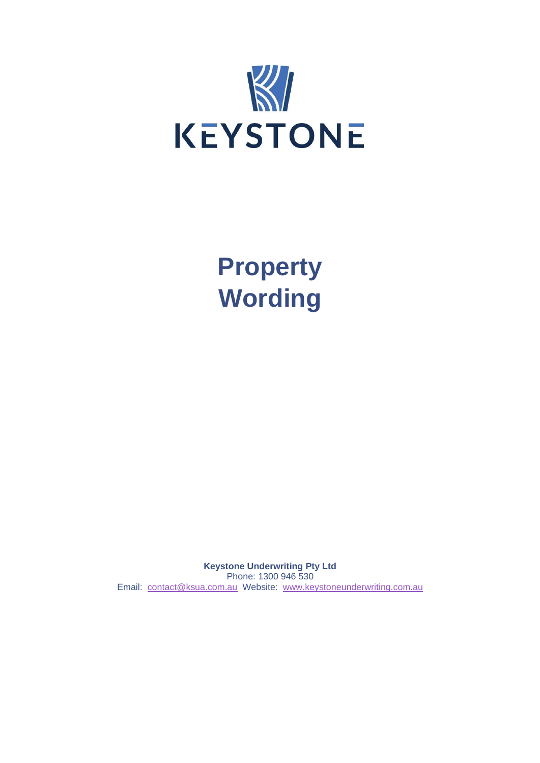KEYSTONE

# Property Wording

**Keystone Underwriting Pty Ltd**
Phone: 1300 946 530
Email: contact@ksua.com.au Website: www.keystoneunderwriting.com.au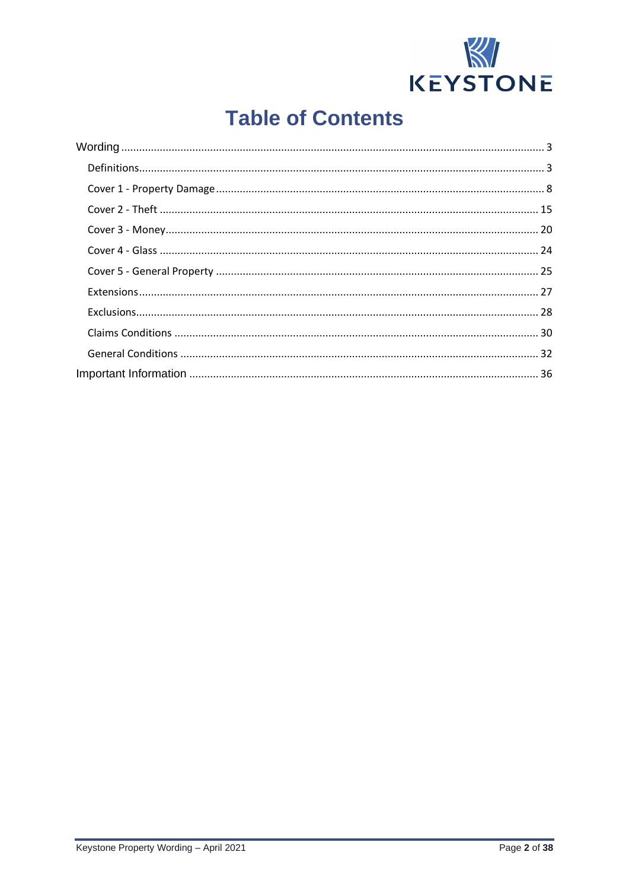# Table of Contents

- Wording ... 3
  - Definitions ... 3
  - Cover 1 - Property Damage ... 8
  - Cover 2 - Theft ... 15
  - Cover 3 - Money ... 20
  - Cover 4 - Glass ... 24
  - Cover 5 - General Property ... 25
  - Extensions ... 27
  - Exclusions ... 28
  - Claims Conditions ... 30
  - General Conditions ... 32
- Important Information ... 36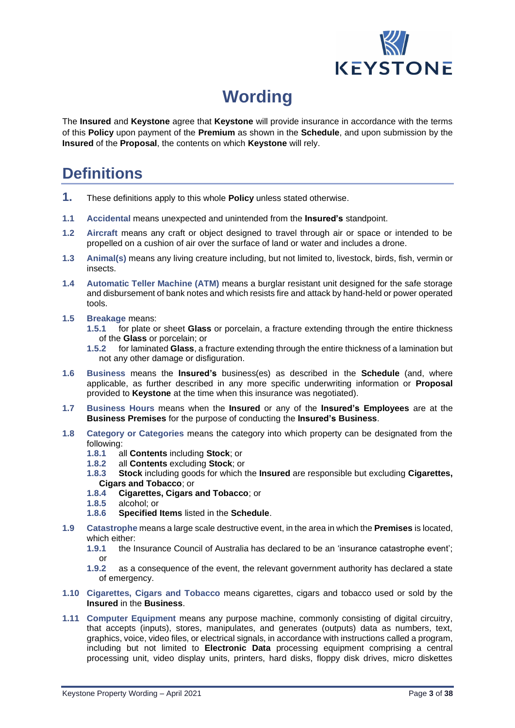# Wording

The **Insured** and **Keystone** agree that **Keystone** will provide insurance in accordance with the terms of this **Policy** upon payment of the **Premium** as shown in the **Schedule**, and upon submission by the **Insured** of the **Proposal**, the contents on which **Keystone** will rely.

# Definitions

**1.** These definitions apply to this whole **Policy** unless stated otherwise.

**1.1** **Accidental** means unexpected and unintended from the **Insured's** standpoint.

**1.2** **Aircraft** means any craft or object designed to travel through air or space or intended to be propelled on a cushion of air over the surface of land or water and includes a drone.

**1.3** **Animal(s)** means any living creature including, but not limited to, livestock, birds, fish, vermin or insects.

**1.4** **Automatic Teller Machine (ATM)** means a burglar resistant unit designed for the safe storage and disbursement of bank notes and which resists fire and attack by hand-held or power operated tools.

**1.5** **Breakage** means:

**1.5.1** for plate or sheet **Glass** or porcelain, a fracture extending through the entire thickness of the **Glass** or porcelain; or

**1.5.2** for laminated **Glass**, a fracture extending through the entire thickness of a lamination but not any other damage or disfiguration.

**1.6** **Business** means the **Insured's** business(es) as described in the **Schedule** (and, where applicable, as further described in any more specific underwriting information or **Proposal** provided to **Keystone** at the time when this insurance was negotiated).

**1.7** **Business Hours** means when the **Insured** or any of the **Insured's Employees** are at the **Business Premises** for the purpose of conducting the **Insured's Business**.

**1.8** **Category or Categories** means the category into which property can be designated from the following:

**1.8.1** all **Contents** including **Stock**; or

**1.8.2** all **Contents** excluding **Stock**; or

**1.8.3** **Stock** including goods for which the **Insured** are responsible but excluding **Cigarettes, Cigars and Tobacco**; or

**1.8.4** **Cigarettes, Cigars and Tobacco**; or

**1.8.5** alcohol; or

**1.8.6** **Specified Items** listed in the **Schedule**.

**1.9** **Catastrophe** means a large scale destructive event, in the area in which the **Premises** is located, which either:

**1.9.1** the Insurance Council of Australia has declared to be an 'insurance catastrophe event'; or

**1.9.2** as a consequence of the event, the relevant government authority has declared a state of emergency.

**1.10** **Cigarettes, Cigars and Tobacco** means cigarettes, cigars and tobacco used or sold by the **Insured** in the **Business**.

**1.11** **Computer Equipment** means any purpose machine, commonly consisting of digital circuitry, that accepts (inputs), stores, manipulates, and generates (outputs) data as numbers, text, graphics, voice, video files, or electrical signals, in accordance with instructions called a program, including but not limited to **Electronic Data** processing equipment comprising a central processing unit, video display units, printers, hard disks, floppy disk drives, micro diskettes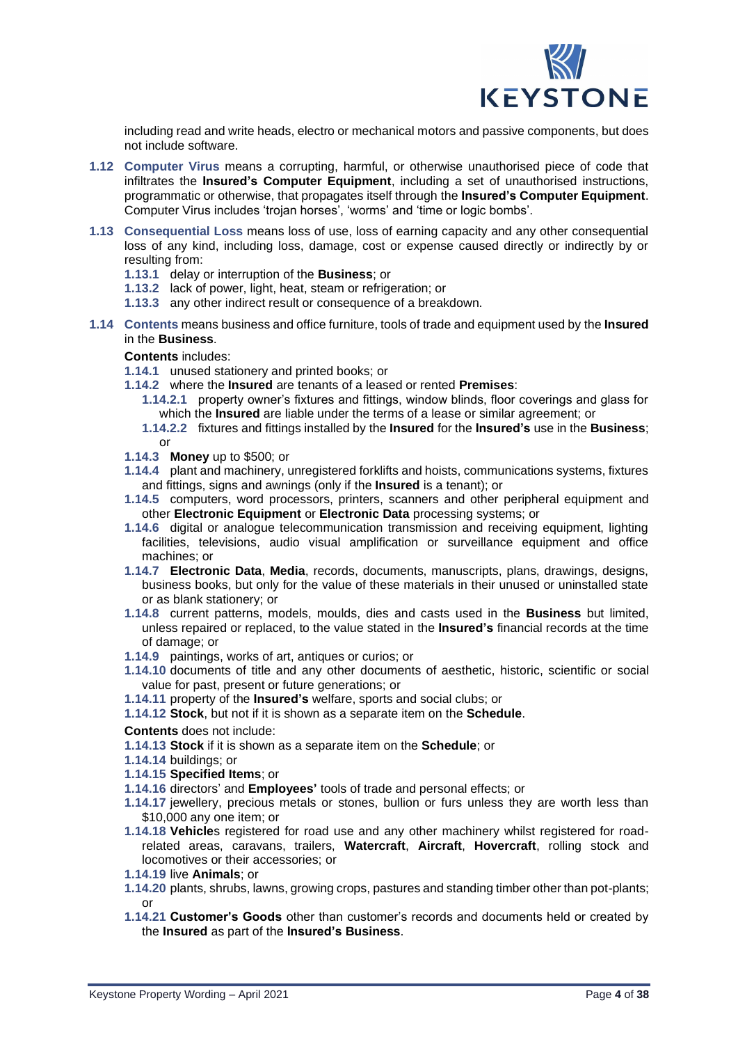including read and write heads, electro or mechanical motors and passive components, but does not include software.

**1.12 Computer Virus** means a corrupting, harmful, or otherwise unauthorised piece of code that infiltrates the **Insured's Computer Equipment**, including a set of unauthorised instructions, programmatic or otherwise, that propagates itself through the **Insured's Computer Equipment**. Computer Virus includes 'trojan horses', 'worms' and 'time or logic bombs'.

**1.13 Consequential Loss** means loss of use, loss of earning capacity and any other consequential loss of any kind, including loss, damage, cost or expense caused directly or indirectly by or resulting from:

- **1.13.1** delay or interruption of the **Business**; or
- **1.13.2** lack of power, light, heat, steam or refrigeration; or
- **1.13.3** any other indirect result or consequence of a breakdown.

**1.14 Contents** means business and office furniture, tools of trade and equipment used by the **Insured** in the **Business**.

**Contents** includes:

- **1.14.1** unused stationery and printed books; or
- **1.14.2** where the **Insured** are tenants of a leased or rented **Premises**:
  - **1.14.2.1** property owner's fixtures and fittings, window blinds, floor coverings and glass for which the **Insured** are liable under the terms of a lease or similar agreement; or
  - **1.14.2.2** fixtures and fittings installed by the **Insured** for the **Insured's** use in the **Business**; or
- **1.14.3** **Money** up to $500; or
- **1.14.4** plant and machinery, unregistered forklifts and hoists, communications systems, fixtures and fittings, signs and awnings (only if the **Insured** is a tenant); or
- **1.14.5** computers, word processors, printers, scanners and other peripheral equipment and other **Electronic Equipment** or **Electronic Data** processing systems; or
- **1.14.6** digital or analogue telecommunication transmission and receiving equipment, lighting facilities, televisions, audio visual amplification or surveillance equipment and office machines; or
- **1.14.7** **Electronic Data**, **Media**, records, documents, manuscripts, plans, drawings, designs, business books, but only for the value of these materials in their unused or uninstalled state or as blank stationery; or
- **1.14.8** current patterns, models, moulds, dies and casts used in the **Business** but limited, unless repaired or replaced, to the value stated in the **Insured's** financial records at the time of damage; or
- **1.14.9** paintings, works of art, antiques or curios; or
- **1.14.10** documents of title and any other documents of aesthetic, historic, scientific or social value for past, present or future generations; or
- **1.14.11** property of the **Insured's** welfare, sports and social clubs; or
- **1.14.12** **Stock**, but not if it is shown as a separate item on the **Schedule**.

**Contents** does not include:

- **1.14.13** **Stock** if it is shown as a separate item on the **Schedule**; or
- **1.14.14** buildings; or
- **1.14.15** **Specified Items**; or
- **1.14.16** directors' and **Employees'** tools of trade and personal effects; or
- **1.14.17** jewellery, precious metals or stones, bullion or furs unless they are worth less than $10,000 any one item; or
- **1.14.18** **Vehicle**s registered for road use and any other machinery whilst registered for road-related areas, caravans, trailers, **Watercraft**, **Aircraft**, **Hovercraft**, rolling stock and locomotives or their accessories; or
- **1.14.19** live **Animals**; or
- **1.14.20** plants, shrubs, lawns, growing crops, pastures and standing timber other than pot-plants; or
- **1.14.21** **Customer's Goods** other than customer's records and documents held or created by the **Insured** as part of the **Insured's Business**.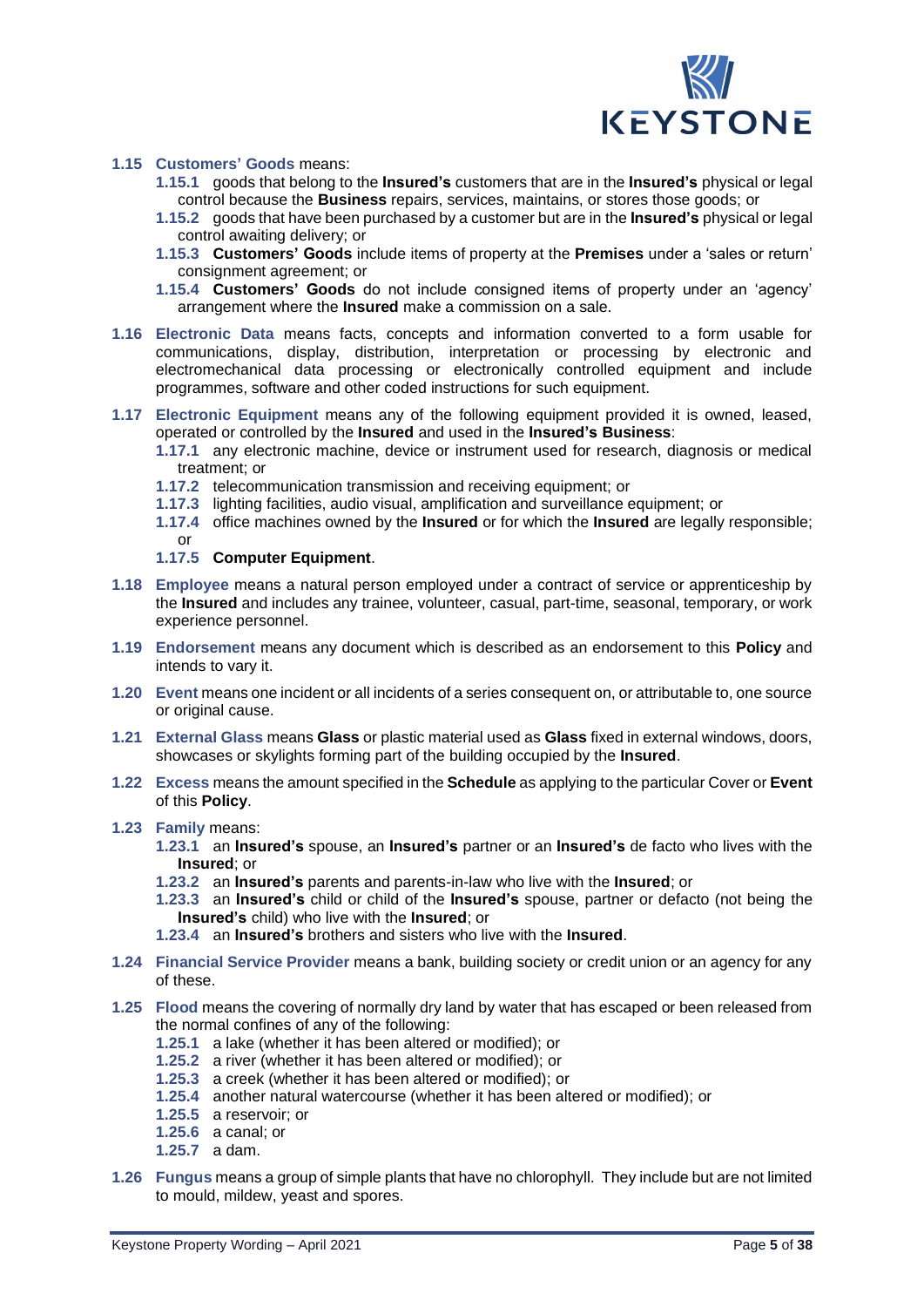**1.15 Customers' Goods** means:

**1.15.1** goods that belong to the **Insured's** customers that are in the **Insured's** physical or legal control because the **Business** repairs, services, maintains, or stores those goods; or

**1.15.2** goods that have been purchased by a customer but are in the **Insured's** physical or legal control awaiting delivery; or

**1.15.3** **Customers' Goods** include items of property at the **Premises** under a 'sales or return' consignment agreement; or

**1.15.4** **Customers' Goods** do not include consigned items of property under an 'agency' arrangement where the **Insured** make a commission on a sale.

**1.16 Electronic Data** means facts, concepts and information converted to a form usable for communications, display, distribution, interpretation or processing by electronic and electromechanical data processing or electronically controlled equipment and include programmes, software and other coded instructions for such equipment.

**1.17 Electronic Equipment** means any of the following equipment provided it is owned, leased, operated or controlled by the **Insured** and used in the **Insured's Business**:

**1.17.1** any electronic machine, device or instrument used for research, diagnosis or medical treatment; or

**1.17.2** telecommunication transmission and receiving equipment; or

**1.17.3** lighting facilities, audio visual, amplification and surveillance equipment; or

**1.17.4** office machines owned by the **Insured** or for which the **Insured** are legally responsible; or

**1.17.5** **Computer Equipment**.

**1.18 Employee** means a natural person employed under a contract of service or apprenticeship by the **Insured** and includes any trainee, volunteer, casual, part-time, seasonal, temporary, or work experience personnel.

**1.19 Endorsement** means any document which is described as an endorsement to this **Policy** and intends to vary it.

**1.20 Event** means one incident or all incidents of a series consequent on, or attributable to, one source or original cause.

**1.21 External Glass** means **Glass** or plastic material used as **Glass** fixed in external windows, doors, showcases or skylights forming part of the building occupied by the **Insured**.

**1.22 Excess** means the amount specified in the **Schedule** as applying to the particular Cover or **Event** of this **Policy**.

**1.23 Family** means:

**1.23.1** an **Insured's** spouse, an **Insured's** partner or an **Insured's** de facto who lives with the **Insured**; or

**1.23.2** an **Insured's** parents and parents-in-law who live with the **Insured**; or

**1.23.3** an **Insured's** child or child of the **Insured's** spouse, partner or defacto (not being the **Insured's** child) who live with the **Insured**; or

**1.23.4** an **Insured's** brothers and sisters who live with the **Insured**.

**1.24 Financial Service Provider** means a bank, building society or credit union or an agency for any of these.

**1.25 Flood** means the covering of normally dry land by water that has escaped or been released from the normal confines of any of the following:

**1.25.1** a lake (whether it has been altered or modified); or

**1.25.2** a river (whether it has been altered or modified); or

**1.25.3** a creek (whether it has been altered or modified); or

**1.25.4** another natural watercourse (whether it has been altered or modified); or

**1.25.5** a reservoir; or

**1.25.6** a canal; or

**1.25.7** a dam.

**1.26 Fungus** means a group of simple plants that have no chlorophyll. They include but are not limited to mould, mildew, yeast and spores.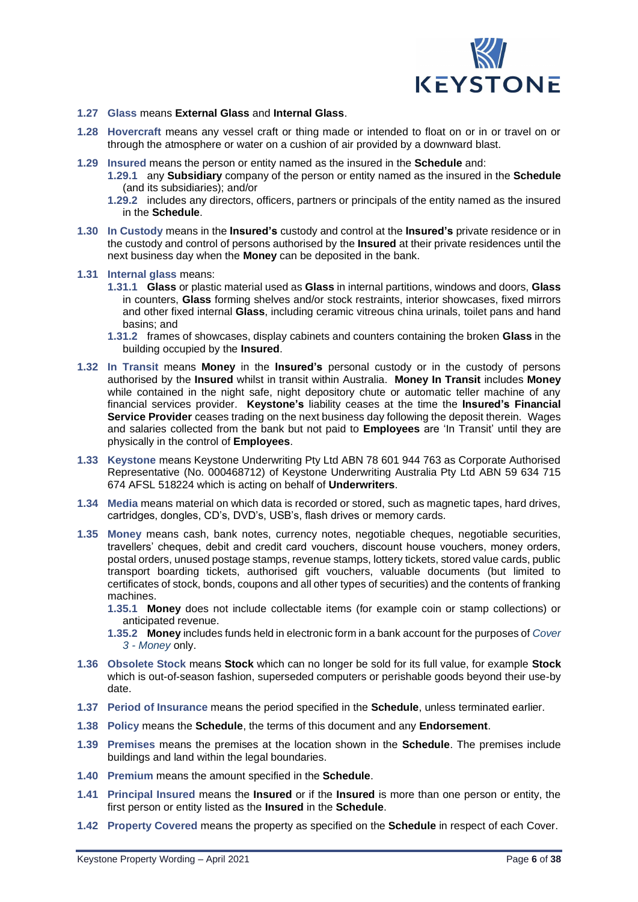**1.27 Glass** means **External Glass** and **Internal Glass**.

**1.28 Hovercraft** means any vessel craft or thing made or intended to float on or in or travel on or through the atmosphere or water on a cushion of air provided by a downward blast.

**1.29 Insured** means the person or entity named as the insured in the **Schedule** and:

- **1.29.1** any **Subsidiary** company of the person or entity named as the insured in the **Schedule** (and its subsidiaries); and/or
- **1.29.2** includes any directors, officers, partners or principals of the entity named as the insured in the **Schedule**.

**1.30 In Custody** means in the **Insured's** custody and control at the **Insured's** private residence or in the custody and control of persons authorised by the **Insured** at their private residences until the next business day when the **Money** can be deposited in the bank.

**1.31 Internal glass** means:

- **1.31.1** **Glass** or plastic material used as **Glass** in internal partitions, windows and doors, **Glass** in counters, **Glass** forming shelves and/or stock restraints, interior showcases, fixed mirrors and other fixed internal **Glass**, including ceramic vitreous china urinals, toilet pans and hand basins; and
- **1.31.2** frames of showcases, display cabinets and counters containing the broken **Glass** in the building occupied by the **Insured**.

**1.32 In Transit** means **Money** in the **Insured's** personal custody or in the custody of persons authorised by the **Insured** whilst in transit within Australia. **Money In Transit** includes **Money** while contained in the night safe, night depository chute or automatic teller machine of any financial services provider. **Keystone's** liability ceases at the time the **Insured's Financial Service Provider** ceases trading on the next business day following the deposit therein. Wages and salaries collected from the bank but not paid to **Employees** are 'In Transit' until they are physically in the control of **Employees**.

**1.33 Keystone** means Keystone Underwriting Pty Ltd ABN 78 601 944 763 as Corporate Authorised Representative (No. 000468712) of Keystone Underwriting Australia Pty Ltd ABN 59 634 715 674 AFSL 518224 which is acting on behalf of **Underwriters**.

**1.34 Media** means material on which data is recorded or stored, such as magnetic tapes, hard drives, cartridges, dongles, CD's, DVD's, USB's, flash drives or memory cards.

**1.35 Money** means cash, bank notes, currency notes, negotiable cheques, negotiable securities, travellers' cheques, debit and credit card vouchers, discount house vouchers, money orders, postal orders, unused postage stamps, revenue stamps, lottery tickets, stored value cards, public transport boarding tickets, authorised gift vouchers, valuable documents (but limited to certificates of stock, bonds, coupons and all other types of securities) and the contents of franking machines.

- **1.35.1** **Money** does not include collectable items (for example coin or stamp collections) or anticipated revenue.
- **1.35.2** **Money** includes funds held in electronic form in a bank account for the purposes of *Cover 3 - Money* only.

**1.36 Obsolete Stock** means **Stock** which can no longer be sold for its full value, for example **Stock** which is out-of-season fashion, superseded computers or perishable goods beyond their use-by date.

**1.37 Period of Insurance** means the period specified in the **Schedule**, unless terminated earlier.

**1.38 Policy** means the **Schedule**, the terms of this document and any **Endorsement**.

**1.39 Premises** means the premises at the location shown in the **Schedule**. The premises include buildings and land within the legal boundaries.

**1.40 Premium** means the amount specified in the **Schedule**.

**1.41 Principal Insured** means the **Insured** or if the **Insured** is more than one person or entity, the first person or entity listed as the **Insured** in the **Schedule**.

**1.42 Property Covered** means the property as specified on the **Schedule** in respect of each Cover.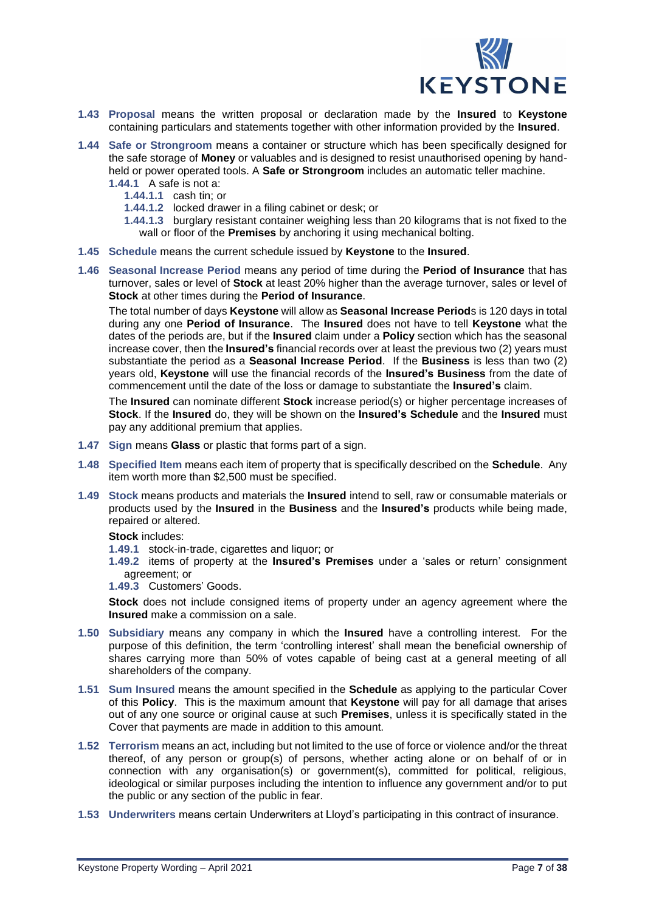**1.43 Proposal** means the written proposal or declaration made by the **Insured** to **Keystone** containing particulars and statements together with other information provided by the **Insured**.

**1.44 Safe or Strongroom** means a container or structure which has been specifically designed for the safe storage of **Money** or valuables and is designed to resist unauthorised opening by hand-held or power operated tools. A **Safe or Strongroom** includes an automatic teller machine.

- **1.44.1** A safe is not a:
  - **1.44.1.1** cash tin; or
  - **1.44.1.2** locked drawer in a filing cabinet or desk; or
  - **1.44.1.3** burglary resistant container weighing less than 20 kilograms that is not fixed to the wall or floor of the **Premises** by anchoring it using mechanical bolting.

**1.45 Schedule** means the current schedule issued by **Keystone** to the **Insured**.

**1.46 Seasonal Increase Period** means any period of time during the **Period of Insurance** that has turnover, sales or level of **Stock** at least 20% higher than the average turnover, sales or level of **Stock** at other times during the **Period of Insurance**.

The total number of days **Keystone** will allow as **Seasonal Increase Period**s is 120 days in total during any one **Period of Insurance**. The **Insured** does not have to tell **Keystone** what the dates of the periods are, but if the **Insured** claim under a **Policy** section which has the seasonal increase cover, then the **Insured's** financial records over at least the previous two (2) years must substantiate the period as a **Seasonal Increase Period**. If the **Business** is less than two (2) years old, **Keystone** will use the financial records of the **Insured's Business** from the date of commencement until the date of the loss or damage to substantiate the **Insured's** claim.

The **Insured** can nominate different **Stock** increase period(s) or higher percentage increases of **Stock**. If the **Insured** do, they will be shown on the **Insured's Schedule** and the **Insured** must pay any additional premium that applies.

**1.47 Sign** means **Glass** or plastic that forms part of a sign.

**1.48 Specified Item** means each item of property that is specifically described on the **Schedule**. Any item worth more than $2,500 must be specified.

**1.49 Stock** means products and materials the **Insured** intend to sell, raw or consumable materials or products used by the **Insured** in the **Business** and the **Insured's** products while being made, repaired or altered.

**Stock** includes:

- **1.49.1** stock-in-trade, cigarettes and liquor; or
- **1.49.2** items of property at the **Insured's Premises** under a 'sales or return' consignment agreement; or
- **1.49.3** Customers' Goods.

**Stock** does not include consigned items of property under an agency agreement where the **Insured** make a commission on a sale.

**1.50 Subsidiary** means any company in which the **Insured** have a controlling interest. For the purpose of this definition, the term 'controlling interest' shall mean the beneficial ownership of shares carrying more than 50% of votes capable of being cast at a general meeting of all shareholders of the company.

**1.51 Sum Insured** means the amount specified in the **Schedule** as applying to the particular Cover of this **Policy**. This is the maximum amount that **Keystone** will pay for all damage that arises out of any one source or original cause at such **Premises**, unless it is specifically stated in the Cover that payments are made in addition to this amount.

**1.52 Terrorism** means an act, including but not limited to the use of force or violence and/or the threat thereof, of any person or group(s) of persons, whether acting alone or on behalf of or in connection with any organisation(s) or government(s), committed for political, religious, ideological or similar purposes including the intention to influence any government and/or to put the public or any section of the public in fear.

**1.53 Underwriters** means certain Underwriters at Lloyd's participating in this contract of insurance.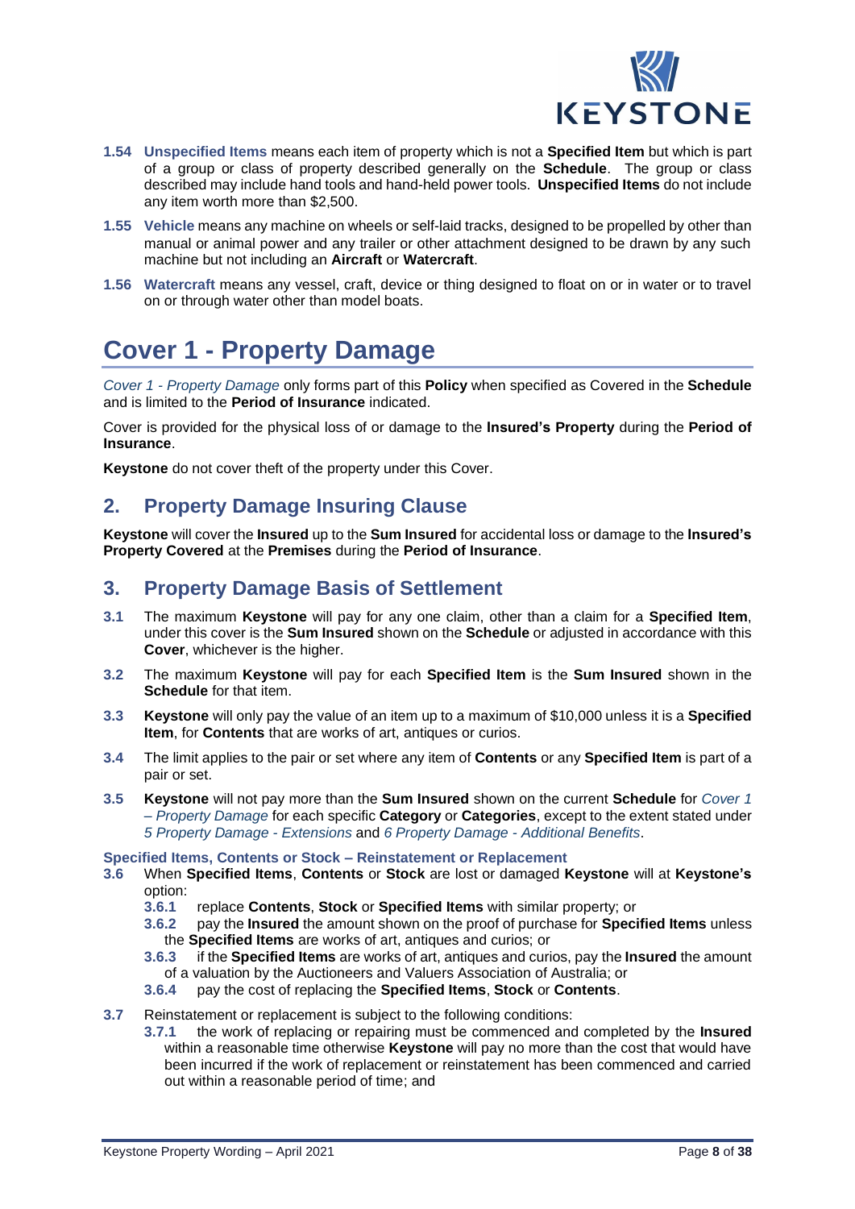**1.54 Unspecified Items** means each item of property which is not a **Specified Item** but which is part of a group or class of property described generally on the **Schedule**. The group or class described may include hand tools and hand-held power tools. **Unspecified Items** do not include any item worth more than $2,500.

**1.55 Vehicle** means any machine on wheels or self-laid tracks, designed to be propelled by other than manual or animal power and any trailer or other attachment designed to be drawn by any such machine but not including an **Aircraft** or **Watercraft**.

**1.56 Watercraft** means any vessel, craft, device or thing designed to float on or in water or to travel on or through water other than model boats.

# Cover 1 - Property Damage

*Cover 1 - Property Damage* only forms part of this **Policy** when specified as Covered in the **Schedule** and is limited to the **Period of Insurance** indicated.

Cover is provided for the physical loss of or damage to the **Insured's Property** during the **Period of Insurance**.

**Keystone** do not cover theft of the property under this Cover.

## 2. Property Damage Insuring Clause

**Keystone** will cover the **Insured** up to the **Sum Insured** for accidental loss or damage to the **Insured's Property Covered** at the **Premises** during the **Period of Insurance**.

## 3. Property Damage Basis of Settlement

**3.1** The maximum **Keystone** will pay for any one claim, other than a claim for a **Specified Item**, under this cover is the **Sum Insured** shown on the **Schedule** or adjusted in accordance with this **Cover**, whichever is the higher.

**3.2** The maximum **Keystone** will pay for each **Specified Item** is the **Sum Insured** shown in the **Schedule** for that item.

**3.3** **Keystone** will only pay the value of an item up to a maximum of $10,000 unless it is a **Specified Item**, for **Contents** that are works of art, antiques or curios.

**3.4** The limit applies to the pair or set where any item of **Contents** or any **Specified Item** is part of a pair or set.

**3.5** **Keystone** will not pay more than the **Sum Insured** shown on the current **Schedule** for *Cover 1 – Property Damage* for each specific **Category** or **Categories**, except to the extent stated under *5 Property Damage - Extensions* and *6 Property Damage - Additional Benefits*.

### Specified Items, Contents or Stock – Reinstatement or Replacement

**3.6** When **Specified Items**, **Contents** or **Stock** are lost or damaged **Keystone** will at **Keystone's** option:

- **3.6.1** replace **Contents**, **Stock** or **Specified Items** with similar property; or
- **3.6.2** pay the **Insured** the amount shown on the proof of purchase for **Specified Items** unless the **Specified Items** are works of art, antiques and curios; or
- **3.6.3** if the **Specified Items** are works of art, antiques and curios, pay the **Insured** the amount of a valuation by the Auctioneers and Valuers Association of Australia; or
- **3.6.4** pay the cost of replacing the **Specified Items**, **Stock** or **Contents**.

**3.7** Reinstatement or replacement is subject to the following conditions:

- **3.7.1** the work of replacing or repairing must be commenced and completed by the **Insured** within a reasonable time otherwise **Keystone** will pay no more than the cost that would have been incurred if the work of replacement or reinstatement has been commenced and carried out within a reasonable period of time; and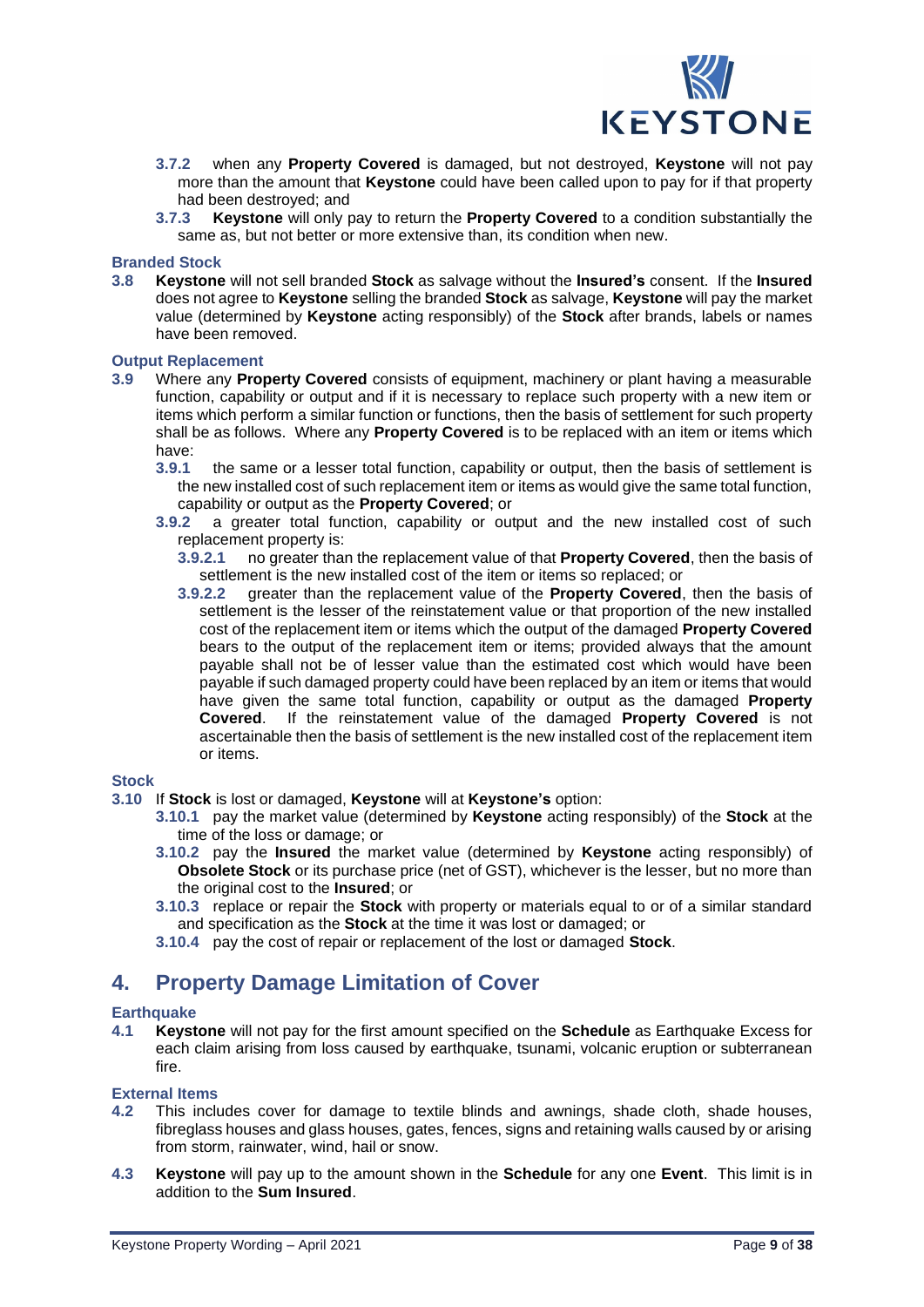**3.7.2** when any **Property Covered** is damaged, but not destroyed, **Keystone** will not pay more than the amount that **Keystone** could have been called upon to pay for if that property had been destroyed; and

**3.7.3** **Keystone** will only pay to return the **Property Covered** to a condition substantially the same as, but not better or more extensive than, its condition when new.

### Branded Stock

**3.8** **Keystone** will not sell branded **Stock** as salvage without the **Insured's** consent. If the **Insured** does not agree to **Keystone** selling the branded **Stock** as salvage, **Keystone** will pay the market value (determined by **Keystone** acting responsibly) of the **Stock** after brands, labels or names have been removed.

### Output Replacement

**3.9** Where any **Property Covered** consists of equipment, machinery or plant having a measurable function, capability or output and if it is necessary to replace such property with a new item or items which perform a similar function or functions, then the basis of settlement for such property shall be as follows. Where any **Property Covered** is to be replaced with an item or items which have:

**3.9.1** the same or a lesser total function, capability or output, then the basis of settlement is the new installed cost of such replacement item or items as would give the same total function, capability or output as the **Property Covered**; or

**3.9.2** a greater total function, capability or output and the new installed cost of such replacement property is:

**3.9.2.1** no greater than the replacement value of that **Property Covered**, then the basis of settlement is the new installed cost of the item or items so replaced; or

**3.9.2.2** greater than the replacement value of the **Property Covered**, then the basis of settlement is the lesser of the reinstatement value or that proportion of the new installed cost of the replacement item or items which the output of the damaged **Property Covered** bears to the output of the replacement item or items; provided always that the amount payable shall not be of lesser value than the estimated cost which would have been payable if such damaged property could have been replaced by an item or items that would have given the same total function, capability or output as the damaged **Property Covered**. If the reinstatement value of the damaged **Property Covered** is not ascertainable then the basis of settlement is the new installed cost of the replacement item or items.

### Stock

**3.10** If **Stock** is lost or damaged, **Keystone** will at **Keystone's** option:

**3.10.1** pay the market value (determined by **Keystone** acting responsibly) of the **Stock** at the time of the loss or damage; or

**3.10.2** pay the **Insured** the market value (determined by **Keystone** acting responsibly) of **Obsolete Stock** or its purchase price (net of GST), whichever is the lesser, but no more than the original cost to the **Insured**; or

**3.10.3** replace or repair the **Stock** with property or materials equal to or of a similar standard and specification as the **Stock** at the time it was lost or damaged; or

**3.10.4** pay the cost of repair or replacement of the lost or damaged **Stock**.

## 4. Property Damage Limitation of Cover

### Earthquake

**4.1** **Keystone** will not pay for the first amount specified on the **Schedule** as Earthquake Excess for each claim arising from loss caused by earthquake, tsunami, volcanic eruption or subterranean fire.

### External Items

**4.2** This includes cover for damage to textile blinds and awnings, shade cloth, shade houses, fibreglass houses and glass houses, gates, fences, signs and retaining walls caused by or arising from storm, rainwater, wind, hail or snow.

**4.3** **Keystone** will pay up to the amount shown in the **Schedule** for any one **Event**. This limit is in addition to the **Sum Insured**.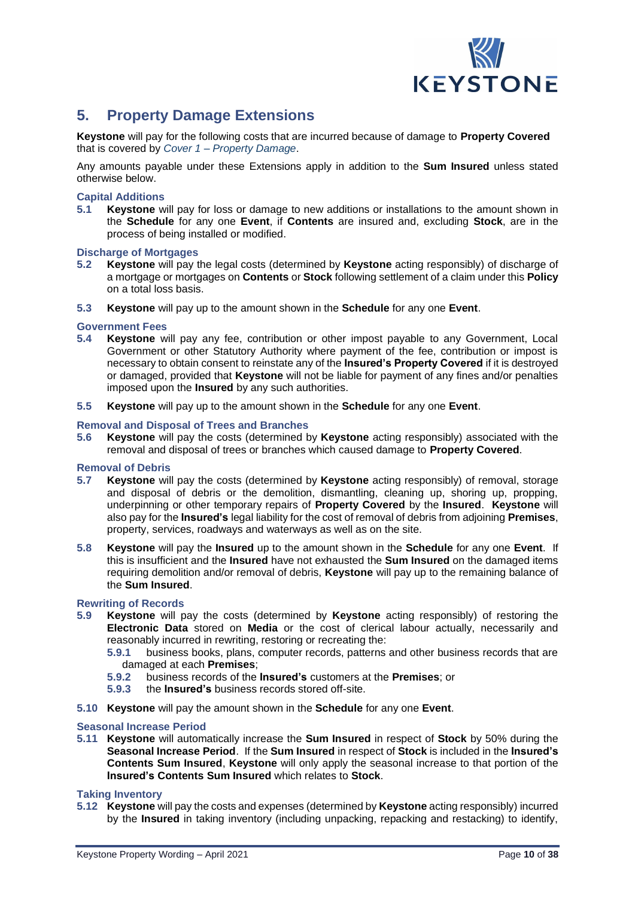## 5. Property Damage Extensions

**Keystone** will pay for the following costs that are incurred because of damage to **Property Covered** that is covered by *Cover 1 – Property Damage*.

Any amounts payable under these Extensions apply in addition to the **Sum Insured** unless stated otherwise below.

### Capital Additions

**5.1** **Keystone** will pay for loss or damage to new additions or installations to the amount shown in the **Schedule** for any one **Event**, if **Contents** are insured and, excluding **Stock**, are in the process of being installed or modified.

### Discharge of Mortgages

**5.2** **Keystone** will pay the legal costs (determined by **Keystone** acting responsibly) of discharge of a mortgage or mortgages on **Contents** or **Stock** following settlement of a claim under this **Policy** on a total loss basis.

**5.3** **Keystone** will pay up to the amount shown in the **Schedule** for any one **Event**.

### Government Fees

**5.4** **Keystone** will pay any fee, contribution or other impost payable to any Government, Local Government or other Statutory Authority where payment of the fee, contribution or impost is necessary to obtain consent to reinstate any of the **Insured's Property Covered** if it is destroyed or damaged, provided that **Keystone** will not be liable for payment of any fines and/or penalties imposed upon the **Insured** by any such authorities.

**5.5** **Keystone** will pay up to the amount shown in the **Schedule** for any one **Event**.

### Removal and Disposal of Trees and Branches

**5.6** **Keystone** will pay the costs (determined by **Keystone** acting responsibly) associated with the removal and disposal of trees or branches which caused damage to **Property Covered**.

### Removal of Debris

**5.7** **Keystone** will pay the costs (determined by **Keystone** acting responsibly) of removal, storage and disposal of debris or the demolition, dismantling, cleaning up, shoring up, propping, underpinning or other temporary repairs of **Property Covered** by the **Insured**. **Keystone** will also pay for the **Insured's** legal liability for the cost of removal of debris from adjoining **Premises**, property, services, roadways and waterways as well as on the site.

**5.8** **Keystone** will pay the **Insured** up to the amount shown in the **Schedule** for any one **Event**. If this is insufficient and the **Insured** have not exhausted the **Sum Insured** on the damaged items requiring demolition and/or removal of debris, **Keystone** will pay up to the remaining balance of the **Sum Insured**.

### Rewriting of Records

**5.9** **Keystone** will pay the costs (determined by **Keystone** acting responsibly) of restoring the **Electronic Data** stored on **Media** or the cost of clerical labour actually, necessarily and reasonably incurred in rewriting, restoring or recreating the:

- **5.9.1** business books, plans, computer records, patterns and other business records that are damaged at each **Premises**;
- **5.9.2** business records of the **Insured's** customers at the **Premises**; or
- **5.9.3** the **Insured's** business records stored off-site.

**5.10** **Keystone** will pay the amount shown in the **Schedule** for any one **Event**.

### Seasonal Increase Period

**5.11** **Keystone** will automatically increase the **Sum Insured** in respect of **Stock** by 50% during the **Seasonal Increase Period**. If the **Sum Insured** in respect of **Stock** is included in the **Insured's Contents Sum Insured**, **Keystone** will only apply the seasonal increase to that portion of the **Insured's Contents Sum Insured** which relates to **Stock**.

### Taking Inventory

**5.12** **Keystone** will pay the costs and expenses (determined by **Keystone** acting responsibly) incurred by the **Insured** in taking inventory (including unpacking, repacking and restacking) to identify,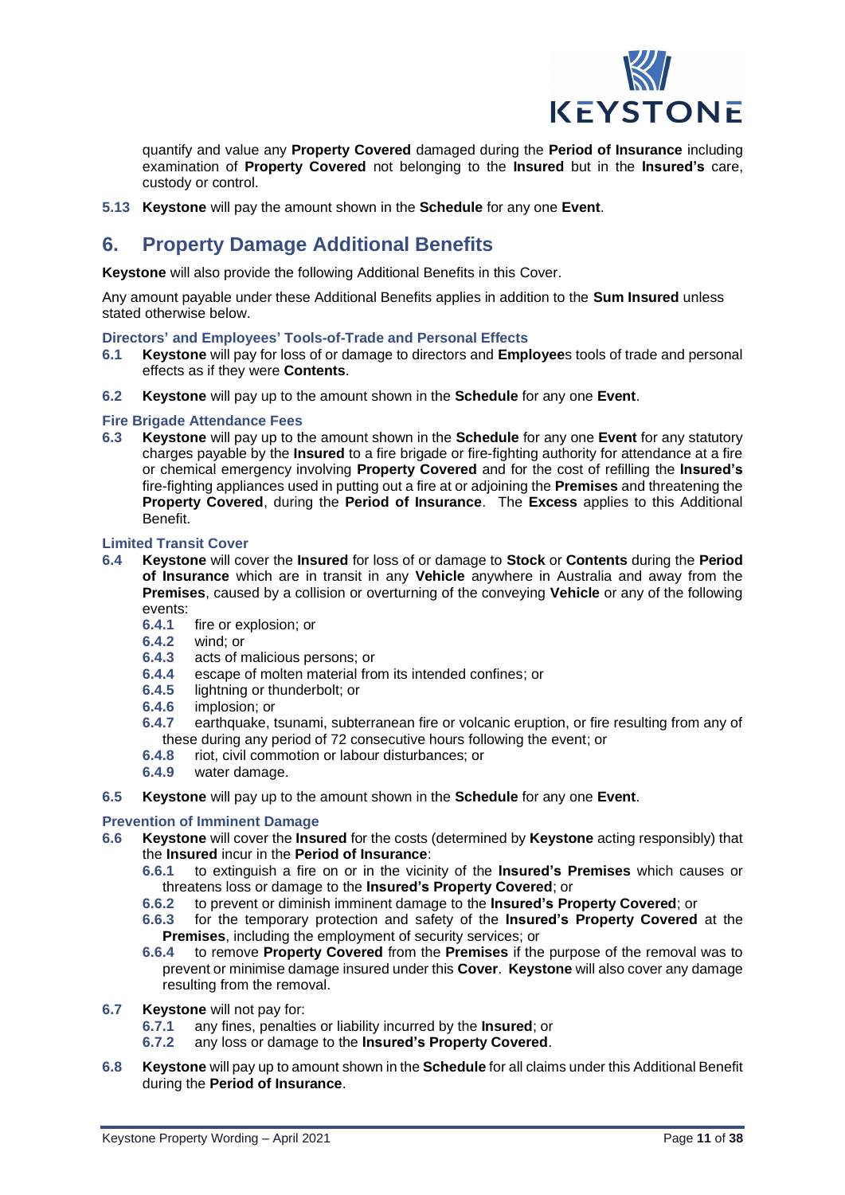quantify and value any **Property Covered** damaged during the **Period of Insurance** including examination of **Property Covered** not belonging to the **Insured** but in the **Insured's** care, custody or control.

**5.13** **Keystone** will pay the amount shown in the **Schedule** for any one **Event**.

## 6. Property Damage Additional Benefits

**Keystone** will also provide the following Additional Benefits in this Cover.

Any amount payable under these Additional Benefits applies in addition to the **Sum Insured** unless stated otherwise below.

### Directors' and Employees' Tools-of-Trade and Personal Effects

**6.1** **Keystone** will pay for loss of or damage to directors and **Employee**s tools of trade and personal effects as if they were **Contents**.

**6.2** **Keystone** will pay up to the amount shown in the **Schedule** for any one **Event**.

### Fire Brigade Attendance Fees

**6.3** **Keystone** will pay up to the amount shown in the **Schedule** for any one **Event** for any statutory charges payable by the **Insured** to a fire brigade or fire-fighting authority for attendance at a fire or chemical emergency involving **Property Covered** and for the cost of refilling the **Insured's** fire-fighting appliances used in putting out a fire at or adjoining the **Premises** and threatening the **Property Covered**, during the **Period of Insurance**. The **Excess** applies to this Additional Benefit.

### Limited Transit Cover

**6.4** **Keystone** will cover the **Insured** for loss of or damage to **Stock** or **Contents** during the **Period of Insurance** which are in transit in any **Vehicle** anywhere in Australia and away from the **Premises**, caused by a collision or overturning of the conveying **Vehicle** or any of the following events:

- **6.4.1** fire or explosion; or
- **6.4.2** wind; or
- **6.4.3** acts of malicious persons; or
- **6.4.4** escape of molten material from its intended confines; or
- **6.4.5** lightning or thunderbolt; or
- **6.4.6** implosion; or
- **6.4.7** earthquake, tsunami, subterranean fire or volcanic eruption, or fire resulting from any of these during any period of 72 consecutive hours following the event; or
- **6.4.8** riot, civil commotion or labour disturbances; or
- **6.4.9** water damage.

**6.5** **Keystone** will pay up to the amount shown in the **Schedule** for any one **Event**.

### Prevention of Imminent Damage

**6.6** **Keystone** will cover the **Insured** for the costs (determined by **Keystone** acting responsibly) that the **Insured** incur in the **Period of Insurance**:

- **6.6.1** to extinguish a fire on or in the vicinity of the **Insured's Premises** which causes or threatens loss or damage to the **Insured's Property Covered**; or
- **6.6.2** to prevent or diminish imminent damage to the **Insured's Property Covered**; or
- **6.6.3** for the temporary protection and safety of the **Insured's Property Covered** at the **Premises**, including the employment of security services; or
- **6.6.4** to remove **Property Covered** from the **Premises** if the purpose of the removal was to prevent or minimise damage insured under this **Cover**. **Keystone** will also cover any damage resulting from the removal.

**6.7** **Keystone** will not pay for:

- **6.7.1** any fines, penalties or liability incurred by the **Insured**; or
- **6.7.2** any loss or damage to the **Insured's Property Covered**.

**6.8** **Keystone** will pay up to amount shown in the **Schedule** for all claims under this Additional Benefit during the **Period of Insurance**.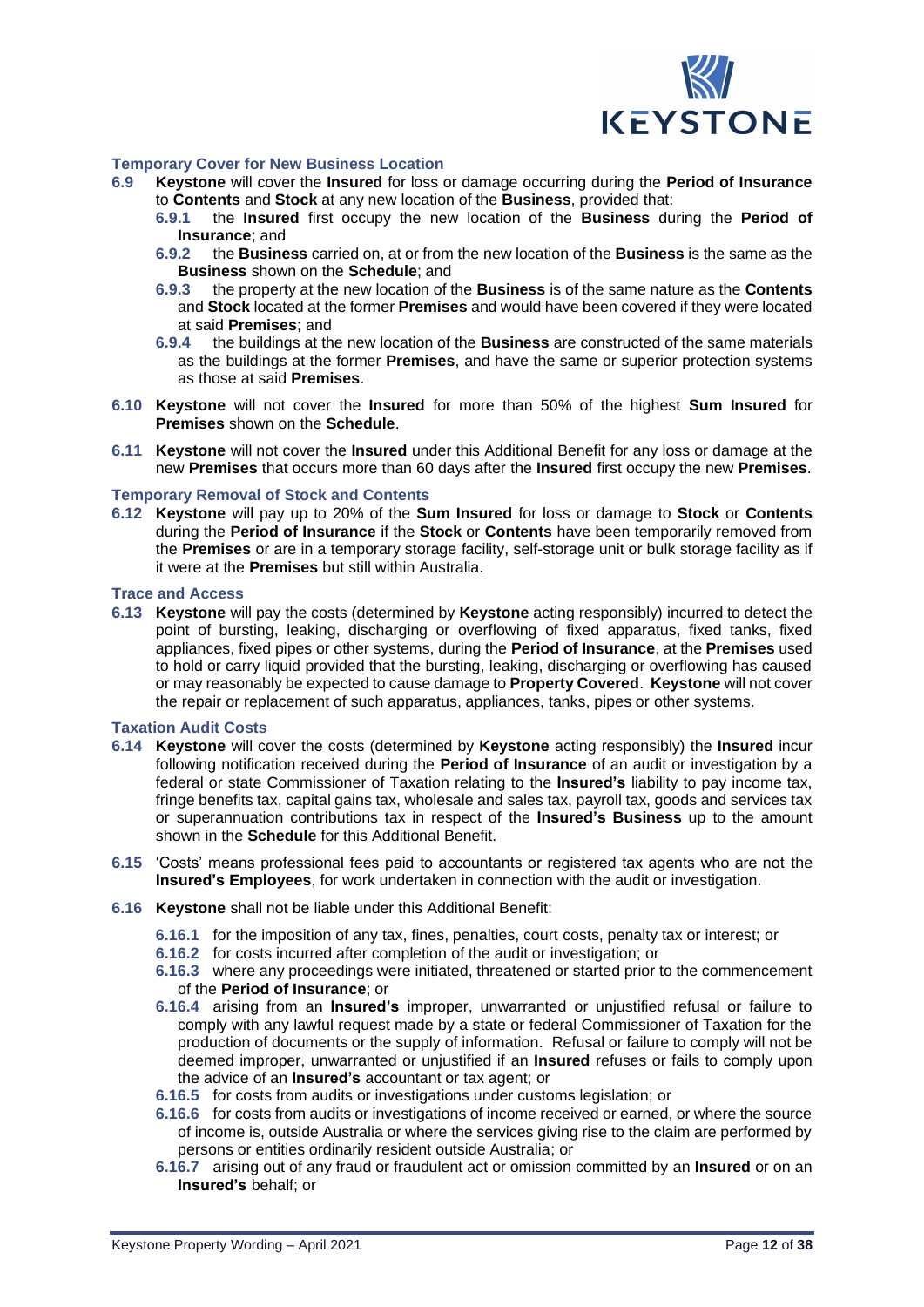### Temporary Cover for New Business Location

**6.9** **Keystone** will cover the **Insured** for loss or damage occurring during the **Period of Insurance** to **Contents** and **Stock** at any new location of the **Business**, provided that:

**6.9.1** the **Insured** first occupy the new location of the **Business** during the **Period of Insurance**; and

**6.9.2** the **Business** carried on, at or from the new location of the **Business** is the same as the **Business** shown on the **Schedule**; and

**6.9.3** the property at the new location of the **Business** is of the same nature as the **Contents** and **Stock** located at the former **Premises** and would have been covered if they were located at said **Premises**; and

**6.9.4** the buildings at the new location of the **Business** are constructed of the same materials as the buildings at the former **Premises**, and have the same or superior protection systems as those at said **Premises**.

**6.10** **Keystone** will not cover the **Insured** for more than 50% of the highest **Sum Insured** for **Premises** shown on the **Schedule**.

**6.11** **Keystone** will not cover the **Insured** under this Additional Benefit for any loss or damage at the new **Premises** that occurs more than 60 days after the **Insured** first occupy the new **Premises**.

### Temporary Removal of Stock and Contents

**6.12** **Keystone** will pay up to 20% of the **Sum Insured** for loss or damage to **Stock** or **Contents** during the **Period of Insurance** if the **Stock** or **Contents** have been temporarily removed from the **Premises** or are in a temporary storage facility, self-storage unit or bulk storage facility as if it were at the **Premises** but still within Australia.

### Trace and Access

**6.13** **Keystone** will pay the costs (determined by **Keystone** acting responsibly) incurred to detect the point of bursting, leaking, discharging or overflowing of fixed apparatus, fixed tanks, fixed appliances, fixed pipes or other systems, during the **Period of Insurance**, at the **Premises** used to hold or carry liquid provided that the bursting, leaking, discharging or overflowing has caused or may reasonably be expected to cause damage to **Property Covered**. **Keystone** will not cover the repair or replacement of such apparatus, appliances, tanks, pipes or other systems.

### Taxation Audit Costs

**6.14** **Keystone** will cover the costs (determined by **Keystone** acting responsibly) the **Insured** incur following notification received during the **Period of Insurance** of an audit or investigation by a federal or state Commissioner of Taxation relating to the **Insured's** liability to pay income tax, fringe benefits tax, capital gains tax, wholesale and sales tax, payroll tax, goods and services tax or superannuation contributions tax in respect of the **Insured's Business** up to the amount shown in the **Schedule** for this Additional Benefit.

**6.15** 'Costs' means professional fees paid to accountants or registered tax agents who are not the **Insured's Employees**, for work undertaken in connection with the audit or investigation.

**6.16** **Keystone** shall not be liable under this Additional Benefit:

**6.16.1** for the imposition of any tax, fines, penalties, court costs, penalty tax or interest; or

**6.16.2** for costs incurred after completion of the audit or investigation; or

**6.16.3** where any proceedings were initiated, threatened or started prior to the commencement of the **Period of Insurance**; or

**6.16.4** arising from an **Insured's** improper, unwarranted or unjustified refusal or failure to comply with any lawful request made by a state or federal Commissioner of Taxation for the production of documents or the supply of information. Refusal or failure to comply will not be deemed improper, unwarranted or unjustified if an **Insured** refuses or fails to comply upon the advice of an **Insured's** accountant or tax agent; or

**6.16.5** for costs from audits or investigations under customs legislation; or

**6.16.6** for costs from audits or investigations of income received or earned, or where the source of income is, outside Australia or where the services giving rise to the claim are performed by persons or entities ordinarily resident outside Australia; or

**6.16.7** arising out of any fraud or fraudulent act or omission committed by an **Insured** or on an **Insured's** behalf; or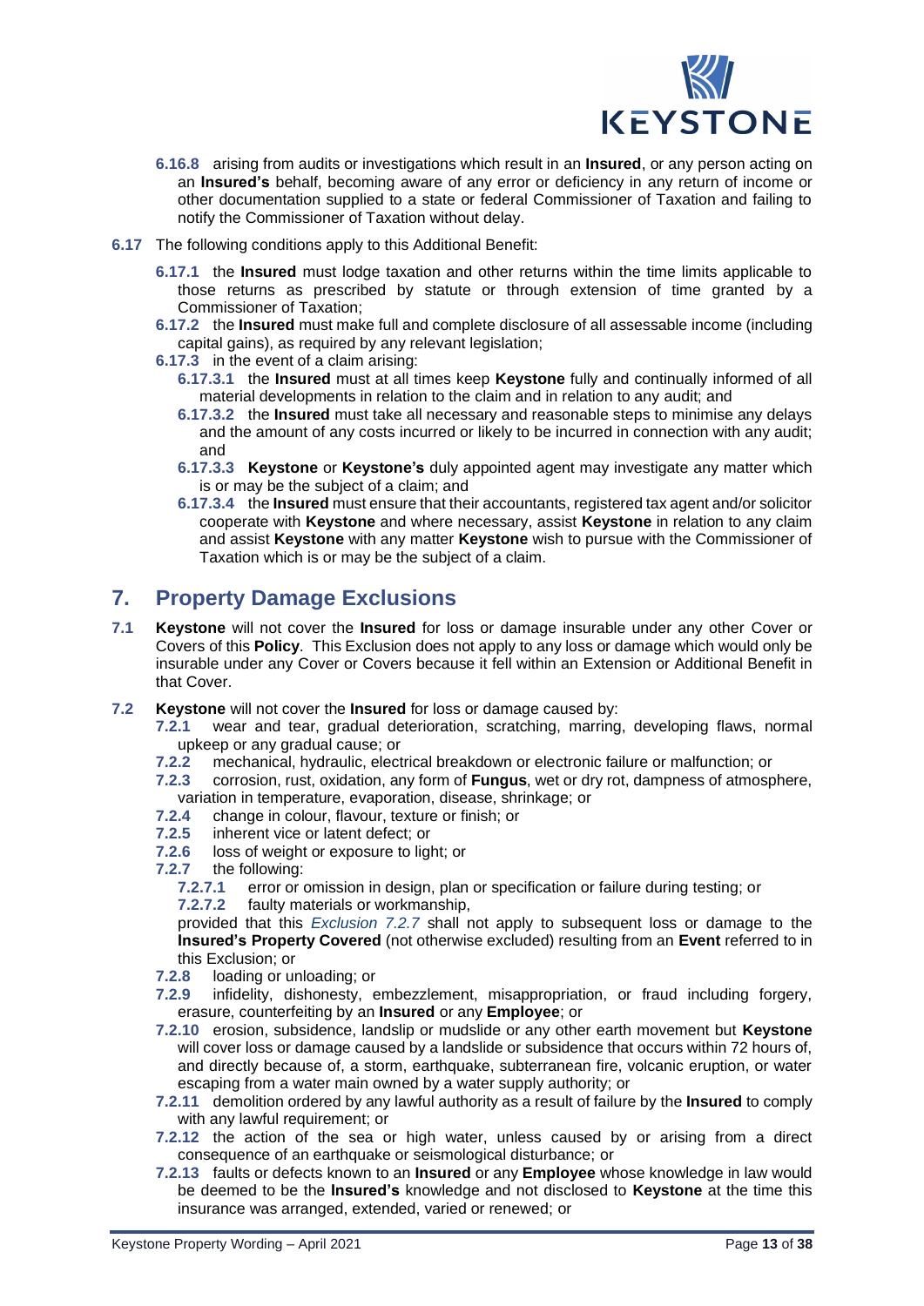**6.16.8** arising from audits or investigations which result in an **Insured**, or any person acting on an **Insured's** behalf, becoming aware of any error or deficiency in any return of income or other documentation supplied to a state or federal Commissioner of Taxation and failing to notify the Commissioner of Taxation without delay.

**6.17** The following conditions apply to this Additional Benefit:

**6.17.1** the **Insured** must lodge taxation and other returns within the time limits applicable to those returns as prescribed by statute or through extension of time granted by a Commissioner of Taxation;

**6.17.2** the **Insured** must make full and complete disclosure of all assessable income (including capital gains), as required by any relevant legislation;

**6.17.3** in the event of a claim arising:

**6.17.3.1** the **Insured** must at all times keep **Keystone** fully and continually informed of all material developments in relation to the claim and in relation to any audit; and

**6.17.3.2** the **Insured** must take all necessary and reasonable steps to minimise any delays and the amount of any costs incurred or likely to be incurred in connection with any audit; and

**6.17.3.3** **Keystone** or **Keystone's** duly appointed agent may investigate any matter which is or may be the subject of a claim; and

**6.17.3.4** the **Insured** must ensure that their accountants, registered tax agent and/or solicitor cooperate with **Keystone** and where necessary, assist **Keystone** in relation to any claim and assist **Keystone** with any matter **Keystone** wish to pursue with the Commissioner of Taxation which is or may be the subject of a claim.

## 7. Property Damage Exclusions

**7.1** **Keystone** will not cover the **Insured** for loss or damage insurable under any other Cover or Covers of this **Policy**. This Exclusion does not apply to any loss or damage which would only be insurable under any Cover or Covers because it fell within an Extension or Additional Benefit in that Cover.

**7.2** **Keystone** will not cover the **Insured** for loss or damage caused by:

**7.2.1** wear and tear, gradual deterioration, scratching, marring, developing flaws, normal upkeep or any gradual cause; or

**7.2.2** mechanical, hydraulic, electrical breakdown or electronic failure or malfunction; or

**7.2.3** corrosion, rust, oxidation, any form of **Fungus**, wet or dry rot, dampness of atmosphere, variation in temperature, evaporation, disease, shrinkage; or

**7.2.4** change in colour, flavour, texture or finish; or

**7.2.5** inherent vice or latent defect; or

**7.2.6** loss of weight or exposure to light; or

**7.2.7** the following:

**7.2.7.1** error or omission in design, plan or specification or failure during testing; or

**7.2.7.2** faulty materials or workmanship,

provided that this *Exclusion 7.2.7* shall not apply to subsequent loss or damage to the **Insured's Property Covered** (not otherwise excluded) resulting from an **Event** referred to in this Exclusion; or

**7.2.8** loading or unloading; or

**7.2.9** infidelity, dishonesty, embezzlement, misappropriation, or fraud including forgery, erasure, counterfeiting by an **Insured** or any **Employee**; or

**7.2.10** erosion, subsidence, landslip or mudslide or any other earth movement but **Keystone** will cover loss or damage caused by a landslide or subsidence that occurs within 72 hours of, and directly because of, a storm, earthquake, subterranean fire, volcanic eruption, or water escaping from a water main owned by a water supply authority; or

**7.2.11** demolition ordered by any lawful authority as a result of failure by the **Insured** to comply with any lawful requirement; or

**7.2.12** the action of the sea or high water, unless caused by or arising from a direct consequence of an earthquake or seismological disturbance; or

**7.2.13** faults or defects known to an **Insured** or any **Employee** whose knowledge in law would be deemed to be the **Insured's** knowledge and not disclosed to **Keystone** at the time this insurance was arranged, extended, varied or renewed; or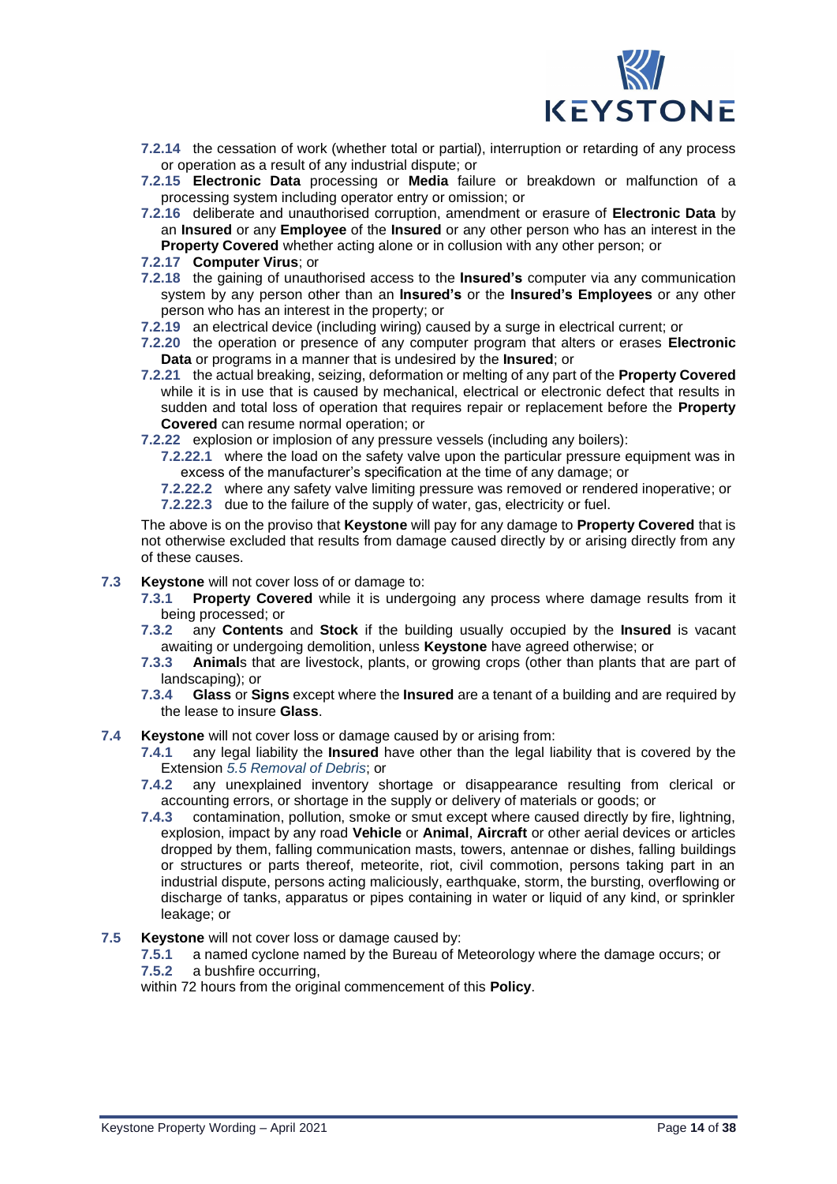**7.2.14** the cessation of work (whether total or partial), interruption or retarding of any process or operation as a result of any industrial dispute; or

**7.2.15** **Electronic Data** processing or **Media** failure or breakdown or malfunction of a processing system including operator entry or omission; or

**7.2.16** deliberate and unauthorised corruption, amendment or erasure of **Electronic Data** by an **Insured** or any **Employee** of the **Insured** or any other person who has an interest in the **Property Covered** whether acting alone or in collusion with any other person; or

**7.2.17** **Computer Virus**; or

**7.2.18** the gaining of unauthorised access to the **Insured's** computer via any communication system by any person other than an **Insured's** or the **Insured's Employees** or any other person who has an interest in the property; or

**7.2.19** an electrical device (including wiring) caused by a surge in electrical current; or

**7.2.20** the operation or presence of any computer program that alters or erases **Electronic Data** or programs in a manner that is undesired by the **Insured**; or

**7.2.21** the actual breaking, seizing, deformation or melting of any part of the **Property Covered** while it is in use that is caused by mechanical, electrical or electronic defect that results in sudden and total loss of operation that requires repair or replacement before the **Property Covered** can resume normal operation; or

**7.2.22** explosion or implosion of any pressure vessels (including any boilers):

**7.2.22.1** where the load on the safety valve upon the particular pressure equipment was in excess of the manufacturer's specification at the time of any damage; or

**7.2.22.2** where any safety valve limiting pressure was removed or rendered inoperative; or

**7.2.22.3** due to the failure of the supply of water, gas, electricity or fuel.

The above is on the proviso that **Keystone** will pay for any damage to **Property Covered** that is not otherwise excluded that results from damage caused directly by or arising directly from any of these causes.

**7.3** **Keystone** will not cover loss of or damage to:

**7.3.1** **Property Covered** while it is undergoing any process where damage results from it being processed; or

**7.3.2** any **Contents** and **Stock** if the building usually occupied by the **Insured** is vacant awaiting or undergoing demolition, unless **Keystone** have agreed otherwise; or

**7.3.3** **Animal**s that are livestock, plants, or growing crops (other than plants that are part of landscaping); or

**7.3.4** **Glass** or **Signs** except where the **Insured** are a tenant of a building and are required by the lease to insure **Glass**.

**7.4** **Keystone** will not cover loss or damage caused by or arising from:

**7.4.1** any legal liability the **Insured** have other than the legal liability that is covered by the Extension *5.5 Removal of Debris*; or

**7.4.2** any unexplained inventory shortage or disappearance resulting from clerical or accounting errors, or shortage in the supply or delivery of materials or goods; or

**7.4.3** contamination, pollution, smoke or smut except where caused directly by fire, lightning, explosion, impact by any road **Vehicle** or **Animal**, **Aircraft** or other aerial devices or articles dropped by them, falling communication masts, towers, antennae or dishes, falling buildings or structures or parts thereof, meteorite, riot, civil commotion, persons taking part in an industrial dispute, persons acting maliciously, earthquake, storm, the bursting, overflowing or discharge of tanks, apparatus or pipes containing in water or liquid of any kind, or sprinkler leakage; or

**7.5** **Keystone** will not cover loss or damage caused by:

**7.5.1** a named cyclone named by the Bureau of Meteorology where the damage occurs; or

**7.5.2** a bushfire occurring,

within 72 hours from the original commencement of this **Policy**.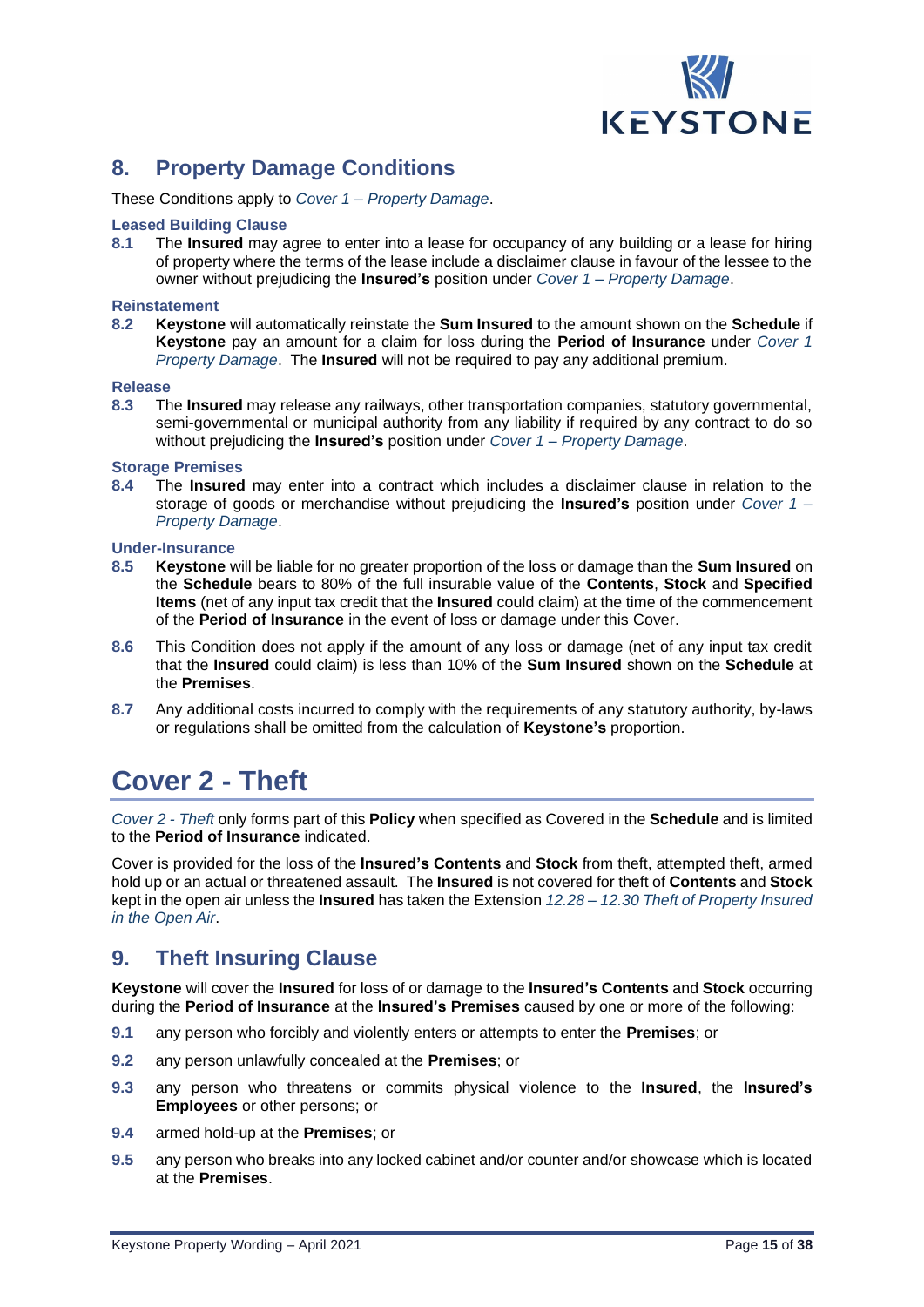## 8. Property Damage Conditions

These Conditions apply to *Cover 1 – Property Damage*.

### Leased Building Clause

**8.1** The **Insured** may agree to enter into a lease for occupancy of any building or a lease for hiring of property where the terms of the lease include a disclaimer clause in favour of the lessee to the owner without prejudicing the **Insured's** position under *Cover 1 – Property Damage*.

### Reinstatement

**8.2** **Keystone** will automatically reinstate the **Sum Insured** to the amount shown on the **Schedule** if **Keystone** pay an amount for a claim for loss during the **Period of Insurance** under *Cover 1 Property Damage*. The **Insured** will not be required to pay any additional premium.

### Release

**8.3** The **Insured** may release any railways, other transportation companies, statutory governmental, semi-governmental or municipal authority from any liability if required by any contract to do so without prejudicing the **Insured's** position under *Cover 1 – Property Damage*.

### Storage Premises

**8.4** The **Insured** may enter into a contract which includes a disclaimer clause in relation to the storage of goods or merchandise without prejudicing the **Insured's** position under *Cover 1 – Property Damage*.

### Under-Insurance

**8.5** **Keystone** will be liable for no greater proportion of the loss or damage than the **Sum Insured** on the **Schedule** bears to 80% of the full insurable value of the **Contents**, **Stock** and **Specified Items** (net of any input tax credit that the **Insured** could claim) at the time of the commencement of the **Period of Insurance** in the event of loss or damage under this Cover.

**8.6** This Condition does not apply if the amount of any loss or damage (net of any input tax credit that the **Insured** could claim) is less than 10% of the **Sum Insured** shown on the **Schedule** at the **Premises**.

**8.7** Any additional costs incurred to comply with the requirements of any statutory authority, by-laws or regulations shall be omitted from the calculation of **Keystone's** proportion.

# Cover 2 - Theft

*Cover 2 - Theft* only forms part of this **Policy** when specified as Covered in the **Schedule** and is limited to the **Period of Insurance** indicated.

Cover is provided for the loss of the **Insured's Contents** and **Stock** from theft, attempted theft, armed hold up or an actual or threatened assault. The **Insured** is not covered for theft of **Contents** and **Stock** kept in the open air unless the **Insured** has taken the Extension *12.28 – 12.30 Theft of Property Insured in the Open Air*.

## 9. Theft Insuring Clause

**Keystone** will cover the **Insured** for loss of or damage to the **Insured's Contents** and **Stock** occurring during the **Period of Insurance** at the **Insured's Premises** caused by one or more of the following:

**9.1** any person who forcibly and violently enters or attempts to enter the **Premises**; or

**9.2** any person unlawfully concealed at the **Premises**; or

**9.3** any person who threatens or commits physical violence to the **Insured**, the **Insured's Employees** or other persons; or

**9.4** armed hold-up at the **Premises**; or

**9.5** any person who breaks into any locked cabinet and/or counter and/or showcase which is located at the **Premises**.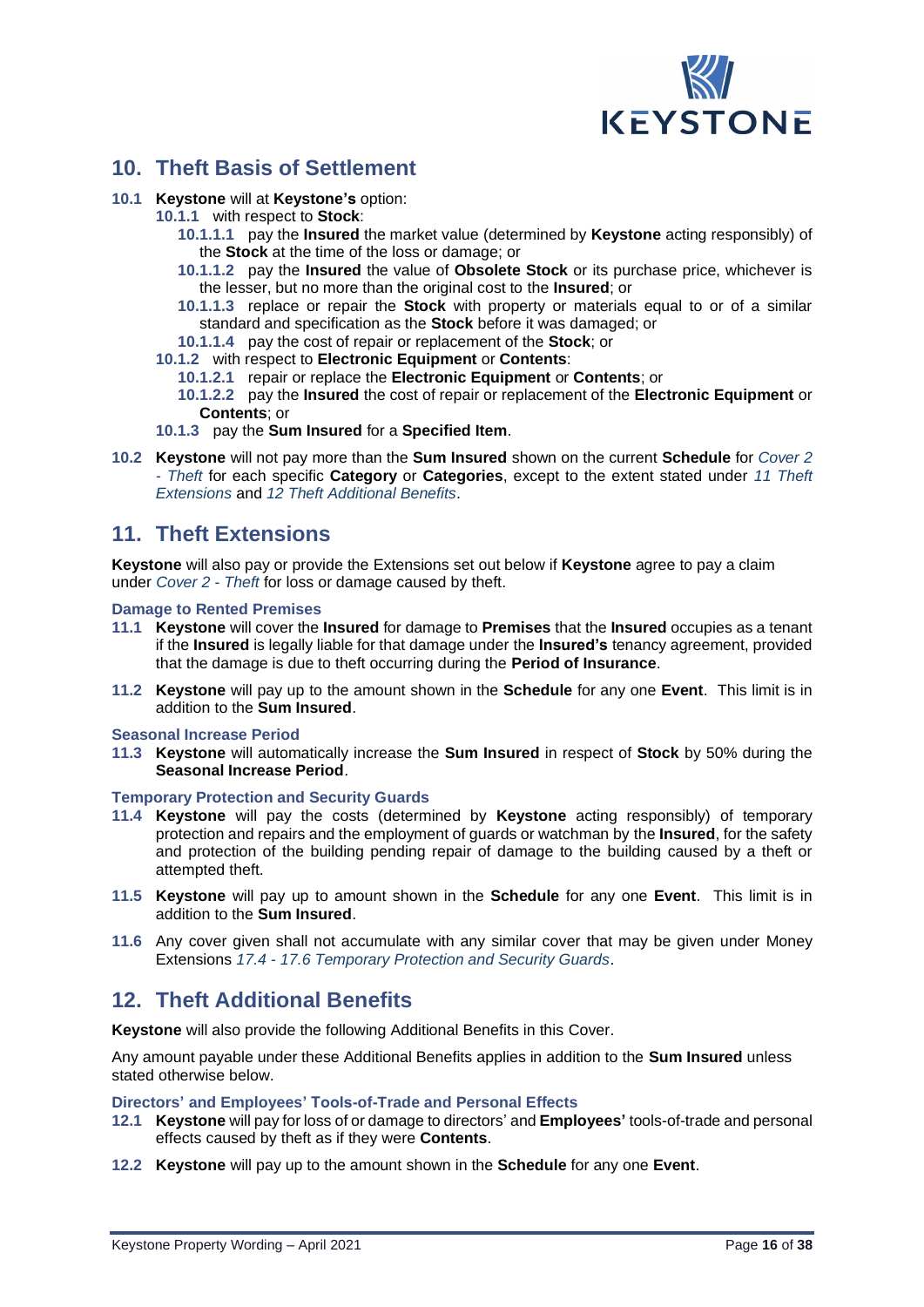## 10. Theft Basis of Settlement

**10.1** **Keystone** will at **Keystone's** option:

- **10.1.1** with respect to **Stock**:
  - **10.1.1.1** pay the **Insured** the market value (determined by **Keystone** acting responsibly) of the **Stock** at the time of the loss or damage; or
  - **10.1.1.2** pay the **Insured** the value of **Obsolete Stock** or its purchase price, whichever is the lesser, but no more than the original cost to the **Insured**; or
  - **10.1.1.3** replace or repair the **Stock** with property or materials equal to or of a similar standard and specification as the **Stock** before it was damaged; or
  - **10.1.1.4** pay the cost of repair or replacement of the **Stock**; or
- **10.1.2** with respect to **Electronic Equipment** or **Contents**:
  - **10.1.2.1** repair or replace the **Electronic Equipment** or **Contents**; or
  - **10.1.2.2** pay the **Insured** the cost of repair or replacement of the **Electronic Equipment** or **Contents**; or
- **10.1.3** pay the **Sum Insured** for a **Specified Item**.

**10.2** **Keystone** will not pay more than the **Sum Insured** shown on the current **Schedule** for *Cover 2 - Theft* for each specific **Category** or **Categories**, except to the extent stated under *11 Theft Extensions* and *12 Theft Additional Benefits*.

## 11. Theft Extensions

**Keystone** will also pay or provide the Extensions set out below if **Keystone** agree to pay a claim under *Cover 2 - Theft* for loss or damage caused by theft.

### Damage to Rented Premises

**11.1** **Keystone** will cover the **Insured** for damage to **Premises** that the **Insured** occupies as a tenant if the **Insured** is legally liable for that damage under the **Insured's** tenancy agreement, provided that the damage is due to theft occurring during the **Period of Insurance**.

**11.2** **Keystone** will pay up to the amount shown in the **Schedule** for any one **Event**. This limit is in addition to the **Sum Insured**.

### Seasonal Increase Period

**11.3** **Keystone** will automatically increase the **Sum Insured** in respect of **Stock** by 50% during the **Seasonal Increase Period**.

### Temporary Protection and Security Guards

**11.4** **Keystone** will pay the costs (determined by **Keystone** acting responsibly) of temporary protection and repairs and the employment of guards or watchman by the **Insured**, for the safety and protection of the building pending repair of damage to the building caused by a theft or attempted theft.

**11.5** **Keystone** will pay up to amount shown in the **Schedule** for any one **Event**. This limit is in addition to the **Sum Insured**.

**11.6** Any cover given shall not accumulate with any similar cover that may be given under Money Extensions *17.4 - 17.6 Temporary Protection and Security Guards*.

## 12. Theft Additional Benefits

**Keystone** will also provide the following Additional Benefits in this Cover.

Any amount payable under these Additional Benefits applies in addition to the **Sum Insured** unless stated otherwise below.

### Directors' and Employees' Tools-of-Trade and Personal Effects

**12.1** **Keystone** will pay for loss of or damage to directors' and **Employees'** tools-of-trade and personal effects caused by theft as if they were **Contents**.

**12.2** **Keystone** will pay up to the amount shown in the **Schedule** for any one **Event**.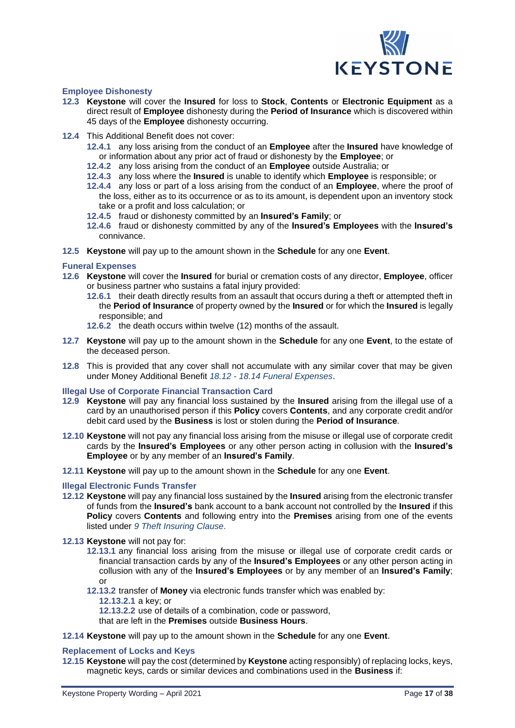### Employee Dishonesty

**12.3** **Keystone** will cover the **Insured** for loss to **Stock**, **Contents** or **Electronic Equipment** as a direct result of **Employee** dishonesty during the **Period of Insurance** which is discovered within 45 days of the **Employee** dishonesty occurring.

**12.4** This Additional Benefit does not cover:

- **12.4.1** any loss arising from the conduct of an **Employee** after the **Insured** have knowledge of or information about any prior act of fraud or dishonesty by the **Employee**; or
- **12.4.2** any loss arising from the conduct of an **Employee** outside Australia; or
- **12.4.3** any loss where the **Insured** is unable to identify which **Employee** is responsible; or
- **12.4.4** any loss or part of a loss arising from the conduct of an **Employee**, where the proof of the loss, either as to its occurrence or as to its amount, is dependent upon an inventory stock take or a profit and loss calculation; or
- **12.4.5** fraud or dishonesty committed by an **Insured's Family**; or
- **12.4.6** fraud or dishonesty committed by any of the **Insured's Employees** with the **Insured's** connivance.

**12.5** **Keystone** will pay up to the amount shown in the **Schedule** for any one **Event**.

### Funeral Expenses

**12.6** **Keystone** will cover the **Insured** for burial or cremation costs of any director, **Employee**, officer or business partner who sustains a fatal injury provided:

- **12.6.1** their death directly results from an assault that occurs during a theft or attempted theft in the **Period of Insurance** of property owned by the **Insured** or for which the **Insured** is legally responsible; and
- **12.6.2** the death occurs within twelve (12) months of the assault.

**12.7** **Keystone** will pay up to the amount shown in the **Schedule** for any one **Event**, to the estate of the deceased person.

**12.8** This is provided that any cover shall not accumulate with any similar cover that may be given under Money Additional Benefit *18.12 - 18.14 Funeral Expenses*.

### Illegal Use of Corporate Financial Transaction Card

**12.9** **Keystone** will pay any financial loss sustained by the **Insured** arising from the illegal use of a card by an unauthorised person if this **Policy** covers **Contents**, and any corporate credit and/or debit card used by the **Business** is lost or stolen during the **Period of Insurance**.

**12.10** **Keystone** will not pay any financial loss arising from the misuse or illegal use of corporate credit cards by the **Insured's Employees** or any other person acting in collusion with the **Insured's Employee** or by any member of an **Insured's Family**.

**12.11** **Keystone** will pay up to the amount shown in the **Schedule** for any one **Event**.

### Illegal Electronic Funds Transfer

**12.12** **Keystone** will pay any financial loss sustained by the **Insured** arising from the electronic transfer of funds from the **Insured's** bank account to a bank account not controlled by the **Insured** if this **Policy** covers **Contents** and following entry into the **Premises** arising from one of the events listed under *9 Theft Insuring Clause*.

**12.13** **Keystone** will not pay for:

- **12.13.1** any financial loss arising from the misuse or illegal use of corporate credit cards or financial transaction cards by any of the **Insured's Employees** or any other person acting in collusion with any of the **Insured's Employees** or by any member of an **Insured's Family**; or
- **12.13.2** transfer of **Money** via electronic funds transfer which was enabled by:
  - **12.13.2.1** a key; or
  - **12.13.2.2** use of details of a combination, code or password,

  that are left in the **Premises** outside **Business Hours**.

**12.14** **Keystone** will pay up to the amount shown in the **Schedule** for any one **Event**.

### Replacement of Locks and Keys

**12.15** **Keystone** will pay the cost (determined by **Keystone** acting responsibly) of replacing locks, keys, magnetic keys, cards or similar devices and combinations used in the **Business** if: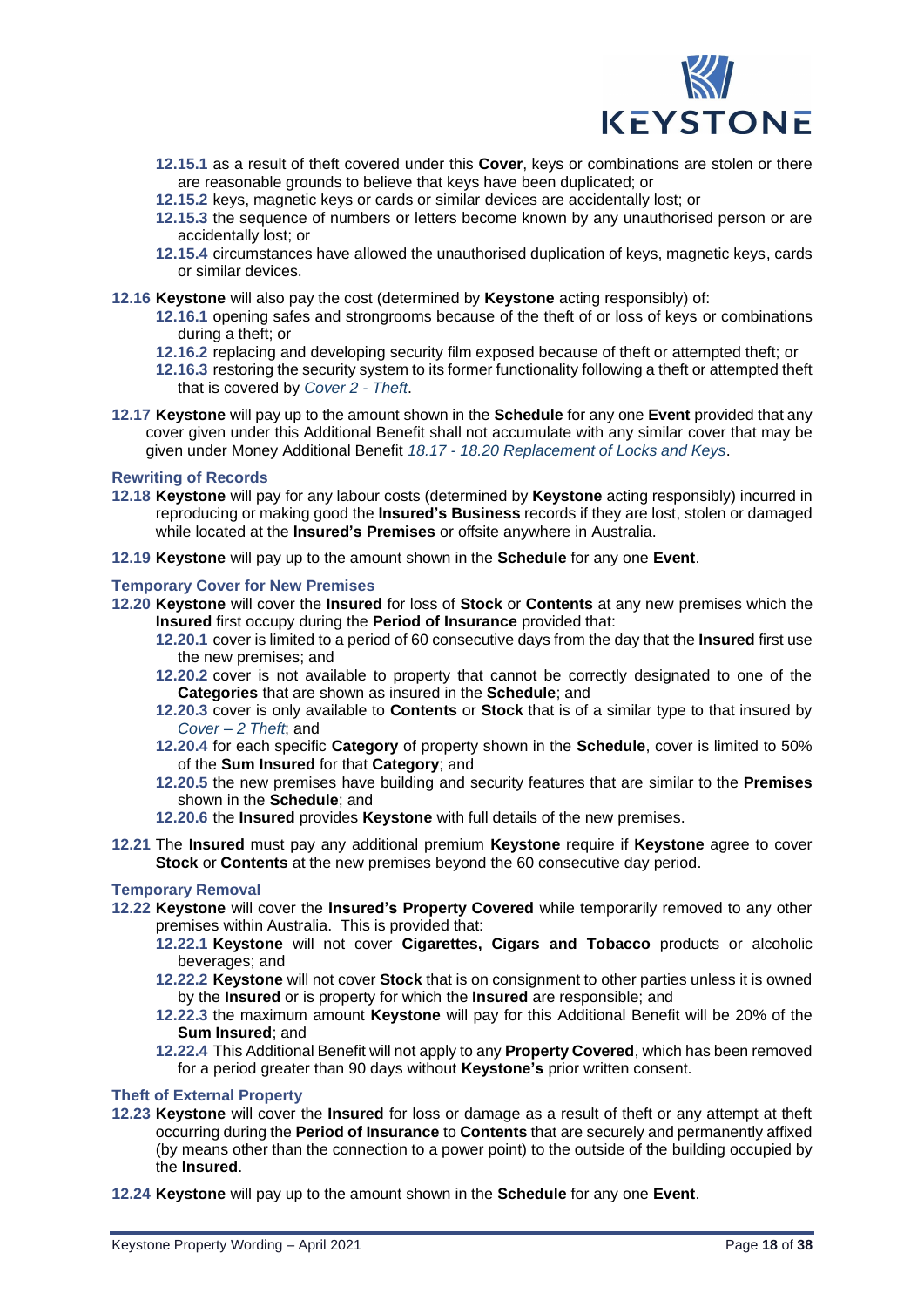**12.15.1** as a result of theft covered under this **Cover**, keys or combinations are stolen or there are reasonable grounds to believe that keys have been duplicated; or

**12.15.2** keys, magnetic keys or cards or similar devices are accidentally lost; or

**12.15.3** the sequence of numbers or letters become known by any unauthorised person or are accidentally lost; or

**12.15.4** circumstances have allowed the unauthorised duplication of keys, magnetic keys, cards or similar devices.

**12.16** **Keystone** will also pay the cost (determined by **Keystone** acting responsibly) of:

**12.16.1** opening safes and strongrooms because of the theft of or loss of keys or combinations during a theft; or

**12.16.2** replacing and developing security film exposed because of theft or attempted theft; or

**12.16.3** restoring the security system to its former functionality following a theft or attempted theft that is covered by *Cover 2 - Theft*.

**12.17** **Keystone** will pay up to the amount shown in the **Schedule** for any one **Event** provided that any cover given under this Additional Benefit shall not accumulate with any similar cover that may be given under Money Additional Benefit *18.17 - 18.20 Replacement of Locks and Keys*.

### Rewriting of Records

**12.18** **Keystone** will pay for any labour costs (determined by **Keystone** acting responsibly) incurred in reproducing or making good the **Insured's Business** records if they are lost, stolen or damaged while located at the **Insured's Premises** or offsite anywhere in Australia.

**12.19** **Keystone** will pay up to the amount shown in the **Schedule** for any one **Event**.

### Temporary Cover for New Premises

**12.20** **Keystone** will cover the **Insured** for loss of **Stock** or **Contents** at any new premises which the **Insured** first occupy during the **Period of Insurance** provided that:

**12.20.1** cover is limited to a period of 60 consecutive days from the day that the **Insured** first use the new premises; and

**12.20.2** cover is not available to property that cannot be correctly designated to one of the **Categories** that are shown as insured in the **Schedule**; and

**12.20.3** cover is only available to **Contents** or **Stock** that is of a similar type to that insured by *Cover – 2 Theft*; and

**12.20.4** for each specific **Category** of property shown in the **Schedule**, cover is limited to 50% of the **Sum Insured** for that **Category**; and

**12.20.5** the new premises have building and security features that are similar to the **Premises** shown in the **Schedule**; and

**12.20.6** the **Insured** provides **Keystone** with full details of the new premises.

**12.21** The **Insured** must pay any additional premium **Keystone** require if **Keystone** agree to cover **Stock** or **Contents** at the new premises beyond the 60 consecutive day period.

### Temporary Removal

**12.22** **Keystone** will cover the **Insured's Property Covered** while temporarily removed to any other premises within Australia. This is provided that:

**12.22.1** **Keystone** will not cover **Cigarettes, Cigars and Tobacco** products or alcoholic beverages; and

**12.22.2** **Keystone** will not cover **Stock** that is on consignment to other parties unless it is owned by the **Insured** or is property for which the **Insured** are responsible; and

**12.22.3** the maximum amount **Keystone** will pay for this Additional Benefit will be 20% of the **Sum Insured**; and

**12.22.4** This Additional Benefit will not apply to any **Property Covered**, which has been removed for a period greater than 90 days without **Keystone's** prior written consent.

### Theft of External Property

**12.23** **Keystone** will cover the **Insured** for loss or damage as a result of theft or any attempt at theft occurring during the **Period of Insurance** to **Contents** that are securely and permanently affixed (by means other than the connection to a power point) to the outside of the building occupied by the **Insured**.

**12.24** **Keystone** will pay up to the amount shown in the **Schedule** for any one **Event**.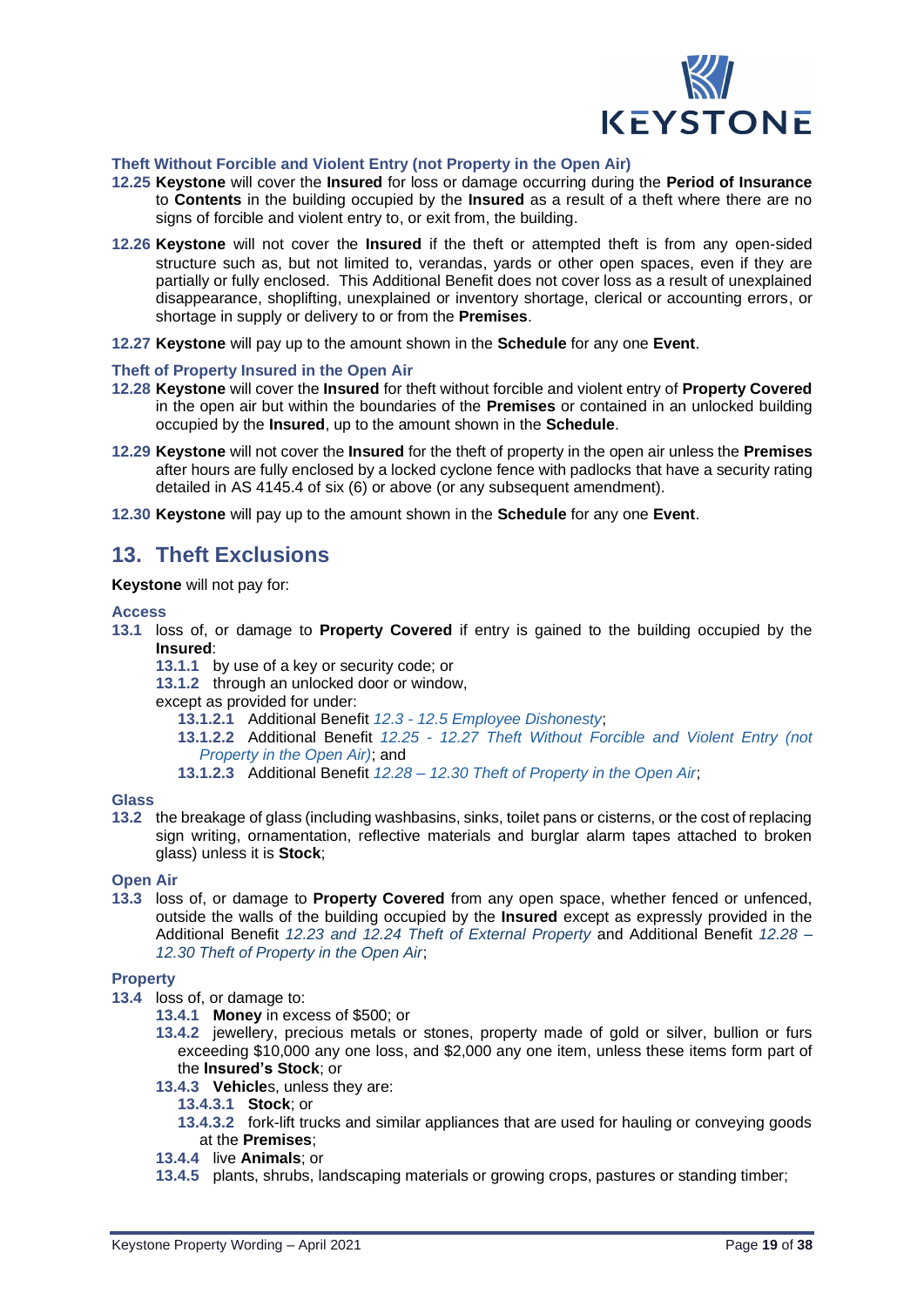### Theft Without Forcible and Violent Entry (not Property in the Open Air)

**12.25** **Keystone** will cover the **Insured** for loss or damage occurring during the **Period of Insurance** to **Contents** in the building occupied by the **Insured** as a result of a theft where there are no signs of forcible and violent entry to, or exit from, the building.

**12.26** **Keystone** will not cover the **Insured** if the theft or attempted theft is from any open-sided structure such as, but not limited to, verandas, yards or other open spaces, even if they are partially or fully enclosed. This Additional Benefit does not cover loss as a result of unexplained disappearance, shoplifting, unexplained or inventory shortage, clerical or accounting errors, or shortage in supply or delivery to or from the **Premises**.

**12.27** **Keystone** will pay up to the amount shown in the **Schedule** for any one **Event**.

### Theft of Property Insured in the Open Air

**12.28** **Keystone** will cover the **Insured** for theft without forcible and violent entry of **Property Covered** in the open air but within the boundaries of the **Premises** or contained in an unlocked building occupied by the **Insured**, up to the amount shown in the **Schedule**.

**12.29** **Keystone** will not cover the **Insured** for the theft of property in the open air unless the **Premises** after hours are fully enclosed by a locked cyclone fence with padlocks that have a security rating detailed in AS 4145.4 of six (6) or above (or any subsequent amendment).

**12.30** **Keystone** will pay up to the amount shown in the **Schedule** for any one **Event**.

## 13. Theft Exclusions

**Keystone** will not pay for:

### Access

**13.1** loss of, or damage to **Property Covered** if entry is gained to the building occupied by the **Insured**:

- **13.1.1** by use of a key or security code; or
- **13.1.2** through an unlocked door or window,

except as provided for under:

- **13.1.2.1** Additional Benefit *12.3 - 12.5 Employee Dishonesty*;
- **13.1.2.2** Additional Benefit *12.25 - 12.27 Theft Without Forcible and Violent Entry (not Property in the Open Air)*; and
- **13.1.2.3** Additional Benefit *12.28 – 12.30 Theft of Property in the Open Air*;

### Glass

**13.2** the breakage of glass (including washbasins, sinks, toilet pans or cisterns, or the cost of replacing sign writing, ornamentation, reflective materials and burglar alarm tapes attached to broken glass) unless it is **Stock**;

### Open Air

**13.3** loss of, or damage to **Property Covered** from any open space, whether fenced or unfenced, outside the walls of the building occupied by the **Insured** except as expressly provided in the Additional Benefit *12.23 and 12.24 Theft of External Property* and Additional Benefit *12.28 – 12.30 Theft of Property in the Open Air*;

### Property

**13.4** loss of, or damage to:

- **13.4.1** **Money** in excess of $500; or
- **13.4.2** jewellery, precious metals or stones, property made of gold or silver, bullion or furs exceeding $10,000 any one loss, and $2,000 any one item, unless these items form part of the **Insured's Stock**; or
- **13.4.3** **Vehicle**s, unless they are:
  - **13.4.3.1** **Stock**; or
  - **13.4.3.2** fork-lift trucks and similar appliances that are used for hauling or conveying goods at the **Premises**;
- **13.4.4** live **Animals**; or
- **13.4.5** plants, shrubs, landscaping materials or growing crops, pastures or standing timber;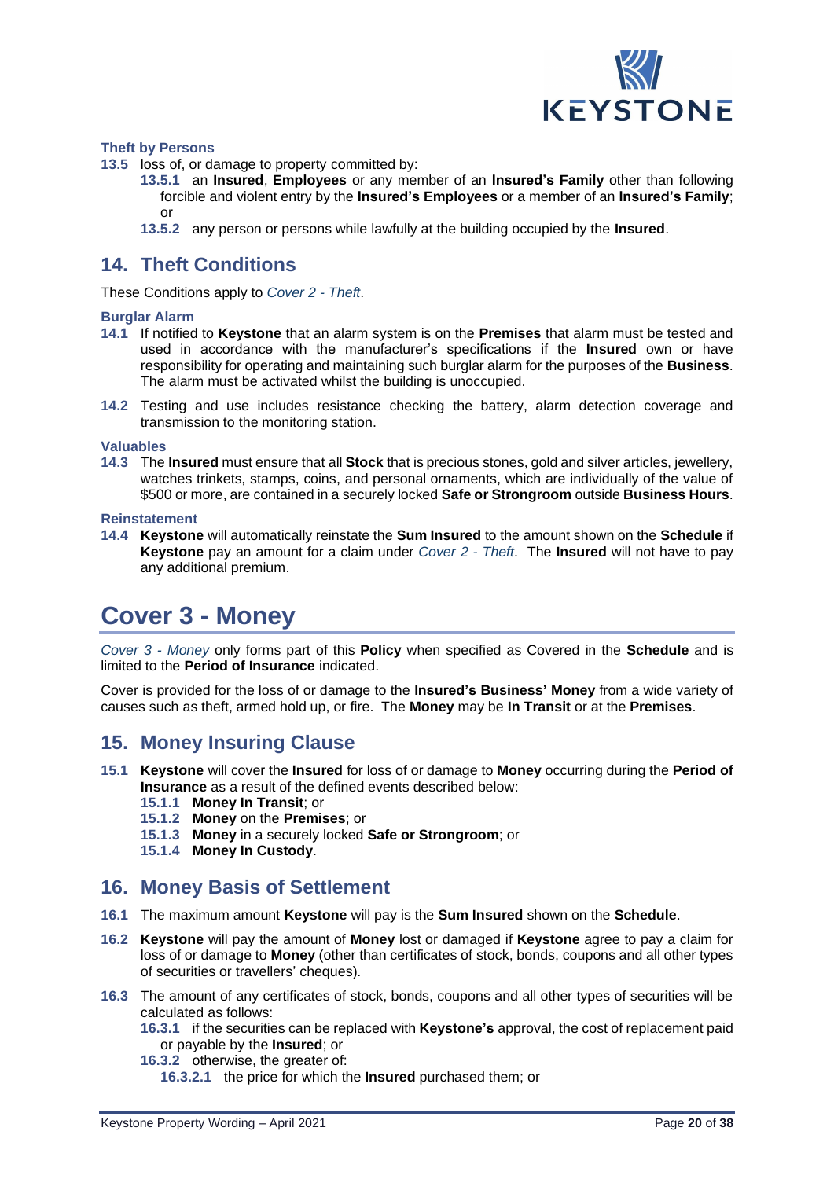### Theft by Persons

**13.5** loss of, or damage to property committed by:

- **13.5.1** an **Insured**, **Employees** or any member of an **Insured's Family** other than following forcible and violent entry by the **Insured's Employees** or a member of an **Insured's Family**; or
- **13.5.2** any person or persons while lawfully at the building occupied by the **Insured**.

## 14. Theft Conditions

These Conditions apply to *Cover 2 - Theft*.

### Burglar Alarm

**14.1** If notified to **Keystone** that an alarm system is on the **Premises** that alarm must be tested and used in accordance with the manufacturer's specifications if the **Insured** own or have responsibility for operating and maintaining such burglar alarm for the purposes of the **Business**. The alarm must be activated whilst the building is unoccupied.

**14.2** Testing and use includes resistance checking the battery, alarm detection coverage and transmission to the monitoring station.

### Valuables

**14.3** The **Insured** must ensure that all **Stock** that is precious stones, gold and silver articles, jewellery, watches trinkets, stamps, coins, and personal ornaments, which are individually of the value of $500 or more, are contained in a securely locked **Safe or Strongroom** outside **Business Hours**.

### Reinstatement

**14.4** **Keystone** will automatically reinstate the **Sum Insured** to the amount shown on the **Schedule** if **Keystone** pay an amount for a claim under *Cover 2 - Theft*. The **Insured** will not have to pay any additional premium.

# Cover 3 - Money

*Cover 3 - Money* only forms part of this **Policy** when specified as Covered in the **Schedule** and is limited to the **Period of Insurance** indicated.

Cover is provided for the loss of or damage to the **Insured's Business' Money** from a wide variety of causes such as theft, armed hold up, or fire. The **Money** may be **In Transit** or at the **Premises**.

## 15. Money Insuring Clause

**15.1** **Keystone** will cover the **Insured** for loss of or damage to **Money** occurring during the **Period of Insurance** as a result of the defined events described below:

- **15.1.1** **Money In Transit**; or
- **15.1.2** **Money** on the **Premises**; or
- **15.1.3** **Money** in a securely locked **Safe or Strongroom**; or
- **15.1.4** **Money In Custody**.

## 16. Money Basis of Settlement

**16.1** The maximum amount **Keystone** will pay is the **Sum Insured** shown on the **Schedule**.

**16.2** **Keystone** will pay the amount of **Money** lost or damaged if **Keystone** agree to pay a claim for loss of or damage to **Money** (other than certificates of stock, bonds, coupons and all other types of securities or travellers' cheques).

**16.3** The amount of any certificates of stock, bonds, coupons and all other types of securities will be calculated as follows:

- **16.3.1** if the securities can be replaced with **Keystone's** approval, the cost of replacement paid or payable by the **Insured**; or
- **16.3.2** otherwise, the greater of:
  - **16.3.2.1** the price for which the **Insured** purchased them; or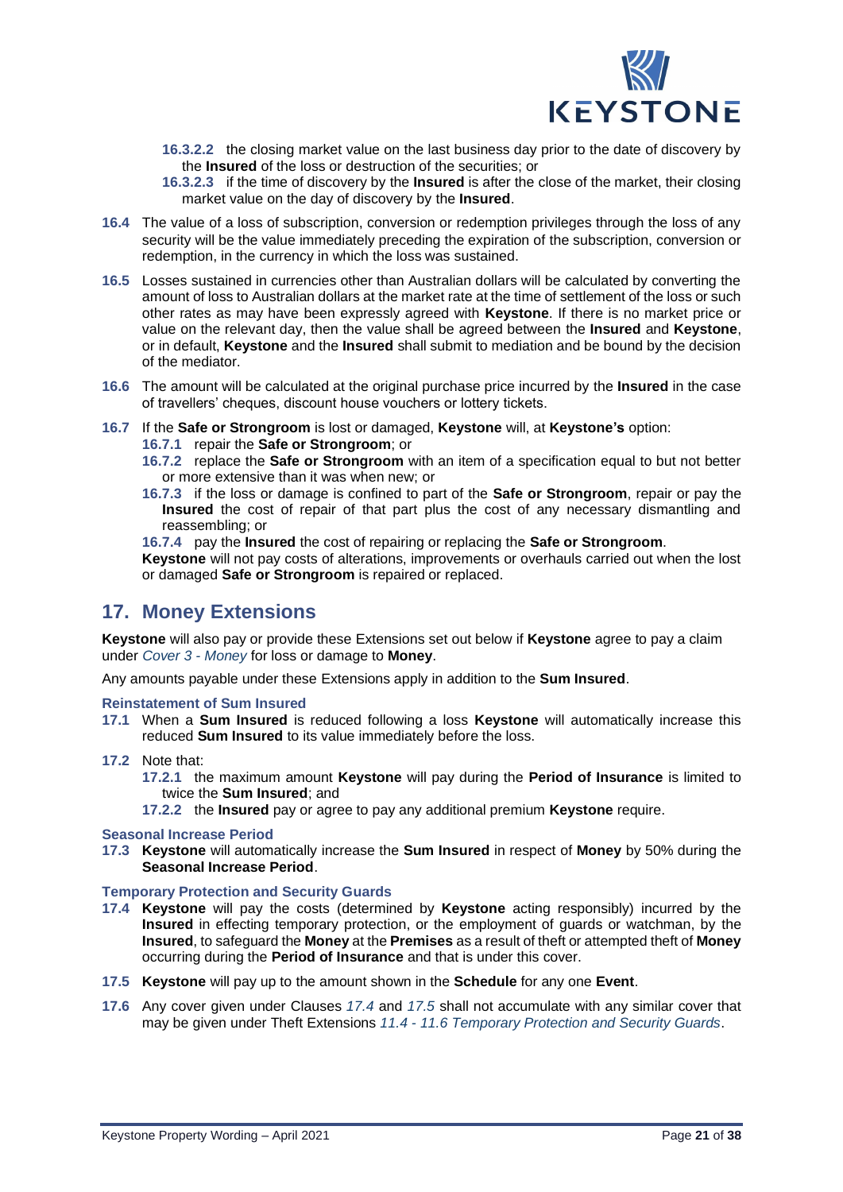**16.3.2.2** the closing market value on the last business day prior to the date of discovery by the **Insured** of the loss or destruction of the securities; or

**16.3.2.3** if the time of discovery by the **Insured** is after the close of the market, their closing market value on the day of discovery by the **Insured**.

**16.4** The value of a loss of subscription, conversion or redemption privileges through the loss of any security will be the value immediately preceding the expiration of the subscription, conversion or redemption, in the currency in which the loss was sustained.

**16.5** Losses sustained in currencies other than Australian dollars will be calculated by converting the amount of loss to Australian dollars at the market rate at the time of settlement of the loss or such other rates as may have been expressly agreed with **Keystone**. If there is no market price or value on the relevant day, then the value shall be agreed between the **Insured** and **Keystone**, or in default, **Keystone** and the **Insured** shall submit to mediation and be bound by the decision of the mediator.

**16.6** The amount will be calculated at the original purchase price incurred by the **Insured** in the case of travellers' cheques, discount house vouchers or lottery tickets.

**16.7** If the **Safe or Strongroom** is lost or damaged, **Keystone** will, at **Keystone's** option:

**16.7.1** repair the **Safe or Strongroom**; or

**16.7.2** replace the **Safe or Strongroom** with an item of a specification equal to but not better or more extensive than it was when new; or

**16.7.3** if the loss or damage is confined to part of the **Safe or Strongroom**, repair or pay the **Insured** the cost of repair of that part plus the cost of any necessary dismantling and reassembling; or

**16.7.4** pay the **Insured** the cost of repairing or replacing the **Safe or Strongroom**.

**Keystone** will not pay costs of alterations, improvements or overhauls carried out when the lost or damaged **Safe or Strongroom** is repaired or replaced.

## 17. Money Extensions

**Keystone** will also pay or provide these Extensions set out below if **Keystone** agree to pay a claim under *Cover 3 - Money* for loss or damage to **Money**.

Any amounts payable under these Extensions apply in addition to the **Sum Insured**.

### Reinstatement of Sum Insured

**17.1** When a **Sum Insured** is reduced following a loss **Keystone** will automatically increase this reduced **Sum Insured** to its value immediately before the loss.

**17.2** Note that:

**17.2.1** the maximum amount **Keystone** will pay during the **Period of Insurance** is limited to twice the **Sum Insured**; and

**17.2.2** the **Insured** pay or agree to pay any additional premium **Keystone** require.

### Seasonal Increase Period

**17.3** **Keystone** will automatically increase the **Sum Insured** in respect of **Money** by 50% during the **Seasonal Increase Period**.

### Temporary Protection and Security Guards

**17.4** **Keystone** will pay the costs (determined by **Keystone** acting responsibly) incurred by the **Insured** in effecting temporary protection, or the employment of guards or watchman, by the **Insured**, to safeguard the **Money** at the **Premises** as a result of theft or attempted theft of **Money** occurring during the **Period of Insurance** and that is under this cover.

**17.5** **Keystone** will pay up to the amount shown in the **Schedule** for any one **Event**.

**17.6** Any cover given under Clauses *17.4* and *17.5* shall not accumulate with any similar cover that may be given under Theft Extensions *11.4 - 11.6 Temporary Protection and Security Guards*.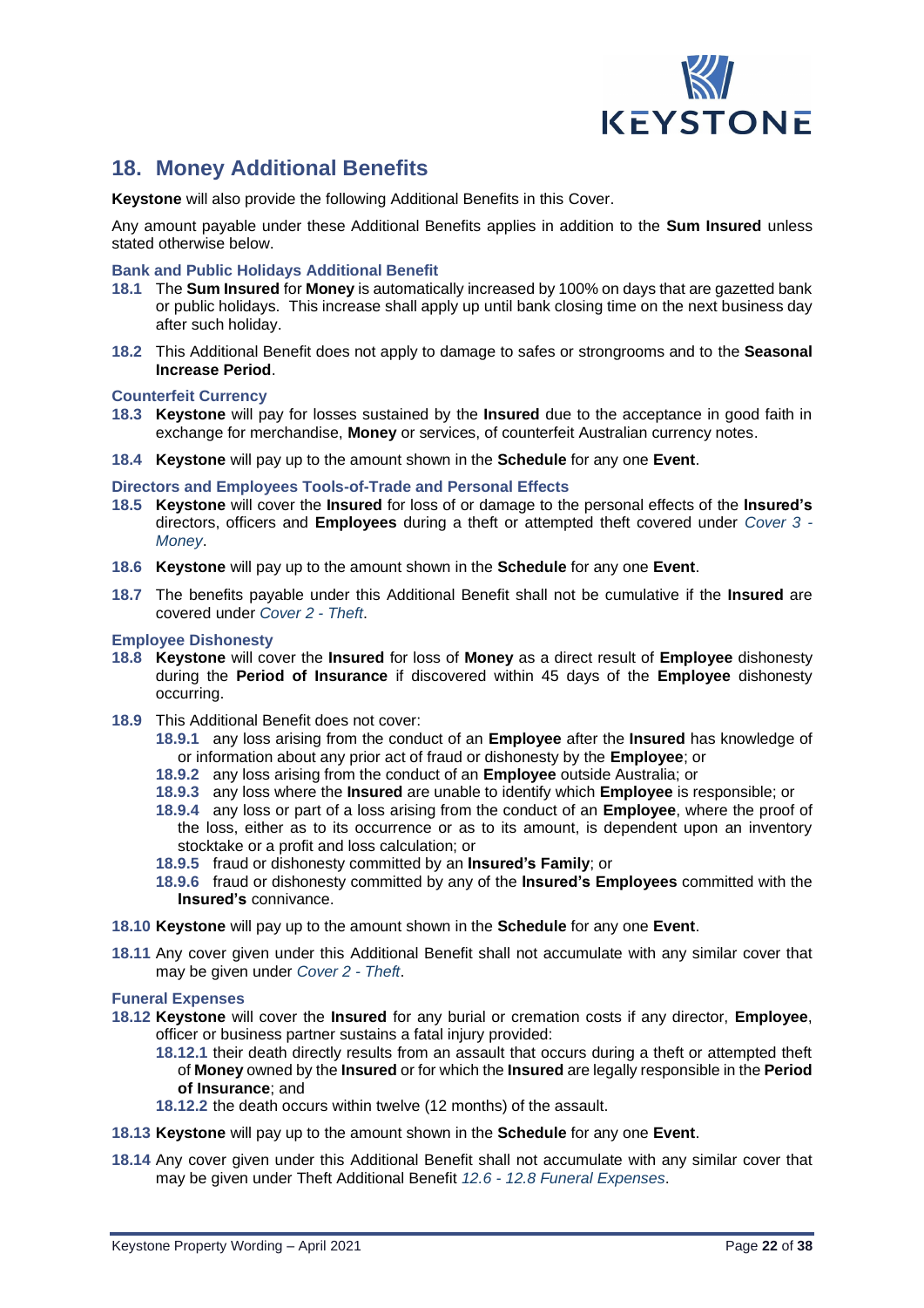## 18. Money Additional Benefits

**Keystone** will also provide the following Additional Benefits in this Cover.

Any amount payable under these Additional Benefits applies in addition to the **Sum Insured** unless stated otherwise below.

### Bank and Public Holidays Additional Benefit

**18.1** The **Sum Insured** for **Money** is automatically increased by 100% on days that are gazetted bank or public holidays. This increase shall apply up until bank closing time on the next business day after such holiday.

**18.2** This Additional Benefit does not apply to damage to safes or strongrooms and to the **Seasonal Increase Period**.

### Counterfeit Currency

**18.3** **Keystone** will pay for losses sustained by the **Insured** due to the acceptance in good faith in exchange for merchandise, **Money** or services, of counterfeit Australian currency notes.

**18.4** **Keystone** will pay up to the amount shown in the **Schedule** for any one **Event**.

### Directors and Employees Tools-of-Trade and Personal Effects

**18.5** **Keystone** will cover the **Insured** for loss of or damage to the personal effects of the **Insured's** directors, officers and **Employees** during a theft or attempted theft covered under *Cover 3 - Money*.

**18.6** **Keystone** will pay up to the amount shown in the **Schedule** for any one **Event**.

**18.7** The benefits payable under this Additional Benefit shall not be cumulative if the **Insured** are covered under *Cover 2 - Theft*.

### Employee Dishonesty

**18.8** **Keystone** will cover the **Insured** for loss of **Money** as a direct result of **Employee** dishonesty during the **Period of Insurance** if discovered within 45 days of the **Employee** dishonesty occurring.

**18.9** This Additional Benefit does not cover:

- **18.9.1** any loss arising from the conduct of an **Employee** after the **Insured** has knowledge of or information about any prior act of fraud or dishonesty by the **Employee**; or
- **18.9.2** any loss arising from the conduct of an **Employee** outside Australia; or
- **18.9.3** any loss where the **Insured** are unable to identify which **Employee** is responsible; or
- **18.9.4** any loss or part of a loss arising from the conduct of an **Employee**, where the proof of the loss, either as to its occurrence or as to its amount, is dependent upon an inventory stocktake or a profit and loss calculation; or
- **18.9.5** fraud or dishonesty committed by an **Insured's Family**; or
- **18.9.6** fraud or dishonesty committed by any of the **Insured's Employees** committed with the **Insured's** connivance.

**18.10** **Keystone** will pay up to the amount shown in the **Schedule** for any one **Event**.

**18.11** Any cover given under this Additional Benefit shall not accumulate with any similar cover that may be given under *Cover 2 - Theft*.

### Funeral Expenses

**18.12** **Keystone** will cover the **Insured** for any burial or cremation costs if any director, **Employee**, officer or business partner sustains a fatal injury provided:

- **18.12.1** their death directly results from an assault that occurs during a theft or attempted theft of **Money** owned by the **Insured** or for which the **Insured** are legally responsible in the **Period of Insurance**; and
- **18.12.2** the death occurs within twelve (12 months) of the assault.

**18.13** **Keystone** will pay up to the amount shown in the **Schedule** for any one **Event**.

**18.14** Any cover given under this Additional Benefit shall not accumulate with any similar cover that may be given under Theft Additional Benefit *12.6 - 12.8 Funeral Expenses*.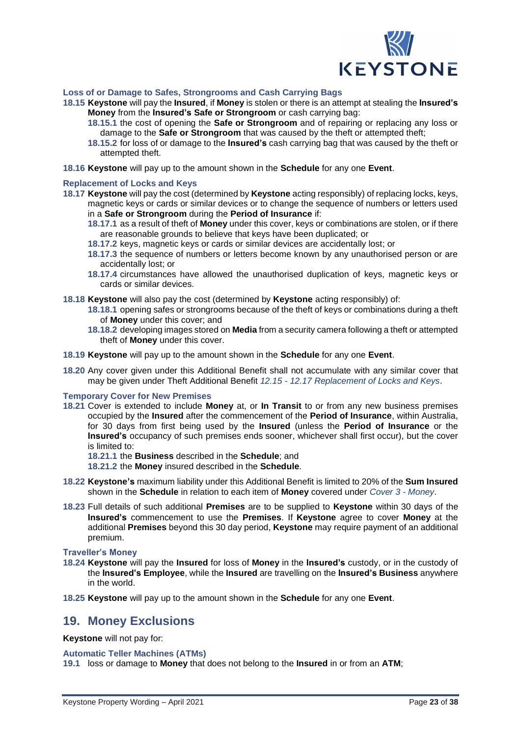### Loss of or Damage to Safes, Strongrooms and Cash Carrying Bags

**18.15** **Keystone** will pay the **Insured**, if **Money** is stolen or there is an attempt at stealing the **Insured's Money** from the **Insured's Safe or Strongroom** or cash carrying bag:

- **18.15.1** the cost of opening the **Safe or Strongroom** and of repairing or replacing any loss or damage to the **Safe or Strongroom** that was caused by the theft or attempted theft;
- **18.15.2** for loss of or damage to the **Insured's** cash carrying bag that was caused by the theft or attempted theft.

**18.16** **Keystone** will pay up to the amount shown in the **Schedule** for any one **Event**.

### Replacement of Locks and Keys

**18.17** **Keystone** will pay the cost (determined by **Keystone** acting responsibly) of replacing locks, keys, magnetic keys or cards or similar devices or to change the sequence of numbers or letters used in a **Safe or Strongroom** during the **Period of Insurance** if:

- **18.17.1** as a result of theft of **Money** under this cover, keys or combinations are stolen, or if there are reasonable grounds to believe that keys have been duplicated; or
- **18.17.2** keys, magnetic keys or cards or similar devices are accidentally lost; or
- **18.17.3** the sequence of numbers or letters become known by any unauthorised person or are accidentally lost; or
- **18.17.4** circumstances have allowed the unauthorised duplication of keys, magnetic keys or cards or similar devices.

**18.18** **Keystone** will also pay the cost (determined by **Keystone** acting responsibly) of:

- **18.18.1** opening safes or strongrooms because of the theft of keys or combinations during a theft of **Money** under this cover; and
- **18.18.2** developing images stored on **Media** from a security camera following a theft or attempted theft of **Money** under this cover.

**18.19** **Keystone** will pay up to the amount shown in the **Schedule** for any one **Event**.

**18.20** Any cover given under this Additional Benefit shall not accumulate with any similar cover that may be given under Theft Additional Benefit *12.15 - 12.17 Replacement of Locks and Keys*.

### Temporary Cover for New Premises

**18.21** Cover is extended to include **Money** at, or **In Transit** to or from any new business premises occupied by the **Insured** after the commencement of the **Period of Insurance**, within Australia, for 30 days from first being used by the **Insured** (unless the **Period of Insurance** or the **Insured's** occupancy of such premises ends sooner, whichever shall first occur), but the cover is limited to:

- **18.21.1** the **Business** described in the **Schedule**; and
- **18.21.2** the **Money** insured described in the **Schedule**.

**18.22** **Keystone's** maximum liability under this Additional Benefit is limited to 20% of the **Sum Insured** shown in the **Schedule** in relation to each item of **Money** covered under *Cover 3 - Money*.

**18.23** Full details of such additional **Premises** are to be supplied to **Keystone** within 30 days of the **Insured's** commencement to use the **Premises**. If **Keystone** agree to cover **Money** at the additional **Premises** beyond this 30 day period, **Keystone** may require payment of an additional premium.

### Traveller's Money

**18.24** **Keystone** will pay the **Insured** for loss of **Money** in the **Insured's** custody, or in the custody of the **Insured's Employee**, while the **Insured** are travelling on the **Insured's Business** anywhere in the world.

**18.25** **Keystone** will pay up to the amount shown in the **Schedule** for any one **Event**.

## 19. Money Exclusions

**Keystone** will not pay for:

### Automatic Teller Machines (ATMs)

**19.1** loss or damage to **Money** that does not belong to the **Insured** in or from an **ATM**;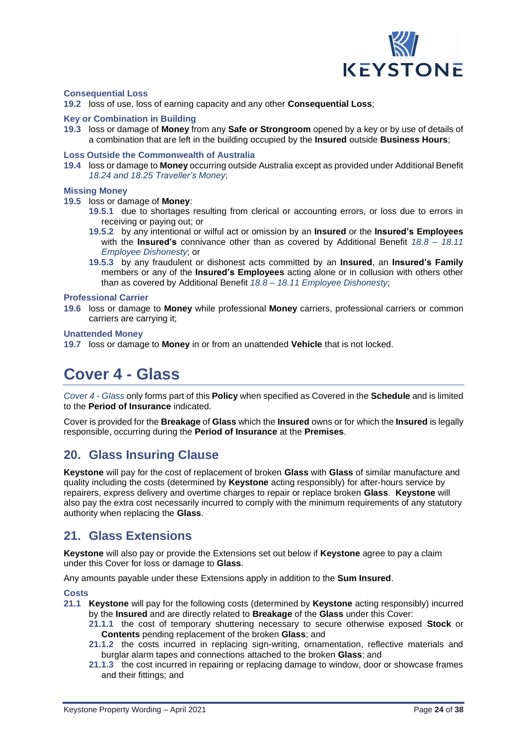### Consequential Loss

**19.2** loss of use, loss of earning capacity and any other **Consequential Loss**;

### Key or Combination in Building

**19.3** loss or damage of **Money** from any **Safe or Strongroom** opened by a key or by use of details of a combination that are left in the building occupied by the **Insured** outside **Business Hours**;

### Loss Outside the Commonwealth of Australia

**19.4** loss or damage to **Money** occurring outside Australia except as provided under Additional Benefit *18.24 and 18.25 Traveller's Money*;

### Missing Money

**19.5** loss or damage of **Money**:

- **19.5.1** due to shortages resulting from clerical or accounting errors, or loss due to errors in receiving or paying out; or
- **19.5.2** by any intentional or wilful act or omission by an **Insured** or the **Insured's Employees** with the **Insured's** connivance other than as covered by Additional Benefit *18.8 – 18.11 Employee Dishonesty*; or
- **19.5.3** by any fraudulent or dishonest acts committed by an **Insured**, an **Insured's Family** members or any of the **Insured's Employees** acting alone or in collusion with others other than as covered by Additional Benefit *18.8 – 18.11 Employee Dishonesty*;

### Professional Carrier

**19.6** loss or damage to **Money** while professional **Money** carriers, professional carriers or common carriers are carrying it;

### Unattended Money

**19.7** loss or damage to **Money** in or from an unattended **Vehicle** that is not locked.

# Cover 4 - Glass

*Cover 4 - Glass* only forms part of this **Policy** when specified as Covered in the **Schedule** and is limited to the **Period of Insurance** indicated.

Cover is provided for the **Breakage** of **Glass** which the **Insured** owns or for which the **Insured** is legally responsible, occurring during the **Period of Insurance** at the **Premises**.

## 20. Glass Insuring Clause

**Keystone** will pay for the cost of replacement of broken **Glass** with **Glass** of similar manufacture and quality including the costs (determined by **Keystone** acting responsibly) for after-hours service by repairers, express delivery and overtime charges to repair or replace broken **Glass**. **Keystone** will also pay the extra cost necessarily incurred to comply with the minimum requirements of any statutory authority when replacing the **Glass**.

## 21. Glass Extensions

**Keystone** will also pay or provide the Extensions set out below if **Keystone** agree to pay a claim under this Cover for loss or damage to **Glass**.

Any amounts payable under these Extensions apply in addition to the **Sum Insured**.

### Costs

**21.1** **Keystone** will pay for the following costs (determined by **Keystone** acting responsibly) incurred by the **Insured** and are directly related to **Breakage** of the **Glass** under this Cover:

- **21.1.1** the cost of temporary shuttering necessary to secure otherwise exposed **Stock** or **Contents** pending replacement of the broken **Glass**; and
- **21.1.2** the costs incurred in replacing sign-writing, ornamentation, reflective materials and burglar alarm tapes and connections attached to the broken **Glass**; and
- **21.1.3** the cost incurred in repairing or replacing damage to window, door or showcase frames and their fittings; and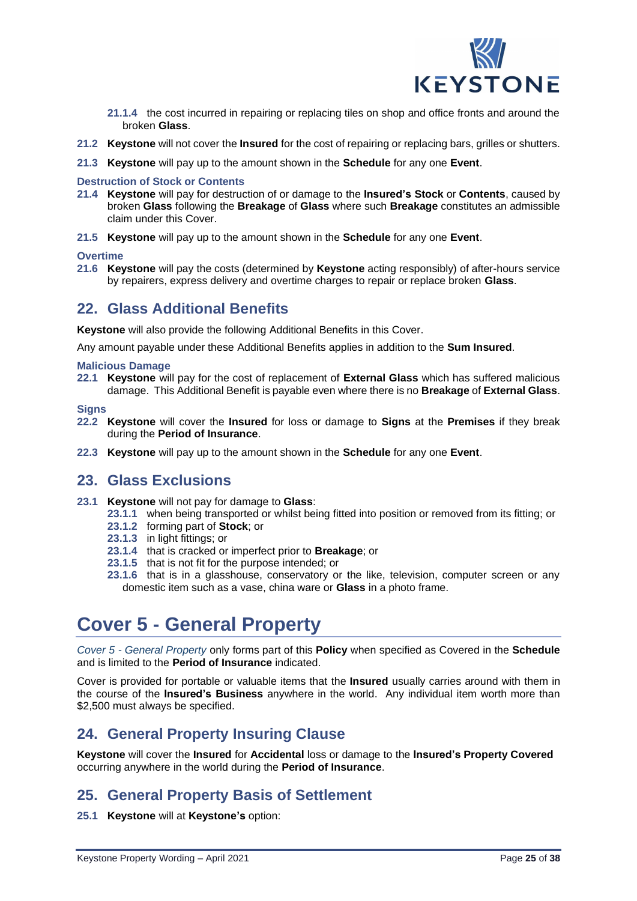**21.1.4** the cost incurred in repairing or replacing tiles on shop and office fronts and around the broken **Glass**.

**21.2** **Keystone** will not cover the **Insured** for the cost of repairing or replacing bars, grilles or shutters.

**21.3** **Keystone** will pay up to the amount shown in the **Schedule** for any one **Event**.

### Destruction of Stock or Contents

**21.4** **Keystone** will pay for destruction of or damage to the **Insured's Stock** or **Contents**, caused by broken **Glass** following the **Breakage** of **Glass** where such **Breakage** constitutes an admissible claim under this Cover.

**21.5** **Keystone** will pay up to the amount shown in the **Schedule** for any one **Event**.

### Overtime

**21.6** **Keystone** will pay the costs (determined by **Keystone** acting responsibly) of after-hours service by repairers, express delivery and overtime charges to repair or replace broken **Glass**.

## 22. Glass Additional Benefits

**Keystone** will also provide the following Additional Benefits in this Cover.

Any amount payable under these Additional Benefits applies in addition to the **Sum Insured**.

### Malicious Damage

**22.1** **Keystone** will pay for the cost of replacement of **External Glass** which has suffered malicious damage. This Additional Benefit is payable even where there is no **Breakage** of **External Glass**.

### Signs

**22.2** **Keystone** will cover the **Insured** for loss or damage to **Signs** at the **Premises** if they break during the **Period of Insurance**.

**22.3** **Keystone** will pay up to the amount shown in the **Schedule** for any one **Event**.

## 23. Glass Exclusions

**23.1** **Keystone** will not pay for damage to **Glass**:

- **23.1.1** when being transported or whilst being fitted into position or removed from its fitting; or
- **23.1.2** forming part of **Stock**; or
- **23.1.3** in light fittings; or
- **23.1.4** that is cracked or imperfect prior to **Breakage**; or
- **23.1.5** that is not fit for the purpose intended; or
- **23.1.6** that is in a glasshouse, conservatory or the like, television, computer screen or any domestic item such as a vase, china ware or **Glass** in a photo frame.

# Cover 5 - General Property

*Cover 5 - General Property* only forms part of this **Policy** when specified as Covered in the **Schedule** and is limited to the **Period of Insurance** indicated.

Cover is provided for portable or valuable items that the **Insured** usually carries around with them in the course of the **Insured's Business** anywhere in the world. Any individual item worth more than $2,500 must always be specified.

## 24. General Property Insuring Clause

**Keystone** will cover the **Insured** for **Accidental** loss or damage to the **Insured's Property Covered** occurring anywhere in the world during the **Period of Insurance**.

## 25. General Property Basis of Settlement

**25.1** **Keystone** will at **Keystone's** option: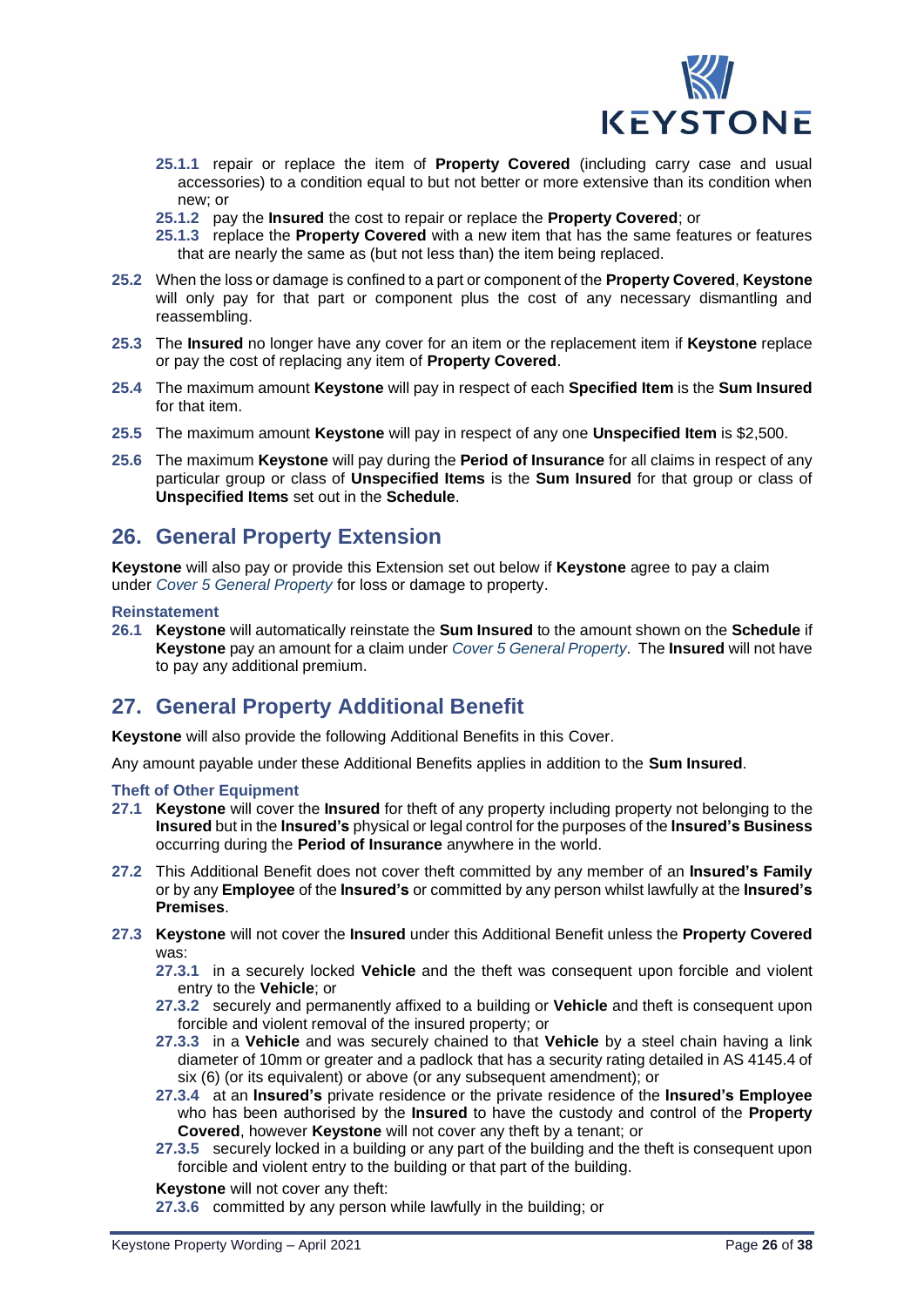**25.1.1** repair or replace the item of **Property Covered** (including carry case and usual accessories) to a condition equal to but not better or more extensive than its condition when new; or

**25.1.2** pay the **Insured** the cost to repair or replace the **Property Covered**; or

**25.1.3** replace the **Property Covered** with a new item that has the same features or features that are nearly the same as (but not less than) the item being replaced.

**25.2** When the loss or damage is confined to a part or component of the **Property Covered**, **Keystone** will only pay for that part or component plus the cost of any necessary dismantling and reassembling.

**25.3** The **Insured** no longer have any cover for an item or the replacement item if **Keystone** replace or pay the cost of replacing any item of **Property Covered**.

**25.4** The maximum amount **Keystone** will pay in respect of each **Specified Item** is the **Sum Insured** for that item.

**25.5** The maximum amount **Keystone** will pay in respect of any one **Unspecified Item** is $2,500.

**25.6** The maximum **Keystone** will pay during the **Period of Insurance** for all claims in respect of any particular group or class of **Unspecified Items** is the **Sum Insured** for that group or class of **Unspecified Items** set out in the **Schedule**.

## 26. General Property Extension

**Keystone** will also pay or provide this Extension set out below if **Keystone** agree to pay a claim under *Cover 5 General Property* for loss or damage to property.

### Reinstatement

**26.1** **Keystone** will automatically reinstate the **Sum Insured** to the amount shown on the **Schedule** if **Keystone** pay an amount for a claim under *Cover 5 General Property*. The **Insured** will not have to pay any additional premium.

## 27. General Property Additional Benefit

**Keystone** will also provide the following Additional Benefits in this Cover.

Any amount payable under these Additional Benefits applies in addition to the **Sum Insured**.

### Theft of Other Equipment

**27.1** **Keystone** will cover the **Insured** for theft of any property including property not belonging to the **Insured** but in the **Insured's** physical or legal control for the purposes of the **Insured's Business** occurring during the **Period of Insurance** anywhere in the world.

**27.2** This Additional Benefit does not cover theft committed by any member of an **Insured's Family** or by any **Employee** of the **Insured's** or committed by any person whilst lawfully at the **Insured's Premises**.

**27.3** **Keystone** will not cover the **Insured** under this Additional Benefit unless the **Property Covered** was:

**27.3.1** in a securely locked **Vehicle** and the theft was consequent upon forcible and violent entry to the **Vehicle**; or

**27.3.2** securely and permanently affixed to a building or **Vehicle** and theft is consequent upon forcible and violent removal of the insured property; or

**27.3.3** in a **Vehicle** and was securely chained to that **Vehicle** by a steel chain having a link diameter of 10mm or greater and a padlock that has a security rating detailed in AS 4145.4 of six (6) (or its equivalent) or above (or any subsequent amendment); or

**27.3.4** at an **Insured's** private residence or the private residence of the **Insured's Employee** who has been authorised by the **Insured** to have the custody and control of the **Property Covered**, however **Keystone** will not cover any theft by a tenant; or

**27.3.5** securely locked in a building or any part of the building and the theft is consequent upon forcible and violent entry to the building or that part of the building.

**Keystone** will not cover any theft:

**27.3.6** committed by any person while lawfully in the building; or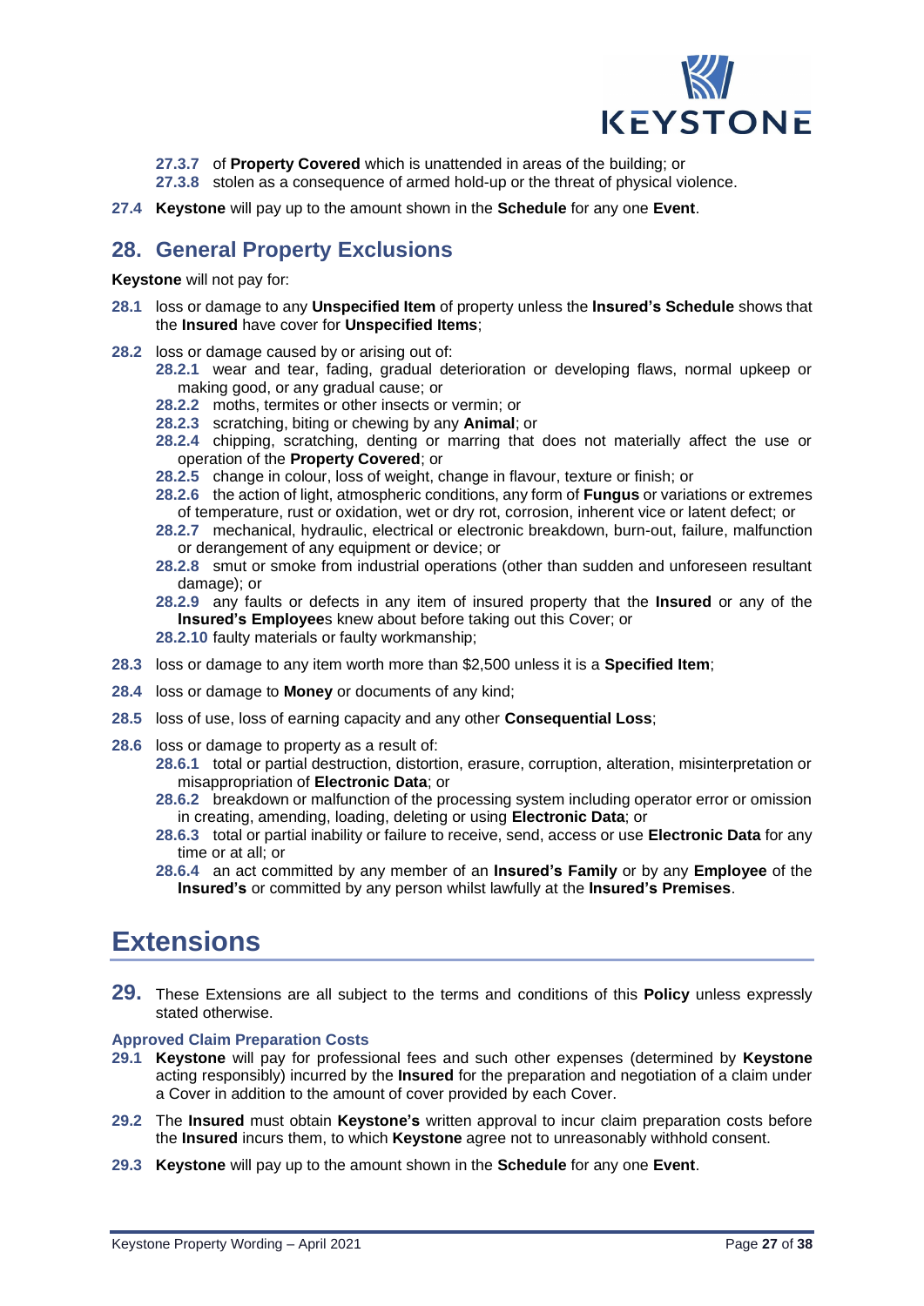**27.3.7** of **Property Covered** which is unattended in areas of the building; or

**27.3.8** stolen as a consequence of armed hold-up or the threat of physical violence.

**27.4** **Keystone** will pay up to the amount shown in the **Schedule** for any one **Event**.

## 28. General Property Exclusions

**Keystone** will not pay for:

**28.1** loss or damage to any **Unspecified Item** of property unless the **Insured's Schedule** shows that the **Insured** have cover for **Unspecified Items**;

**28.2** loss or damage caused by or arising out of:

- **28.2.1** wear and tear, fading, gradual deterioration or developing flaws, normal upkeep or making good, or any gradual cause; or
- **28.2.2** moths, termites or other insects or vermin; or
- **28.2.3** scratching, biting or chewing by any **Animal**; or
- **28.2.4** chipping, scratching, denting or marring that does not materially affect the use or operation of the **Property Covered**; or
- **28.2.5** change in colour, loss of weight, change in flavour, texture or finish; or
- **28.2.6** the action of light, atmospheric conditions, any form of **Fungus** or variations or extremes of temperature, rust or oxidation, wet or dry rot, corrosion, inherent vice or latent defect; or
- **28.2.7** mechanical, hydraulic, electrical or electronic breakdown, burn-out, failure, malfunction or derangement of any equipment or device; or
- **28.2.8** smut or smoke from industrial operations (other than sudden and unforeseen resultant damage); or
- **28.2.9** any faults or defects in any item of insured property that the **Insured** or any of the **Insured's Employee**s knew about before taking out this Cover; or
- **28.2.10** faulty materials or faulty workmanship;

**28.3** loss or damage to any item worth more than $2,500 unless it is a **Specified Item**;

**28.4** loss or damage to **Money** or documents of any kind;

**28.5** loss of use, loss of earning capacity and any other **Consequential Loss**;

**28.6** loss or damage to property as a result of:

- **28.6.1** total or partial destruction, distortion, erasure, corruption, alteration, misinterpretation or misappropriation of **Electronic Data**; or
- **28.6.2** breakdown or malfunction of the processing system including operator error or omission in creating, amending, loading, deleting or using **Electronic Data**; or
- **28.6.3** total or partial inability or failure to receive, send, access or use **Electronic Data** for any time or at all; or
- **28.6.4** an act committed by any member of an **Insured's Family** or by any **Employee** of the **Insured's** or committed by any person whilst lawfully at the **Insured's Premises**.

# Extensions

**29.** These Extensions are all subject to the terms and conditions of this **Policy** unless expressly stated otherwise.

### Approved Claim Preparation Costs

**29.1** **Keystone** will pay for professional fees and such other expenses (determined by **Keystone** acting responsibly) incurred by the **Insured** for the preparation and negotiation of a claim under a Cover in addition to the amount of cover provided by each Cover.

**29.2** The **Insured** must obtain **Keystone's** written approval to incur claim preparation costs before the **Insured** incurs them, to which **Keystone** agree not to unreasonably withhold consent.

**29.3** **Keystone** will pay up to the amount shown in the **Schedule** for any one **Event**.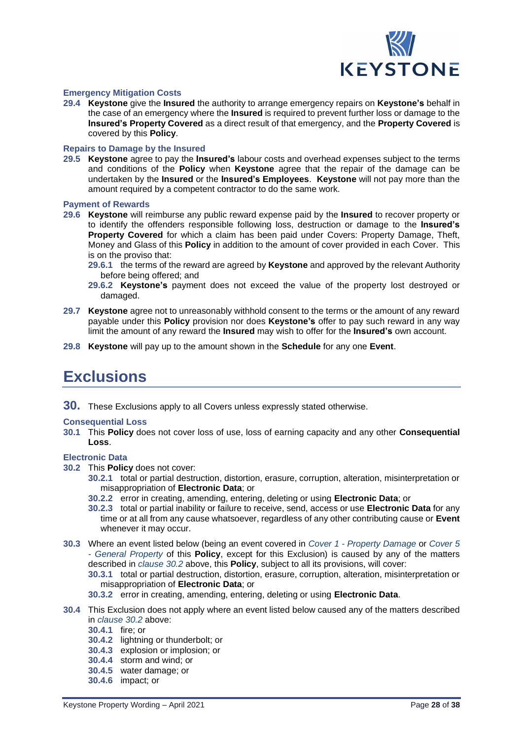#### Emergency Mitigation Costs

**29.4** **Keystone** give the **Insured** the authority to arrange emergency repairs on **Keystone's** behalf in the case of an emergency where the **Insured** is required to prevent further loss or damage to the **Insured's Property Covered** as a direct result of that emergency, and the **Property Covered** is covered by this **Policy**.

#### Repairs to Damage by the Insured

**29.5** **Keystone** agree to pay the **Insured's** labour costs and overhead expenses subject to the terms and conditions of the **Policy** when **Keystone** agree that the repair of the damage can be undertaken by the **Insured** or the **Insured's Employees**. **Keystone** will not pay more than the amount required by a competent contractor to do the same work.

#### Payment of Rewards

**29.6** **Keystone** will reimburse any public reward expense paid by the **Insured** to recover property or to identify the offenders responsible following loss, destruction or damage to the **Insured's Property Covered** for which a claim has been paid under Covers: Property Damage, Theft, Money and Glass of this **Policy** in addition to the amount of cover provided in each Cover. This is on the proviso that:

- **29.6.1** the terms of the reward are agreed by **Keystone** and approved by the relevant Authority before being offered; and
- **29.6.2** **Keystone's** payment does not exceed the value of the property lost destroyed or damaged.

**29.7** **Keystone** agree not to unreasonably withhold consent to the terms or the amount of any reward payable under this **Policy** provision nor does **Keystone's** offer to pay such reward in any way limit the amount of any reward the **Insured** may wish to offer for the **Insured's** own account.

**29.8** **Keystone** will pay up to the amount shown in the **Schedule** for any one **Event**.

# Exclusions

**30.** These Exclusions apply to all Covers unless expressly stated otherwise.

#### Consequential Loss

**30.1** This **Policy** does not cover loss of use, loss of earning capacity and any other **Consequential Loss**.

#### Electronic Data

**30.2** This **Policy** does not cover:

- **30.2.1** total or partial destruction, distortion, erasure, corruption, alteration, misinterpretation or misappropriation of **Electronic Data**; or
- **30.2.2** error in creating, amending, entering, deleting or using **Electronic Data**; or
- **30.2.3** total or partial inability or failure to receive, send, access or use **Electronic Data** for any time or at all from any cause whatsoever, regardless of any other contributing cause or **Event** whenever it may occur.

**30.3** Where an event listed below (being an event covered in *Cover 1 - Property Damage* or *Cover 5 - General Property* of this **Policy**, except for this Exclusion) is caused by any of the matters described in *clause 30.2* above, this **Policy**, subject to all its provisions, will cover:

- **30.3.1** total or partial destruction, distortion, erasure, corruption, alteration, misinterpretation or misappropriation of **Electronic Data**; or
- **30.3.2** error in creating, amending, entering, deleting or using **Electronic Data**.

**30.4** This Exclusion does not apply where an event listed below caused any of the matters described in *clause 30.2* above:

- **30.4.1** fire; or
- **30.4.2** lightning or thunderbolt; or
- **30.4.3** explosion or implosion; or
- **30.4.4** storm and wind; or
- **30.4.5** water damage; or
- **30.4.6** impact; or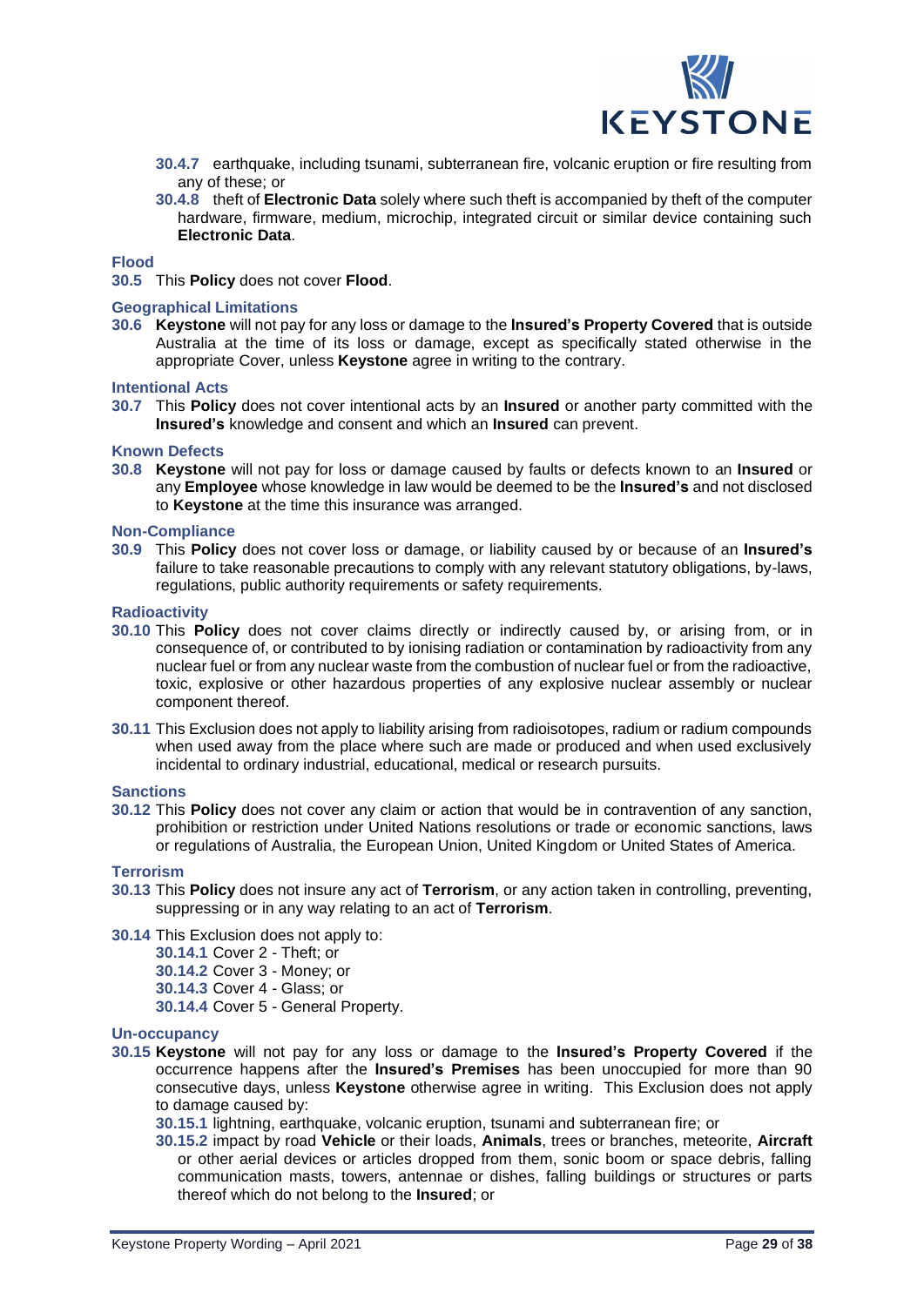**30.4.7** earthquake, including tsunami, subterranean fire, volcanic eruption or fire resulting from any of these; or

**30.4.8** theft of **Electronic Data** solely where such theft is accompanied by theft of the computer hardware, firmware, medium, microchip, integrated circuit or similar device containing such **Electronic Data**.

### Flood

**30.5** This **Policy** does not cover **Flood**.

### Geographical Limitations

**30.6** **Keystone** will not pay for any loss or damage to the **Insured's Property Covered** that is outside Australia at the time of its loss or damage, except as specifically stated otherwise in the appropriate Cover, unless **Keystone** agree in writing to the contrary.

### Intentional Acts

**30.7** This **Policy** does not cover intentional acts by an **Insured** or another party committed with the **Insured's** knowledge and consent and which an **Insured** can prevent.

### Known Defects

**30.8** **Keystone** will not pay for loss or damage caused by faults or defects known to an **Insured** or any **Employee** whose knowledge in law would be deemed to be the **Insured's** and not disclosed to **Keystone** at the time this insurance was arranged.

### Non-Compliance

**30.9** This **Policy** does not cover loss or damage, or liability caused by or because of an **Insured's** failure to take reasonable precautions to comply with any relevant statutory obligations, by-laws, regulations, public authority requirements or safety requirements.

### Radioactivity

**30.10** This **Policy** does not cover claims directly or indirectly caused by, or arising from, or in consequence of, or contributed to by ionising radiation or contamination by radioactivity from any nuclear fuel or from any nuclear waste from the combustion of nuclear fuel or from the radioactive, toxic, explosive or other hazardous properties of any explosive nuclear assembly or nuclear component thereof.

**30.11** This Exclusion does not apply to liability arising from radioisotopes, radium or radium compounds when used away from the place where such are made or produced and when used exclusively incidental to ordinary industrial, educational, medical or research pursuits.

### Sanctions

**30.12** This **Policy** does not cover any claim or action that would be in contravention of any sanction, prohibition or restriction under United Nations resolutions or trade or economic sanctions, laws or regulations of Australia, the European Union, United Kingdom or United States of America.

### Terrorism

**30.13** This **Policy** does not insure any act of **Terrorism**, or any action taken in controlling, preventing, suppressing or in any way relating to an act of **Terrorism**.

**30.14** This Exclusion does not apply to:

**30.14.1** Cover 2 - Theft; or
**30.14.2** Cover 3 - Money; or
**30.14.3** Cover 4 - Glass; or
**30.14.4** Cover 5 - General Property.

### Un-occupancy

**30.15** **Keystone** will not pay for any loss or damage to the **Insured's Property Covered** if the occurrence happens after the **Insured's Premises** has been unoccupied for more than 90 consecutive days, unless **Keystone** otherwise agree in writing. This Exclusion does not apply to damage caused by:

**30.15.1** lightning, earthquake, volcanic eruption, tsunami and subterranean fire; or

**30.15.2** impact by road **Vehicle** or their loads, **Animals**, trees or branches, meteorite, **Aircraft** or other aerial devices or articles dropped from them, sonic boom or space debris, falling communication masts, towers, antennae or dishes, falling buildings or structures or parts thereof which do not belong to the **Insured**; or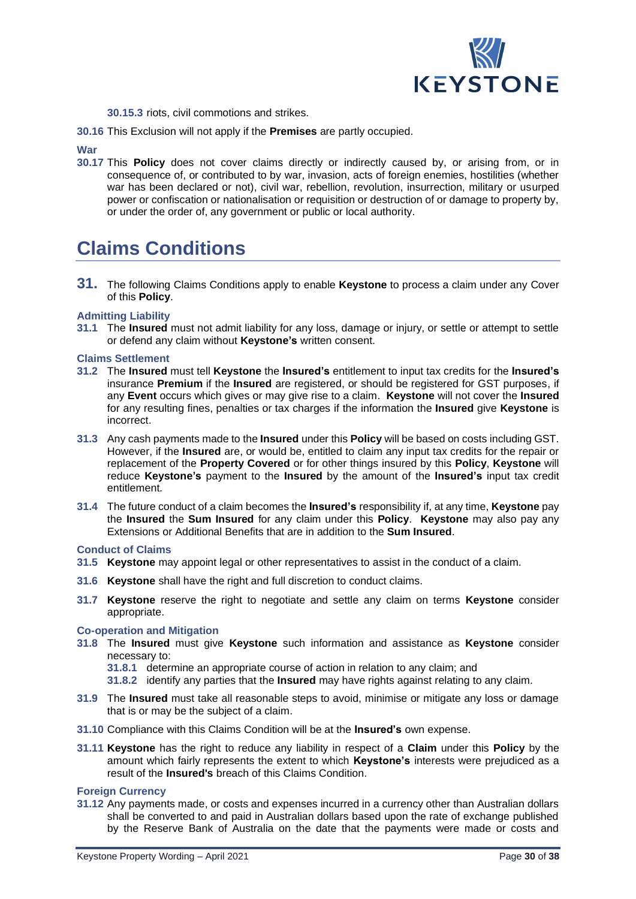**30.15.3** riots, civil commotions and strikes.

**30.16** This Exclusion will not apply if the **Premises** are partly occupied.

**War**

**30.17** This **Policy** does not cover claims directly or indirectly caused by, or arising from, or in consequence of, or contributed to by war, invasion, acts of foreign enemies, hostilities (whether war has been declared or not), civil war, rebellion, revolution, insurrection, military or usurped power or confiscation or nationalisation or requisition or destruction of or damage to property by, or under the order of, any government or public or local authority.

# Claims Conditions

**31.** The following Claims Conditions apply to enable **Keystone** to process a claim under any Cover of this **Policy**.

**Admitting Liability**

**31.1** The **Insured** must not admit liability for any loss, damage or injury, or settle or attempt to settle or defend any claim without **Keystone's** written consent.

**Claims Settlement**

**31.2** The **Insured** must tell **Keystone** the **Insured's** entitlement to input tax credits for the **Insured's** insurance **Premium** if the **Insured** are registered, or should be registered for GST purposes, if any **Event** occurs which gives or may give rise to a claim. **Keystone** will not cover the **Insured** for any resulting fines, penalties or tax charges if the information the **Insured** give **Keystone** is incorrect.

**31.3** Any cash payments made to the **Insured** under this **Policy** will be based on costs including GST. However, if the **Insured** are, or would be, entitled to claim any input tax credits for the repair or replacement of the **Property Covered** or for other things insured by this **Policy**, **Keystone** will reduce **Keystone's** payment to the **Insured** by the amount of the **Insured's** input tax credit entitlement.

**31.4** The future conduct of a claim becomes the **Insured's** responsibility if, at any time, **Keystone** pay the **Insured** the **Sum Insured** for any claim under this **Policy**. **Keystone** may also pay any Extensions or Additional Benefits that are in addition to the **Sum Insured**.

**Conduct of Claims**

**31.5** **Keystone** may appoint legal or other representatives to assist in the conduct of a claim.

**31.6** **Keystone** shall have the right and full discretion to conduct claims.

**31.7** **Keystone** reserve the right to negotiate and settle any claim on terms **Keystone** consider appropriate.

**Co-operation and Mitigation**

**31.8** The **Insured** must give **Keystone** such information and assistance as **Keystone** consider necessary to:

**31.8.1** determine an appropriate course of action in relation to any claim; and

**31.8.2** identify any parties that the **Insured** may have rights against relating to any claim.

**31.9** The **Insured** must take all reasonable steps to avoid, minimise or mitigate any loss or damage that is or may be the subject of a claim.

**31.10** Compliance with this Claims Condition will be at the **Insured's** own expense.

**31.11** **Keystone** has the right to reduce any liability in respect of a **Claim** under this **Policy** by the amount which fairly represents the extent to which **Keystone's** interests were prejudiced as a result of the **Insured's** breach of this Claims Condition.

**Foreign Currency**

**31.12** Any payments made, or costs and expenses incurred in a currency other than Australian dollars shall be converted to and paid in Australian dollars based upon the rate of exchange published by the Reserve Bank of Australia on the date that the payments were made or costs and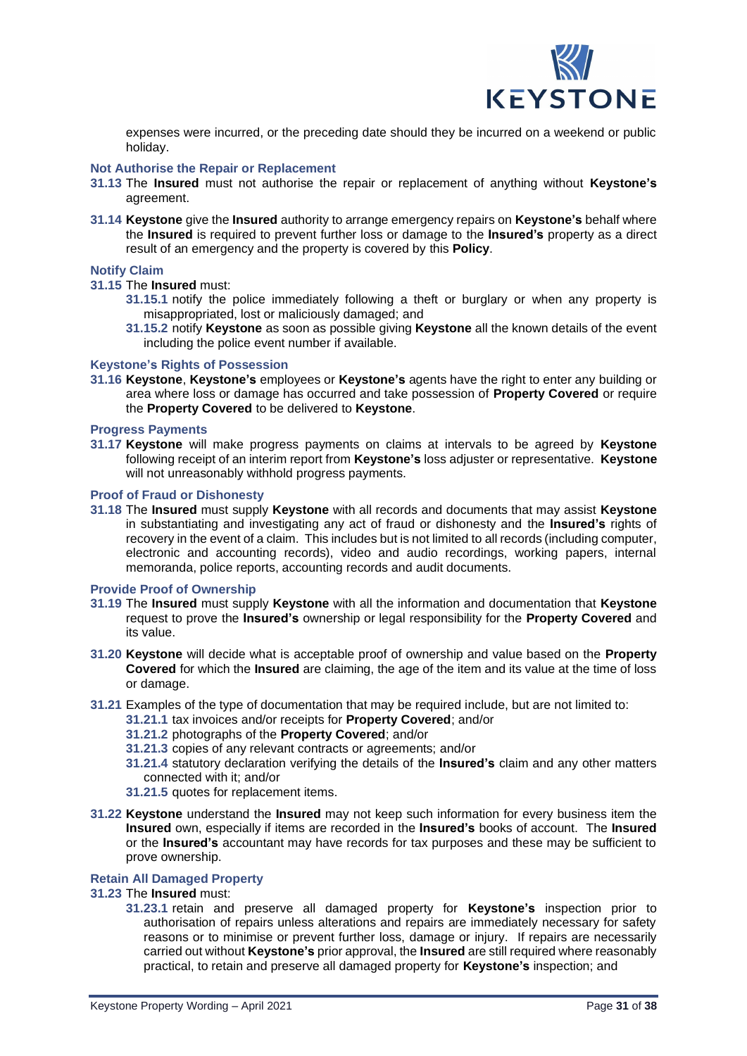expenses were incurred, or the preceding date should they be incurred on a weekend or public holiday.

### Not Authorise the Repair or Replacement

**31.13** The **Insured** must not authorise the repair or replacement of anything without **Keystone's** agreement.

**31.14** **Keystone** give the **Insured** authority to arrange emergency repairs on **Keystone's** behalf where the **Insured** is required to prevent further loss or damage to the **Insured's** property as a direct result of an emergency and the property is covered by this **Policy**.

### Notify Claim

**31.15** The **Insured** must:

- **31.15.1** notify the police immediately following a theft or burglary or when any property is misappropriated, lost or maliciously damaged; and
- **31.15.2** notify **Keystone** as soon as possible giving **Keystone** all the known details of the event including the police event number if available.

### Keystone's Rights of Possession

**31.16** **Keystone**, **Keystone's** employees or **Keystone's** agents have the right to enter any building or area where loss or damage has occurred and take possession of **Property Covered** or require the **Property Covered** to be delivered to **Keystone**.

### Progress Payments

**31.17** **Keystone** will make progress payments on claims at intervals to be agreed by **Keystone** following receipt of an interim report from **Keystone's** loss adjuster or representative. **Keystone** will not unreasonably withhold progress payments.

### Proof of Fraud or Dishonesty

**31.18** The **Insured** must supply **Keystone** with all records and documents that may assist **Keystone** in substantiating and investigating any act of fraud or dishonesty and the **Insured's** rights of recovery in the event of a claim. This includes but is not limited to all records (including computer, electronic and accounting records), video and audio recordings, working papers, internal memoranda, police reports, accounting records and audit documents.

### Provide Proof of Ownership

**31.19** The **Insured** must supply **Keystone** with all the information and documentation that **Keystone** request to prove the **Insured's** ownership or legal responsibility for the **Property Covered** and its value.

**31.20** **Keystone** will decide what is acceptable proof of ownership and value based on the **Property Covered** for which the **Insured** are claiming, the age of the item and its value at the time of loss or damage.

**31.21** Examples of the type of documentation that may be required include, but are not limited to:

- **31.21.1** tax invoices and/or receipts for **Property Covered**; and/or
- **31.21.2** photographs of the **Property Covered**; and/or
- **31.21.3** copies of any relevant contracts or agreements; and/or
- **31.21.4** statutory declaration verifying the details of the **Insured's** claim and any other matters connected with it; and/or
- **31.21.5** quotes for replacement items.

**31.22** **Keystone** understand the **Insured** may not keep such information for every business item the **Insured** own, especially if items are recorded in the **Insured's** books of account. The **Insured** or the **Insured's** accountant may have records for tax purposes and these may be sufficient to prove ownership.

### Retain All Damaged Property

**31.23** The **Insured** must:

- **31.23.1** retain and preserve all damaged property for **Keystone's** inspection prior to authorisation of repairs unless alterations and repairs are immediately necessary for safety reasons or to minimise or prevent further loss, damage or injury. If repairs are necessarily carried out without **Keystone's** prior approval, the **Insured** are still required where reasonably practical, to retain and preserve all damaged property for **Keystone's** inspection; and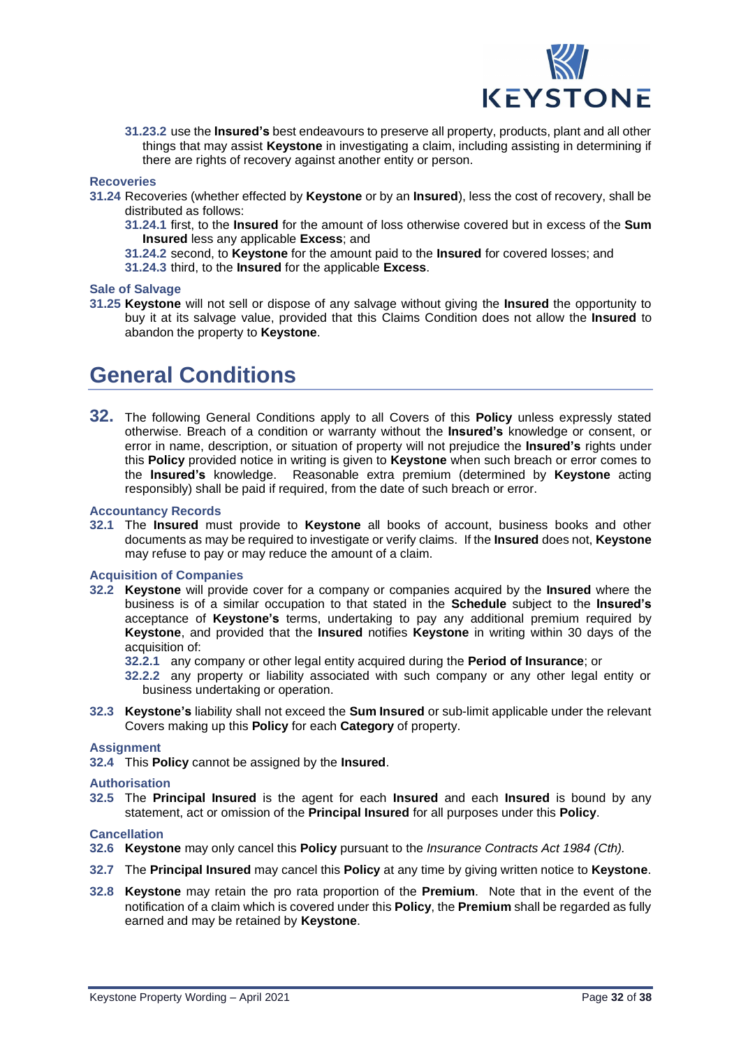**31.23.2** use the **Insured's** best endeavours to preserve all property, products, plant and all other things that may assist **Keystone** in investigating a claim, including assisting in determining if there are rights of recovery against another entity or person.

### Recoveries

**31.24** Recoveries (whether effected by **Keystone** or by an **Insured**), less the cost of recovery, shall be distributed as follows:

**31.24.1** first, to the **Insured** for the amount of loss otherwise covered but in excess of the **Sum Insured** less any applicable **Excess**; and

**31.24.2** second, to **Keystone** for the amount paid to the **Insured** for covered losses; and

**31.24.3** third, to the **Insured** for the applicable **Excess**.

### Sale of Salvage

**31.25** **Keystone** will not sell or dispose of any salvage without giving the **Insured** the opportunity to buy it at its salvage value, provided that this Claims Condition does not allow the **Insured** to abandon the property to **Keystone**.

# General Conditions

**32.** The following General Conditions apply to all Covers of this **Policy** unless expressly stated otherwise. Breach of a condition or warranty without the **Insured's** knowledge or consent, or error in name, description, or situation of property will not prejudice the **Insured's** rights under this **Policy** provided notice in writing is given to **Keystone** when such breach or error comes to the **Insured's** knowledge. Reasonable extra premium (determined by **Keystone** acting responsibly) shall be paid if required, from the date of such breach or error.

### Accountancy Records

**32.1** The **Insured** must provide to **Keystone** all books of account, business books and other documents as may be required to investigate or verify claims. If the **Insured** does not, **Keystone** may refuse to pay or may reduce the amount of a claim.

### Acquisition of Companies

**32.2** **Keystone** will provide cover for a company or companies acquired by the **Insured** where the business is of a similar occupation to that stated in the **Schedule** subject to the **Insured's** acceptance of **Keystone's** terms, undertaking to pay any additional premium required by **Keystone**, and provided that the **Insured** notifies **Keystone** in writing within 30 days of the acquisition of:

**32.2.1** any company or other legal entity acquired during the **Period of Insurance**; or

**32.2.2** any property or liability associated with such company or any other legal entity or business undertaking or operation.

**32.3** **Keystone's** liability shall not exceed the **Sum Insured** or sub-limit applicable under the relevant Covers making up this **Policy** for each **Category** of property.

### Assignment

**32.4** This **Policy** cannot be assigned by the **Insured**.

### Authorisation

**32.5** The **Principal Insured** is the agent for each **Insured** and each **Insured** is bound by any statement, act or omission of the **Principal Insured** for all purposes under this **Policy**.

### Cancellation

**32.6** **Keystone** may only cancel this **Policy** pursuant to the *Insurance Contracts Act 1984 (Cth).*

**32.7** The **Principal Insured** may cancel this **Policy** at any time by giving written notice to **Keystone**.

**32.8** **Keystone** may retain the pro rata proportion of the **Premium**. Note that in the event of the notification of a claim which is covered under this **Policy**, the **Premium** shall be regarded as fully earned and may be retained by **Keystone**.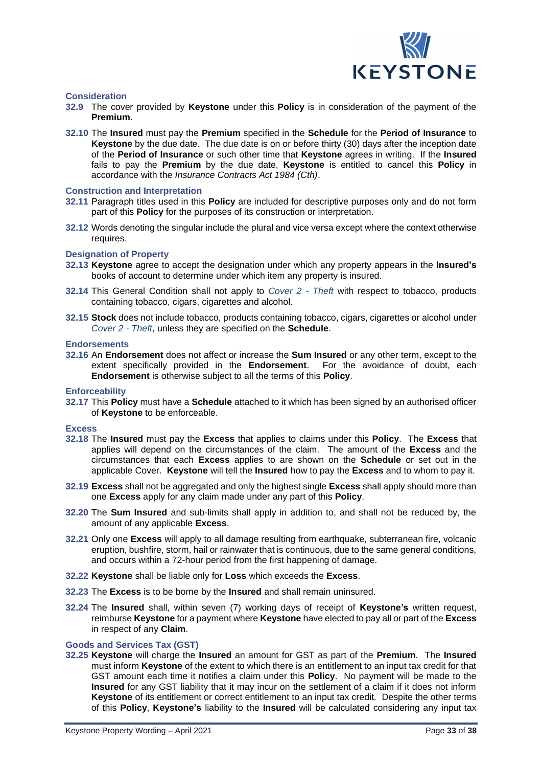### Consideration

**32.9** The cover provided by **Keystone** under this **Policy** is in consideration of the payment of the **Premium**.

**32.10** The **Insured** must pay the **Premium** specified in the **Schedule** for the **Period of Insurance** to **Keystone** by the due date. The due date is on or before thirty (30) days after the inception date of the **Period of Insurance** or such other time that **Keystone** agrees in writing. If the **Insured** fails to pay the **Premium** by the due date, **Keystone** is entitled to cancel this **Policy** in accordance with the *Insurance Contracts Act 1984 (Cth)*.

### Construction and Interpretation

**32.11** Paragraph titles used in this **Policy** are included for descriptive purposes only and do not form part of this **Policy** for the purposes of its construction or interpretation.

**32.12** Words denoting the singular include the plural and vice versa except where the context otherwise requires.

### Designation of Property

**32.13** **Keystone** agree to accept the designation under which any property appears in the **Insured's** books of account to determine under which item any property is insured.

**32.14** This General Condition shall not apply to *Cover 2 - Theft* with respect to tobacco, products containing tobacco, cigars, cigarettes and alcohol.

**32.15** **Stock** does not include tobacco, products containing tobacco, cigars, cigarettes or alcohol under *Cover 2 - Theft*, unless they are specified on the **Schedule**.

### Endorsements

**32.16** An **Endorsement** does not affect or increase the **Sum Insured** or any other term, except to the extent specifically provided in the **Endorsement**. For the avoidance of doubt, each **Endorsement** is otherwise subject to all the terms of this **Policy**.

### Enforceability

**32.17** This **Policy** must have a **Schedule** attached to it which has been signed by an authorised officer of **Keystone** to be enforceable.

### Excess

**32.18** The **Insured** must pay the **Excess** that applies to claims under this **Policy**. The **Excess** that applies will depend on the circumstances of the claim. The amount of the **Excess** and the circumstances that each **Excess** applies to are shown on the **Schedule** or set out in the applicable Cover. **Keystone** will tell the **Insured** how to pay the **Excess** and to whom to pay it.

**32.19** **Excess** shall not be aggregated and only the highest single **Excess** shall apply should more than one **Excess** apply for any claim made under any part of this **Policy**.

**32.20** The **Sum Insured** and sub-limits shall apply in addition to, and shall not be reduced by, the amount of any applicable **Excess**.

**32.21** Only one **Excess** will apply to all damage resulting from earthquake, subterranean fire, volcanic eruption, bushfire, storm, hail or rainwater that is continuous, due to the same general conditions, and occurs within a 72-hour period from the first happening of damage.

**32.22** **Keystone** shall be liable only for **Loss** which exceeds the **Excess**.

**32.23** The **Excess** is to be borne by the **Insured** and shall remain uninsured.

**32.24** The **Insured** shall, within seven (7) working days of receipt of **Keystone's** written request, reimburse **Keystone** for a payment where **Keystone** have elected to pay all or part of the **Excess** in respect of any **Claim**.

### Goods and Services Tax (GST)

**32.25** **Keystone** will charge the **Insured** an amount for GST as part of the **Premium**. The **Insured** must inform **Keystone** of the extent to which there is an entitlement to an input tax credit for that GST amount each time it notifies a claim under this **Policy**. No payment will be made to the **Insured** for any GST liability that it may incur on the settlement of a claim if it does not inform **Keystone** of its entitlement or correct entitlement to an input tax credit. Despite the other terms of this **Policy**, **Keystone's** liability to the **Insured** will be calculated considering any input tax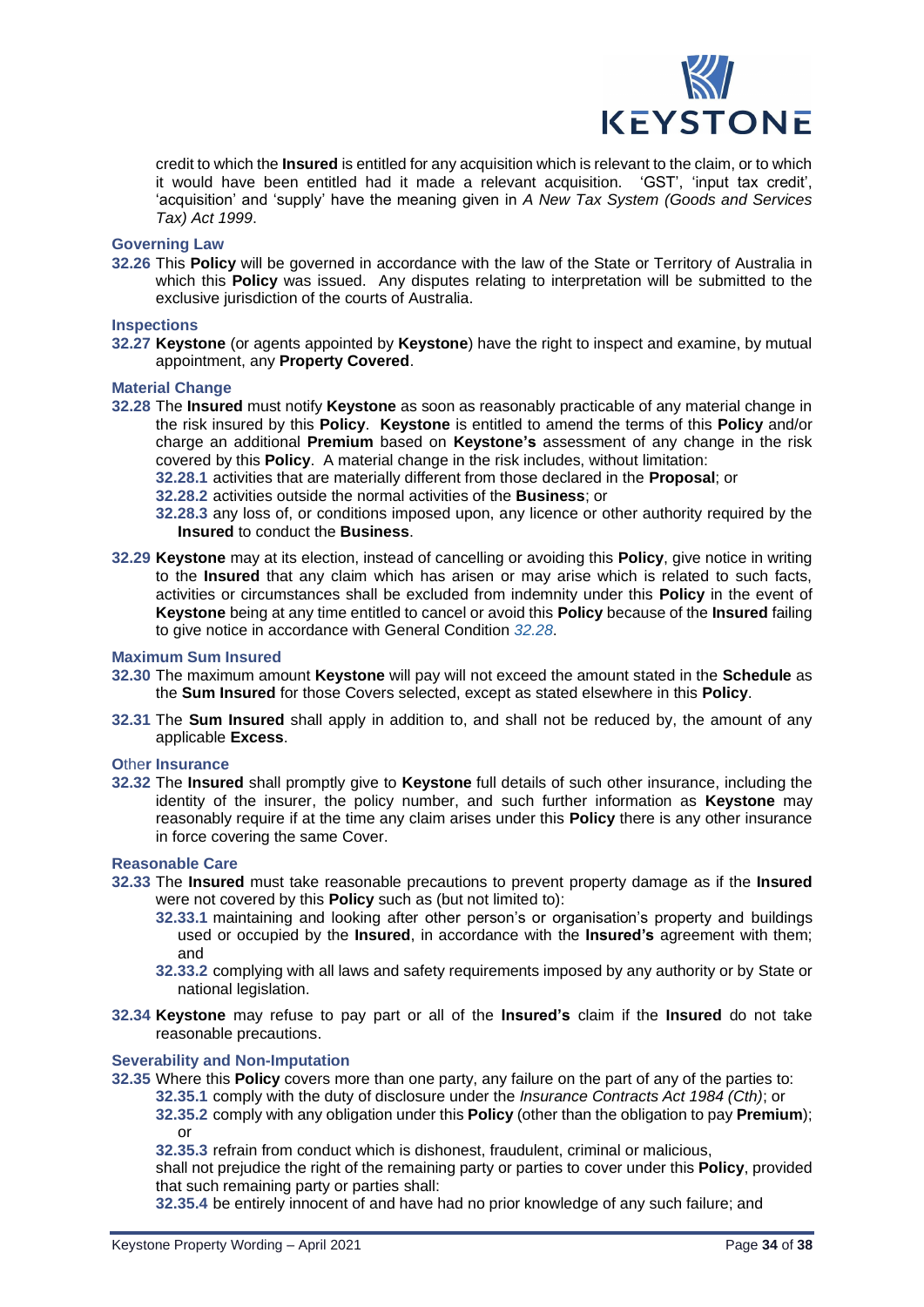credit to which the **Insured** is entitled for any acquisition which is relevant to the claim, or to which it would have been entitled had it made a relevant acquisition. 'GST', 'input tax credit', 'acquisition' and 'supply' have the meaning given in *A New Tax System (Goods and Services Tax) Act 1999*.

### Governing Law

**32.26** This **Policy** will be governed in accordance with the law of the State or Territory of Australia in which this **Policy** was issued. Any disputes relating to interpretation will be submitted to the exclusive jurisdiction of the courts of Australia.

### Inspections

**32.27** **Keystone** (or agents appointed by **Keystone**) have the right to inspect and examine, by mutual appointment, any **Property Covered**.

### Material Change

**32.28** The **Insured** must notify **Keystone** as soon as reasonably practicable of any material change in the risk insured by this **Policy**. **Keystone** is entitled to amend the terms of this **Policy** and/or charge an additional **Premium** based on **Keystone's** assessment of any change in the risk covered by this **Policy**. A material change in the risk includes, without limitation:

- **32.28.1** activities that are materially different from those declared in the **Proposal**; or
- **32.28.2** activities outside the normal activities of the **Business**; or
- **32.28.3** any loss of, or conditions imposed upon, any licence or other authority required by the **Insured** to conduct the **Business**.

**32.29** **Keystone** may at its election, instead of cancelling or avoiding this **Policy**, give notice in writing to the **Insured** that any claim which has arisen or may arise which is related to such facts, activities or circumstances shall be excluded from indemnity under this **Policy** in the event of **Keystone** being at any time entitled to cancel or avoid this **Policy** because of the **Insured** failing to give notice in accordance with General Condition *32.28*.

### Maximum Sum Insured

**32.30** The maximum amount **Keystone** will pay will not exceed the amount stated in the **Schedule** as the **Sum Insured** for those Covers selected, except as stated elsewhere in this **Policy**.

**32.31** The **Sum Insured** shall apply in addition to, and shall not be reduced by, the amount of any applicable **Excess**.

### Other Insurance

**32.32** The **Insured** shall promptly give to **Keystone** full details of such other insurance, including the identity of the insurer, the policy number, and such further information as **Keystone** may reasonably require if at the time any claim arises under this **Policy** there is any other insurance in force covering the same Cover.

### Reasonable Care

**32.33** The **Insured** must take reasonable precautions to prevent property damage as if the **Insured** were not covered by this **Policy** such as (but not limited to):

- **32.33.1** maintaining and looking after other person's or organisation's property and buildings used or occupied by the **Insured**, in accordance with the **Insured's** agreement with them; and
- **32.33.2** complying with all laws and safety requirements imposed by any authority or by State or national legislation.

**32.34** **Keystone** may refuse to pay part or all of the **Insured's** claim if the **Insured** do not take reasonable precautions.

### Severability and Non-Imputation

**32.35** Where this **Policy** covers more than one party, any failure on the part of any of the parties to:

- **32.35.1** comply with the duty of disclosure under the *Insurance Contracts Act 1984 (Cth)*; or
- **32.35.2** comply with any obligation under this **Policy** (other than the obligation to pay **Premium**); or
- **32.35.3** refrain from conduct which is dishonest, fraudulent, criminal or malicious,

shall not prejudice the right of the remaining party or parties to cover under this **Policy**, provided that such remaining party or parties shall:

- **32.35.4** be entirely innocent of and have had no prior knowledge of any such failure; and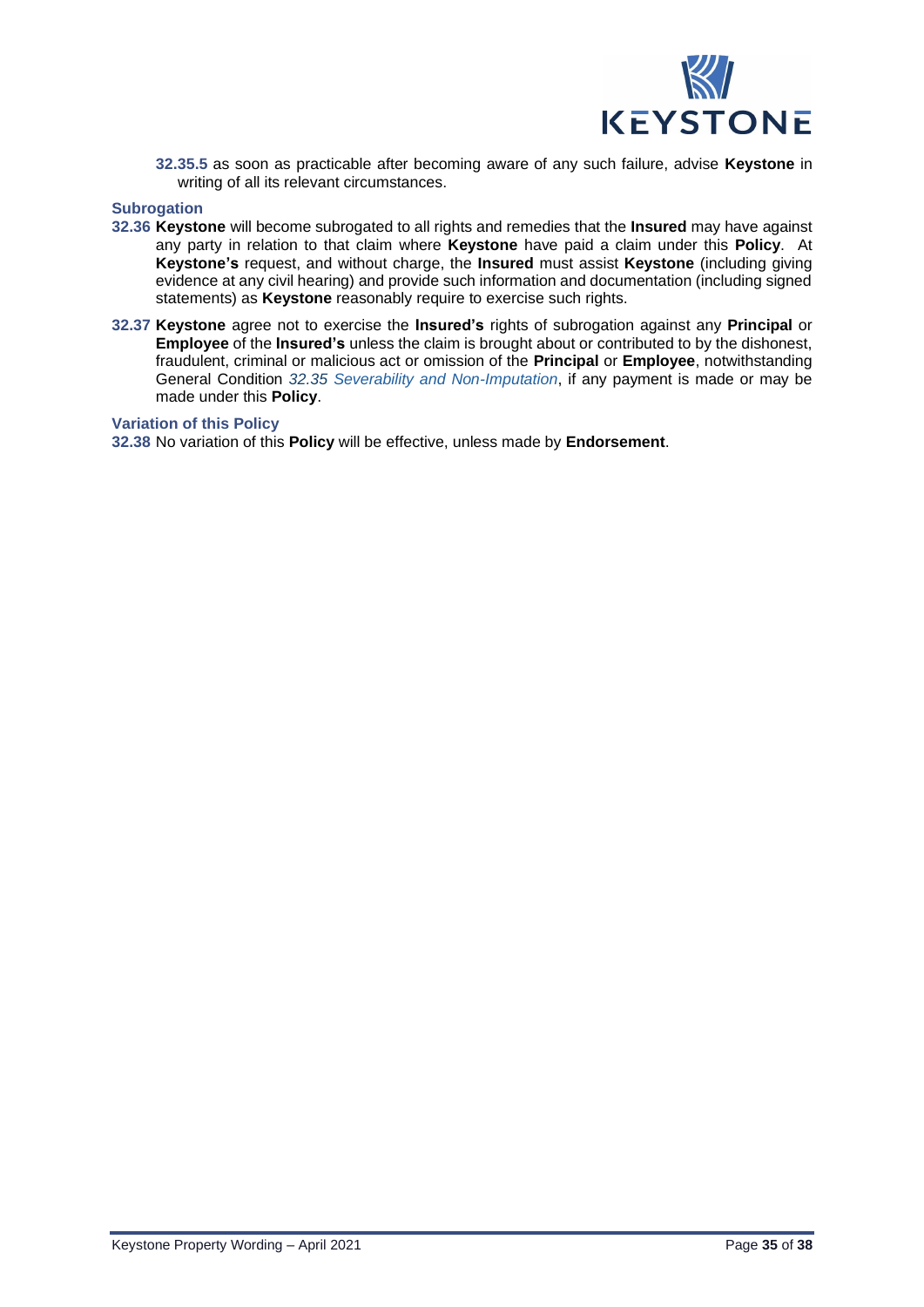**32.35.5** as soon as practicable after becoming aware of any such failure, advise **Keystone** in writing of all its relevant circumstances.

### Subrogation

**32.36** **Keystone** will become subrogated to all rights and remedies that the **Insured** may have against any party in relation to that claim where **Keystone** have paid a claim under this **Policy**. At **Keystone's** request, and without charge, the **Insured** must assist **Keystone** (including giving evidence at any civil hearing) and provide such information and documentation (including signed statements) as **Keystone** reasonably require to exercise such rights.

**32.37** **Keystone** agree not to exercise the **Insured's** rights of subrogation against any **Principal** or **Employee** of the **Insured's** unless the claim is brought about or contributed to by the dishonest, fraudulent, criminal or malicious act or omission of the **Principal** or **Employee**, notwithstanding General Condition *32.35 Severability and Non-Imputation*, if any payment is made or may be made under this **Policy**.

### Variation of this Policy

**32.38** No variation of this **Policy** will be effective, unless made by **Endorsement**.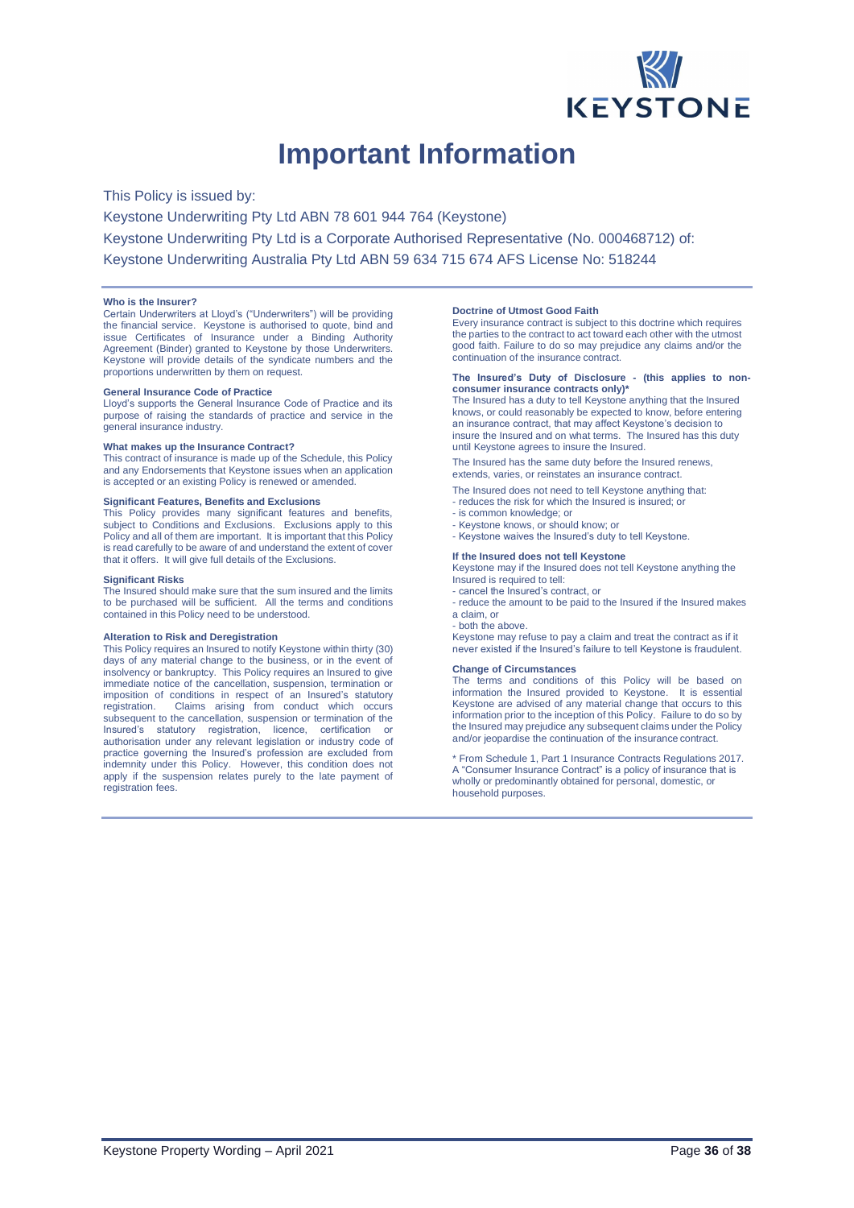# Important Information

This Policy is issued by:

Keystone Underwriting Pty Ltd ABN 78 601 944 764 (Keystone)

Keystone Underwriting Pty Ltd is a Corporate Authorised Representative (No. 000468712) of:

Keystone Underwriting Australia Pty Ltd ABN 59 634 715 674 AFS License No: 518244

**Who is the Insurer?**

Certain Underwriters at Lloyd's ("Underwriters") will be providing the financial service. Keystone is authorised to quote, bind and issue Certificates of Insurance under a Binding Authority Agreement (Binder) granted to Keystone by those Underwriters. Keystone will provide details of the syndicate numbers and the proportions underwritten by them on request.

**General Insurance Code of Practice**

Lloyd's supports the General Insurance Code of Practice and its purpose of raising the standards of practice and service in the general insurance industry.

**What makes up the Insurance Contract?**

This contract of insurance is made up of the Schedule, this Policy and any Endorsements that Keystone issues when an application is accepted or an existing Policy is renewed or amended.

**Significant Features, Benefits and Exclusions**

This Policy provides many significant features and benefits, subject to Conditions and Exclusions. Exclusions apply to this Policy and all of them are important. It is important that this Policy is read carefully to be aware of and understand the extent of cover that it offers. It will give full details of the Exclusions.

**Significant Risks**

The Insured should make sure that the sum insured and the limits to be purchased will be sufficient. All the terms and conditions contained in this Policy need to be understood.

**Alteration to Risk and Deregistration**

This Policy requires an Insured to notify Keystone within thirty (30) days of any material change to the business, or in the event of insolvency or bankruptcy. This Policy requires an Insured to give immediate notice of the cancellation, suspension, termination or imposition of conditions in respect of an Insured's statutory registration. Claims arising from conduct which occurs subsequent to the cancellation, suspension or termination of the Insured's statutory registration, licence, certification or authorisation under any relevant legislation or industry code of practice governing the Insured's profession are excluded from indemnity under this Policy. However, this condition does not apply if the suspension relates purely to the late payment of registration fees.

**Doctrine of Utmost Good Faith**

Every insurance contract is subject to this doctrine which requires the parties to the contract to act toward each other with the utmost good faith. Failure to do so may prejudice any claims and/or the continuation of the insurance contract.

**The Insured's Duty of Disclosure - (this applies to non-consumer insurance contracts only)***

The Insured has a duty to tell Keystone anything that the Insured knows, or could reasonably be expected to know, before entering an insurance contract, that may affect Keystone's decision to insure the Insured and on what terms. The Insured has this duty until Keystone agrees to insure the Insured.

The Insured has the same duty before the Insured renews, extends, varies, or reinstates an insurance contract.

The Insured does not need to tell Keystone anything that:

- reduces the risk for which the Insured is insured; or
- is common knowledge; or
- Keystone knows, or should know; or
- Keystone waives the Insured's duty to tell Keystone.

**If the Insured does not tell Keystone**

Keystone may if the Insured does not tell Keystone anything the Insured is required to tell:

- cancel the Insured's contract, or
- reduce the amount to be paid to the Insured if the Insured makes a claim, or
- both the above.

Keystone may refuse to pay a claim and treat the contract as if it never existed if the Insured's failure to tell Keystone is fraudulent.

**Change of Circumstances**

The terms and conditions of this Policy will be based on information the Insured provided to Keystone. It is essential Keystone are advised of any material change that occurs to this information prior to the inception of this Policy. Failure to do so by the Insured may prejudice any subsequent claims under the Policy and/or jeopardise the continuation of the insurance contract.

* From Schedule 1, Part 1 Insurance Contracts Regulations 2017. A "Consumer Insurance Contract" is a policy of insurance that is wholly or predominantly obtained for personal, domestic, or household purposes.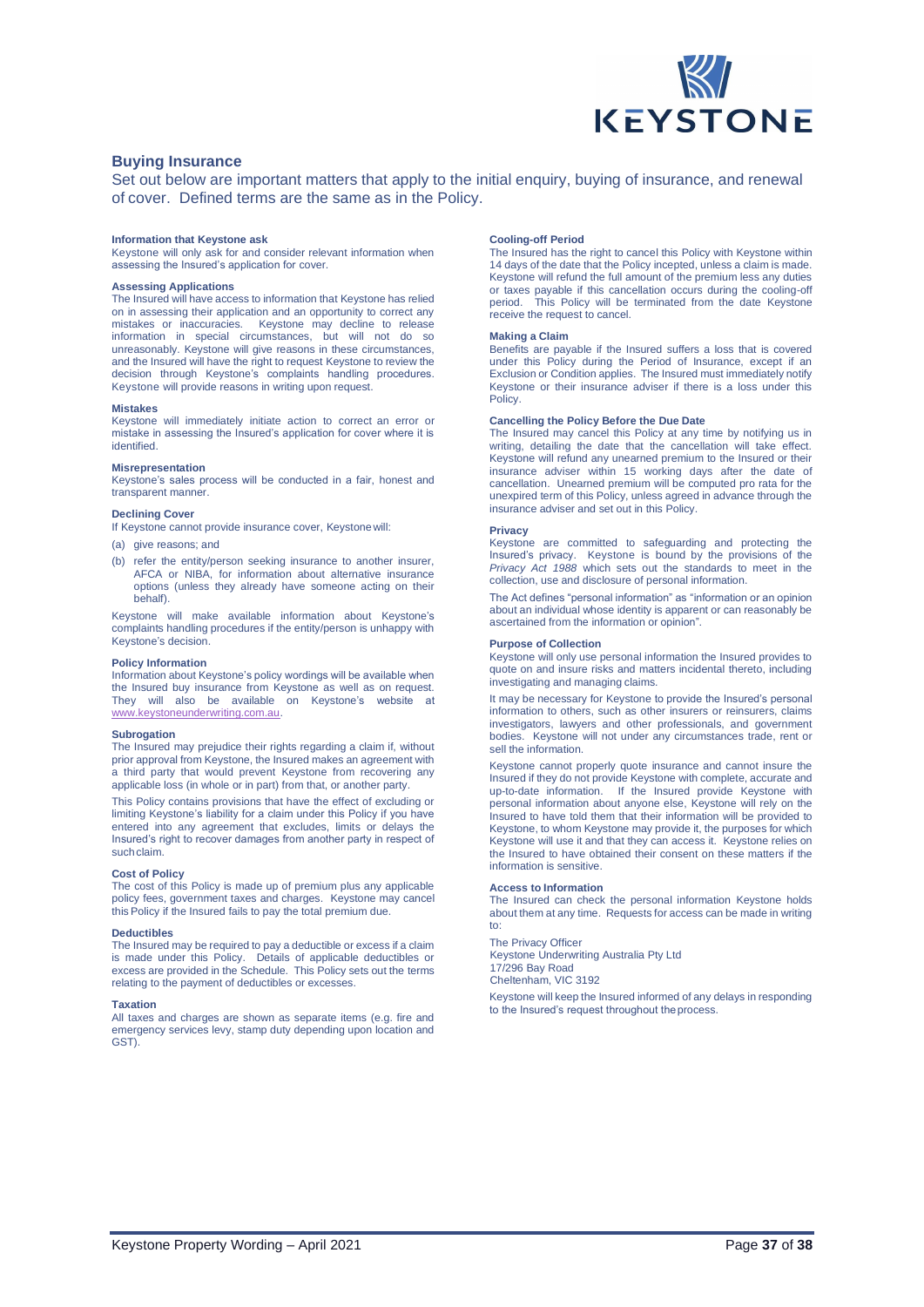## Buying Insurance

Set out below are important matters that apply to the initial enquiry, buying of insurance, and renewal of cover. Defined terms are the same as in the Policy.

**Information that Keystone ask**
Keystone will only ask for and consider relevant information when assessing the Insured's application for cover.

**Assessing Applications**
The Insured will have access to information that Keystone has relied on in assessing their application and an opportunity to correct any mistakes or inaccuracies. Keystone may decline to release information in special circumstances, but will not do so unreasonably. Keystone will give reasons in these circumstances, and the Insured will have the right to request Keystone to review the decision through Keystone's complaints handling procedures. Keystone will provide reasons in writing upon request.

**Mistakes**
Keystone will immediately initiate action to correct an error or mistake in assessing the Insured's application for cover where it is identified.

**Misrepresentation**
Keystone's sales process will be conducted in a fair, honest and transparent manner.

**Declining Cover**
If Keystone cannot provide insurance cover, Keystone will:

(a) give reasons; and

(b) refer the entity/person seeking insurance to another insurer, AFCA or NIBA, for information about alternative insurance options (unless they already have someone acting on their behalf).

Keystone will make available information about Keystone's complaints handling procedures if the entity/person is unhappy with Keystone's decision.

**Policy Information**
Information about Keystone's policy wordings will be available when the Insured buy insurance from Keystone as well as on request. They will also be available on Keystone's website at www.keystoneunderwriting.com.au.

**Subrogation**
The Insured may prejudice their rights regarding a claim if, without prior approval from Keystone, the Insured makes an agreement with a third party that would prevent Keystone from recovering any applicable loss (in whole or in part) from that, or another party.

This Policy contains provisions that have the effect of excluding or limiting Keystone's liability for a claim under this Policy if you have entered into any agreement that excludes, limits or delays the Insured's right to recover damages from another party in respect of such claim.

**Cost of Policy**
The cost of this Policy is made up of premium plus any applicable policy fees, government taxes and charges. Keystone may cancel this Policy if the Insured fails to pay the total premium due.

**Deductibles**
The Insured may be required to pay a deductible or excess if a claim is made under this Policy. Details of applicable deductibles or excess are provided in the Schedule. This Policy sets out the terms relating to the payment of deductibles or excesses.

**Taxation**
All taxes and charges are shown as separate items (e.g. fire and emergency services levy, stamp duty depending upon location and GST).

**Cooling-off Period**
The Insured has the right to cancel this Policy with Keystone within 14 days of the date that the Policy incepted, unless a claim is made. Keystone will refund the full amount of the premium less any duties or taxes payable if this cancellation occurs during the cooling-off period. This Policy will be terminated from the date Keystone receive the request to cancel.

**Making a Claim**
Benefits are payable if the Insured suffers a loss that is covered under this Policy during the Period of Insurance, except if an Exclusion or Condition applies. The Insured must immediately notify Keystone or their insurance adviser if there is a loss under this Policy.

**Cancelling the Policy Before the Due Date**
The Insured may cancel this Policy at any time by notifying us in writing, detailing the date that the cancellation will take effect. Keystone will refund any unearned premium to the Insured or their insurance adviser within 15 working days after the date of cancellation. Unearned premium will be computed pro rata for the unexpired term of this Policy, unless agreed in advance through the insurance adviser and set out in this Policy.

**Privacy**
Keystone are committed to safeguarding and protecting the Insured's privacy. Keystone is bound by the provisions of the *Privacy Act 1988* which sets out the standards to meet in the collection, use and disclosure of personal information.

The Act defines "personal information" as "information or an opinion about an individual whose identity is apparent or can reasonably be ascertained from the information or opinion".

**Purpose of Collection**
Keystone will only use personal information the Insured provides to quote on and insure risks and matters incidental thereto, including investigating and managing claims.

It may be necessary for Keystone to provide the Insured's personal information to others, such as other insurers or reinsurers, claims investigators, lawyers and other professionals, and government bodies. Keystone will not under any circumstances trade, rent or sell the information.

Keystone cannot properly quote insurance and cannot insure the Insured if they do not provide Keystone with complete, accurate and up-to-date information. If the Insured provide Keystone with personal information about anyone else, Keystone will rely on the Insured to have told them that their information will be provided to Keystone, to whom Keystone may provide it, the purposes for which Keystone will use it and that they can access it. Keystone relies on the Insured to have obtained their consent on these matters if the information is sensitive.

**Access to Information**
The Insured can check the personal information Keystone holds about them at any time. Requests for access can be made in writing to:

The Privacy Officer
Keystone Underwriting Australia Pty Ltd
17/296 Bay Road
Cheltenham, VIC 3192

Keystone will keep the Insured informed of any delays in responding to the Insured's request throughout the process.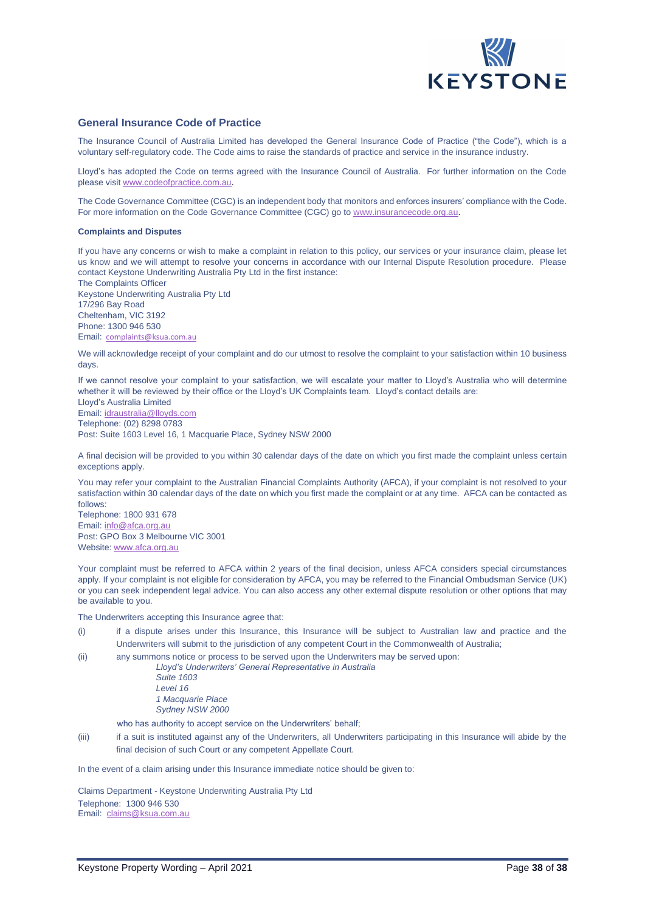## General Insurance Code of Practice

The Insurance Council of Australia Limited has developed the General Insurance Code of Practice ("the Code"), which is a voluntary self-regulatory code. The Code aims to raise the standards of practice and service in the insurance industry.

Lloyd's has adopted the Code on terms agreed with the Insurance Council of Australia. For further information on the Code please visit www.codeofpractice.com.au.

The Code Governance Committee (CGC) is an independent body that monitors and enforces insurers' compliance with the Code. For more information on the Code Governance Committee (CGC) go to www.insurancecode.org.au.

#### Complaints and Disputes

If you have any concerns or wish to make a complaint in relation to this policy, our services or your insurance claim, please let us know and we will attempt to resolve your concerns in accordance with our Internal Dispute Resolution procedure. Please contact Keystone Underwriting Australia Pty Ltd in the first instance:

The Complaints Officer
Keystone Underwriting Australia Pty Ltd
17/296 Bay Road
Cheltenham, VIC 3192
Phone: 1300 946 530
Email: complaints@ksua.com.au

We will acknowledge receipt of your complaint and do our utmost to resolve the complaint to your satisfaction within 10 business days.

If we cannot resolve your complaint to your satisfaction, we will escalate your matter to Lloyd's Australia who will determine whether it will be reviewed by their office or the Lloyd's UK Complaints team. Lloyd's contact details are:

Lloyd's Australia Limited
Email: idraustralia@lloyds.com
Telephone: (02) 8298 0783
Post: Suite 1603 Level 16, 1 Macquarie Place, Sydney NSW 2000

A final decision will be provided to you within 30 calendar days of the date on which you first made the complaint unless certain exceptions apply.

You may refer your complaint to the Australian Financial Complaints Authority (AFCA), if your complaint is not resolved to your satisfaction within 30 calendar days of the date on which you first made the complaint or at any time. AFCA can be contacted as follows:

Telephone: 1800 931 678
Email: info@afca.org.au
Post: GPO Box 3 Melbourne VIC 3001
Website: www.afca.org.au

Your complaint must be referred to AFCA within 2 years of the final decision, unless AFCA considers special circumstances apply. If your complaint is not eligible for consideration by AFCA, you may be referred to the Financial Ombudsman Service (UK) or you can seek independent legal advice. You can also access any other external dispute resolution or other options that may be available to you.

The Underwriters accepting this Insurance agree that:

(i) if a dispute arises under this Insurance, this Insurance will be subject to Australian law and practice and the Underwriters will submit to the jurisdiction of any competent Court in the Commonwealth of Australia;

(ii) any summons notice or process to be served upon the Underwriters may be served upon:

*Lloyd's Underwriters' General Representative in Australia*
*Suite 1603*
*Level 16*
*1 Macquarie Place*
*Sydney NSW 2000*

who has authority to accept service on the Underwriters' behalf;

(iii) if a suit is instituted against any of the Underwriters, all Underwriters participating in this Insurance will abide by the final decision of such Court or any competent Appellate Court.

In the event of a claim arising under this Insurance immediate notice should be given to:

Claims Department - Keystone Underwriting Australia Pty Ltd
Telephone: 1300 946 530
Email: claims@ksua.com.au